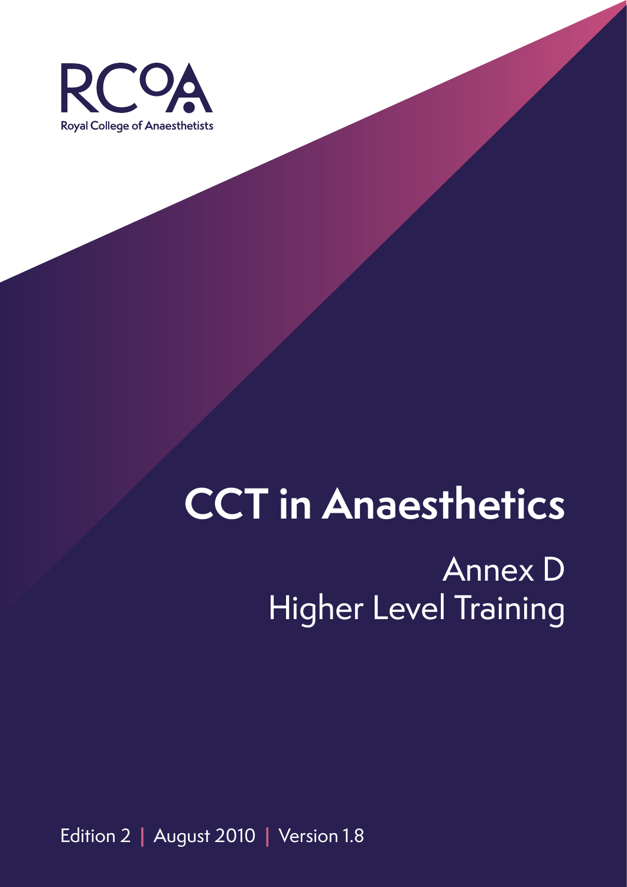RCoA

Royal College of Anaesthetists

# CCT in Anaesthetics

## Annex D
## Higher Level Training

Edition 2 | August 2010 | Version 1.8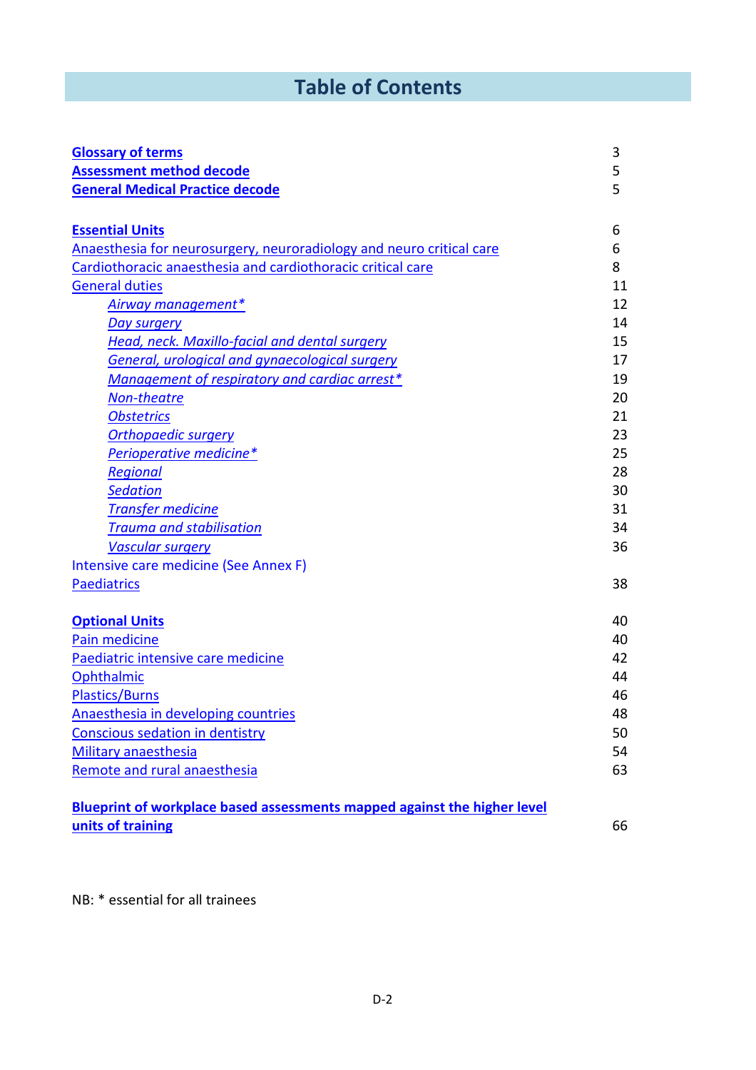# Table of Contents

| | |
|---|---|
| **Glossary of terms** | 3 |
| **Assessment method decode** | 5 |
| **General Medical Practice decode** | 5 |
| | |
| **Essential Units** | 6 |
| Anaesthesia for neurosurgery, neuroradiology and neuro critical care | 6 |
| Cardiothoracic anaesthesia and cardiothoracic critical care | 8 |
| General duties | 11 |
| *Airway management** | 12 |
| *Day surgery* | 14 |
| *Head, neck. Maxillo-facial and dental surgery* | 15 |
| *General, urological and gynaecological surgery* | 17 |
| *Management of respiratory and cardiac arrest** | 19 |
| *Non-theatre* | 20 |
| *Obstetrics* | 21 |
| *Orthopaedic surgery* | 23 |
| *Perioperative medicine** | 25 |
| *Regional* | 28 |
| *Sedation* | 30 |
| *Transfer medicine* | 31 |
| *Trauma and stabilisation* | 34 |
| *Vascular surgery* | 36 |
| Intensive care medicine (See Annex F) | |
| Paediatrics | 38 |
| | |
| **Optional Units** | 40 |
| Pain medicine | 40 |
| Paediatric intensive care medicine | 42 |
| Ophthalmic | 44 |
| Plastics/Burns | 46 |
| Anaesthesia in developing countries | 48 |
| Conscious sedation in dentistry | 50 |
| Military anaesthesia | 54 |
| Remote and rural anaesthesia | 63 |
| | |
| **Blueprint of workplace based assessments mapped against the higher level units of training** | 66 |

NB: * essential for all trainees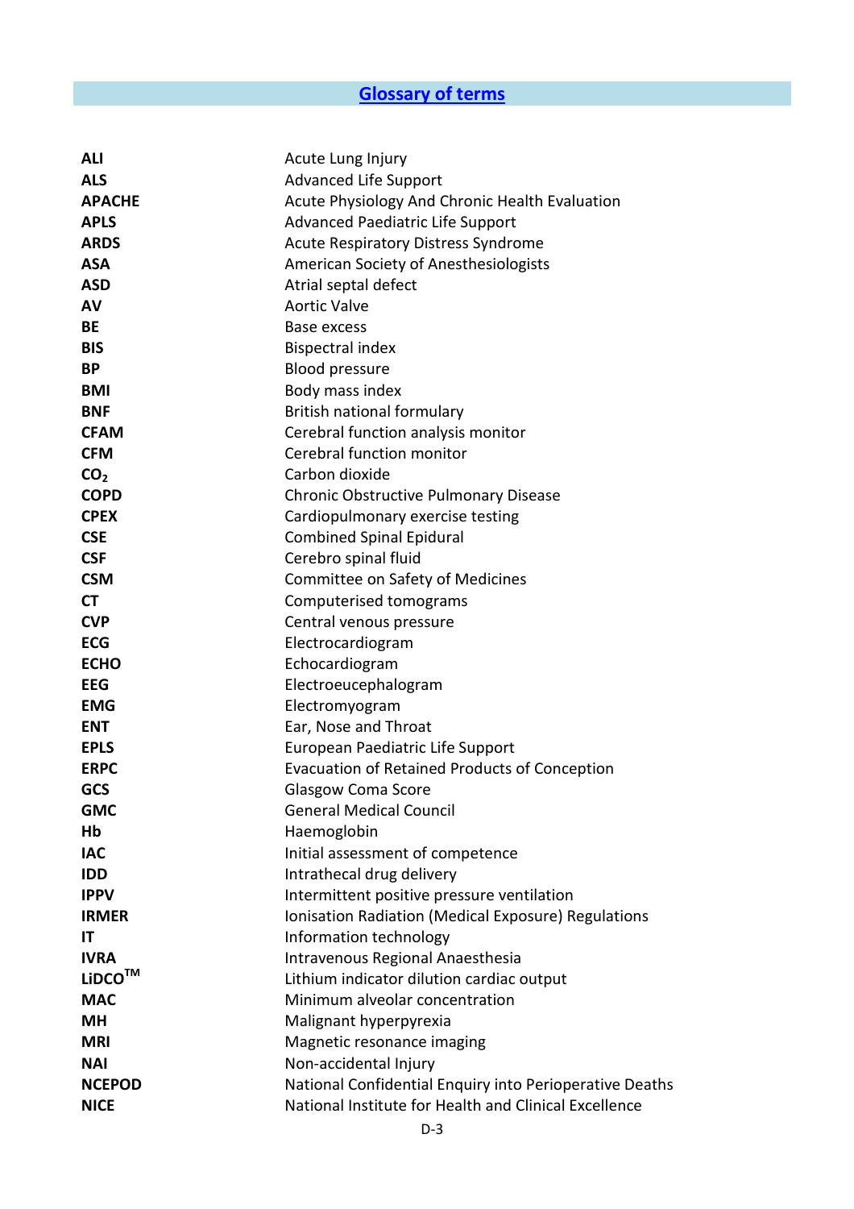# Glossary of terms

| | |
|---|---|
| **ALI** | Acute Lung Injury |
| **ALS** | Advanced Life Support |
| **APACHE** | Acute Physiology And Chronic Health Evaluation |
| **APLS** | Advanced Paediatric Life Support |
| **ARDS** | Acute Respiratory Distress Syndrome |
| **ASA** | American Society of Anesthesiologists |
| **ASD** | Atrial septal defect |
| **AV** | Aortic Valve |
| **BE** | Base excess |
| **BIS** | Bispectral index |
| **BP** | Blood pressure |
| **BMI** | Body mass index |
| **BNF** | British national formulary |
| **CFAM** | Cerebral function analysis monitor |
| **CFM** | Cerebral function monitor |
| **$CO_2$** | Carbon dioxide |
| **COPD** | Chronic Obstructive Pulmonary Disease |
| **CPEX** | Cardiopulmonary exercise testing |
| **CSE** | Combined Spinal Epidural |
| **CSF** | Cerebro spinal fluid |
| **CSM** | Committee on Safety of Medicines |
| **CT** | Computerised tomograms |
| **CVP** | Central venous pressure |
| **ECG** | Electrocardiogram |
| **ECHO** | Echocardiogram |
| **EEG** | Electroeucephalogram |
| **EMG** | Electromyogram |
| **ENT** | Ear, Nose and Throat |
| **EPLS** | European Paediatric Life Support |
| **ERPC** | Evacuation of Retained Products of Conception |
| **GCS** | Glasgow Coma Score |
| **GMC** | General Medical Council |
| **Hb** | Haemoglobin |
| **IAC** | Initial assessment of competence |
| **IDD** | Intrathecal drug delivery |
| **IPPV** | Intermittent positive pressure ventilation |
| **IRMER** | Ionisation Radiation (Medical Exposure) Regulations |
| **IT** | Information technology |
| **IVRA** | Intravenous Regional Anaesthesia |
| **LiDCO™** | Lithium indicator dilution cardiac output |
| **MAC** | Minimum alveolar concentration |
| **MH** | Malignant hyperpyrexia |
| **MRI** | Magnetic resonance imaging |
| **NAI** | Non-accidental Injury |
| **NCEPOD** | National Confidential Enquiry into Perioperative Deaths |
| **NICE** | National Institute for Health and Clinical Excellence |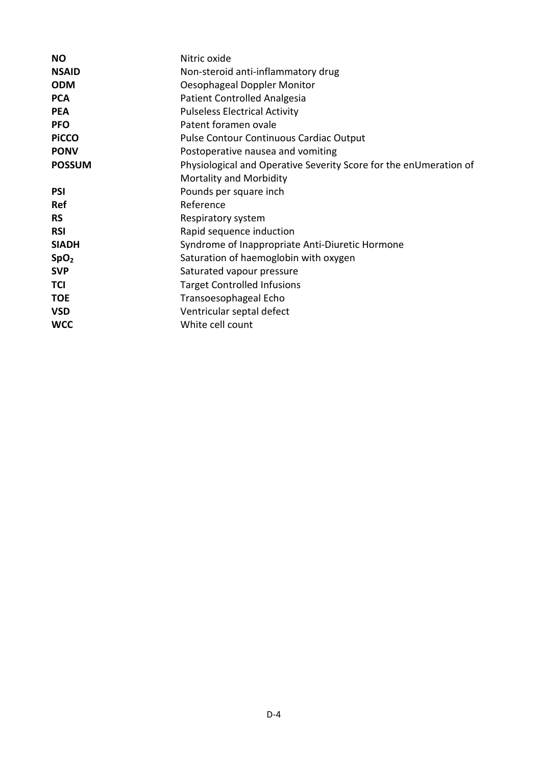| | |
|---|---|
| **NO** | Nitric oxide |
| **NSAID** | Non-steroid anti-inflammatory drug |
| **ODM** | Oesophageal Doppler Monitor |
| **PCA** | Patient Controlled Analgesia |
| **PEA** | Pulseless Electrical Activity |
| **PFO** | Patent foramen ovale |
| **PiCCO** | Pulse Contour Continuous Cardiac Output |
| **PONV** | Postoperative nausea and vomiting |
| **POSSUM** | Physiological and Operative Severity Score for the enUmeration of Mortality and Morbidity |
| **PSI** | Pounds per square inch |
| **Ref** | Reference |
| **RS** | Respiratory system |
| **RSI** | Rapid sequence induction |
| **SIADH** | Syndrome of Inappropriate Anti-Diuretic Hormone |
| **$SpO_2$** | Saturation of haemoglobin with oxygen |
| **SVP** | Saturated vapour pressure |
| **TCI** | Target Controlled Infusions |
| **TOE** | Transoesophageal Echo |
| **VSD** | Ventricular septal defect |
| **WCC** | White cell count |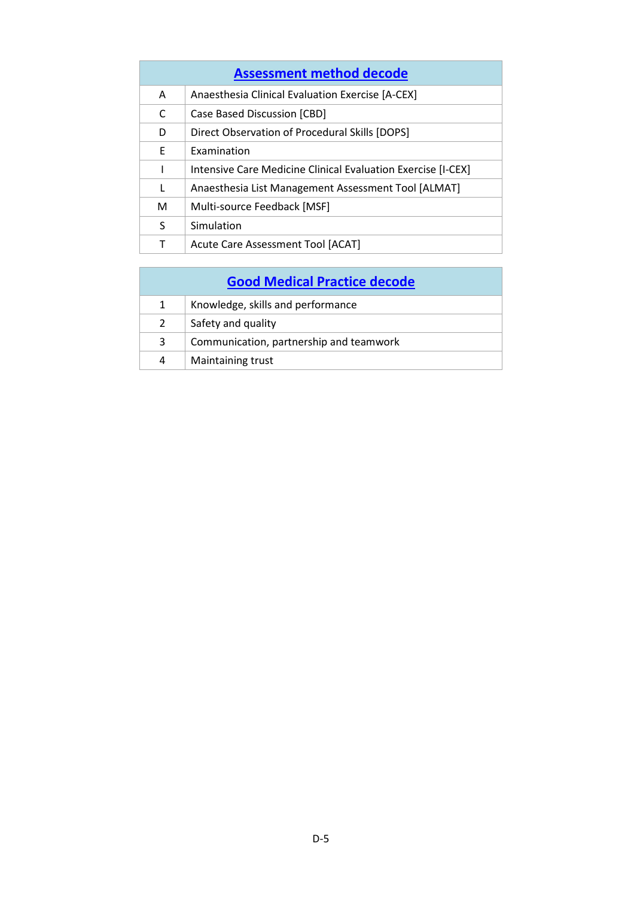| Assessment method decode | |
|---|---|
| A | Anaesthesia Clinical Evaluation Exercise [A-CEX] |
| C | Case Based Discussion [CBD] |
| D | Direct Observation of Procedural Skills [DOPS] |
| E | Examination |
| I | Intensive Care Medicine Clinical Evaluation Exercise [I-CEX] |
| L | Anaesthesia List Management Assessment Tool [ALMAT] |
| M | Multi-source Feedback [MSF] |
| S | Simulation |
| T | Acute Care Assessment Tool [ACAT] |

| Good Medical Practice decode | |
|---|---|
| 1 | Knowledge, skills and performance |
| 2 | Safety and quality |
| 3 | Communication, partnership and teamwork |
| 4 | Maintaining trust |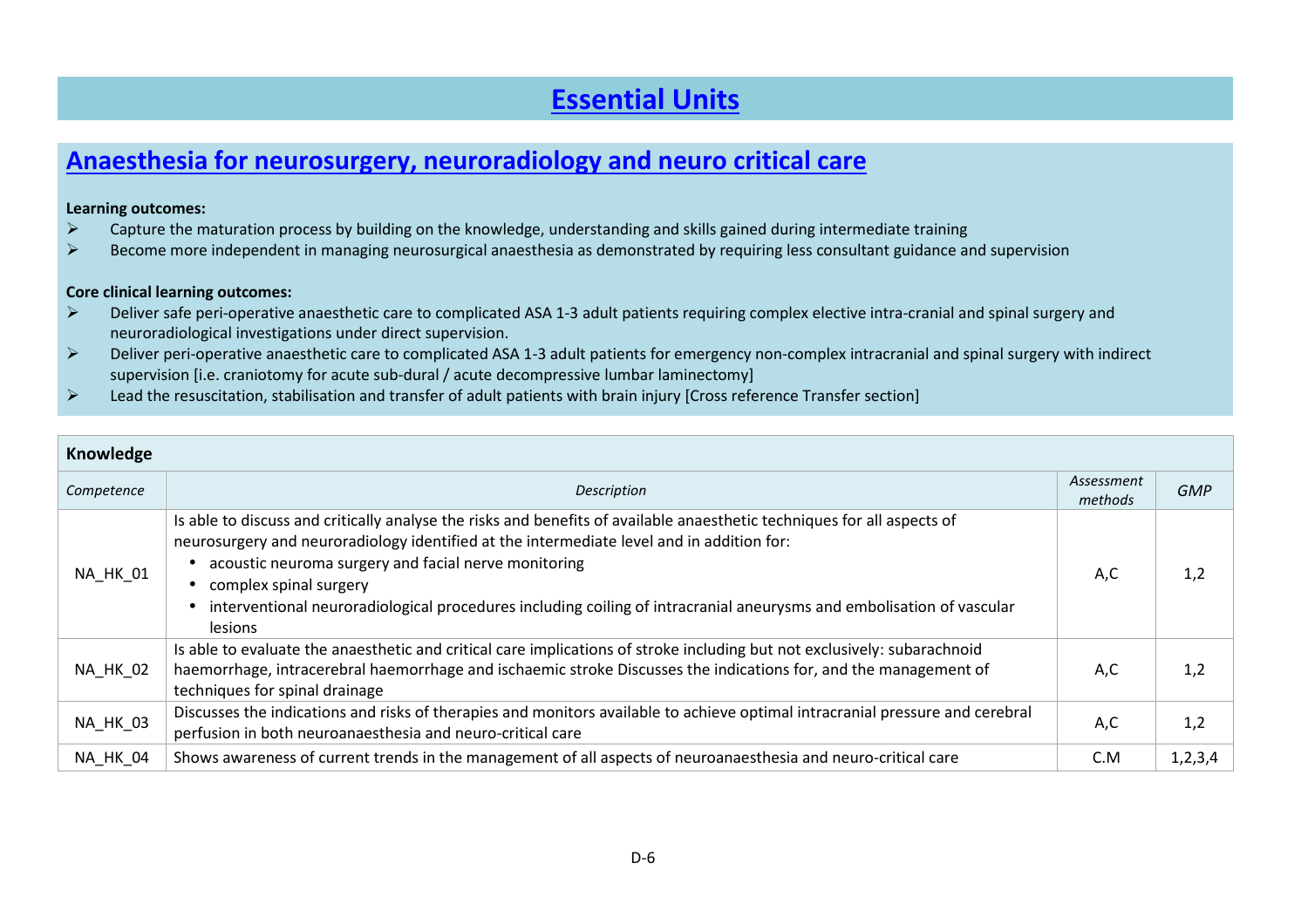# Essential Units

## Anaesthesia for neurosurgery, neuroradiology and neuro critical care

**Learning outcomes:**

- Capture the maturation process by building on the knowledge, understanding and skills gained during intermediate training
- Become more independent in managing neurosurgical anaesthesia as demonstrated by requiring less consultant guidance and supervision

**Core clinical learning outcomes:**

- Deliver safe peri-operative anaesthetic care to complicated ASA 1-3 adult patients requiring complex elective intra-cranial and spinal surgery and neuroradiological investigations under direct supervision.
- Deliver peri-operative anaesthetic care to complicated ASA 1-3 adult patients for emergency non-complex intracranial and spinal surgery with indirect supervision [i.e. craniotomy for acute sub-dural / acute decompressive lumbar laminectomy]
- Lead the resuscitation, stabilisation and transfer of adult patients with brain injury [Cross reference Transfer section]

**Knowledge**

| *Competence* | *Description* | *Assessment methods* | *GMP* |
|---|---|---|---|
| NA_HK_01 | Is able to discuss and critically analyse the risks and benefits of available anaesthetic techniques for all aspects of neurosurgery and neuroradiology identified at the intermediate level and in addition for: <br>• acoustic neuroma surgery and facial nerve monitoring <br>• complex spinal surgery <br>• interventional neuroradiological procedures including coiling of intracranial aneurysms and embolisation of vascular lesions | A,C | 1,2 |
| NA_HK_02 | Is able to evaluate the anaesthetic and critical care implications of stroke including but not exclusively: subarachnoid haemorrhage, intracerebral haemorrhage and ischaemic stroke Discusses the indications for, and the management of techniques for spinal drainage | A,C | 1,2 |
| NA_HK_03 | Discusses the indications and risks of therapies and monitors available to achieve optimal intracranial pressure and cerebral perfusion in both neuroanaesthesia and neuro-critical care | A,C | 1,2 |
| NA_HK_04 | Shows awareness of current trends in the management of all aspects of neuroanaesthesia and neuro-critical care | C.M | 1,2,3,4 |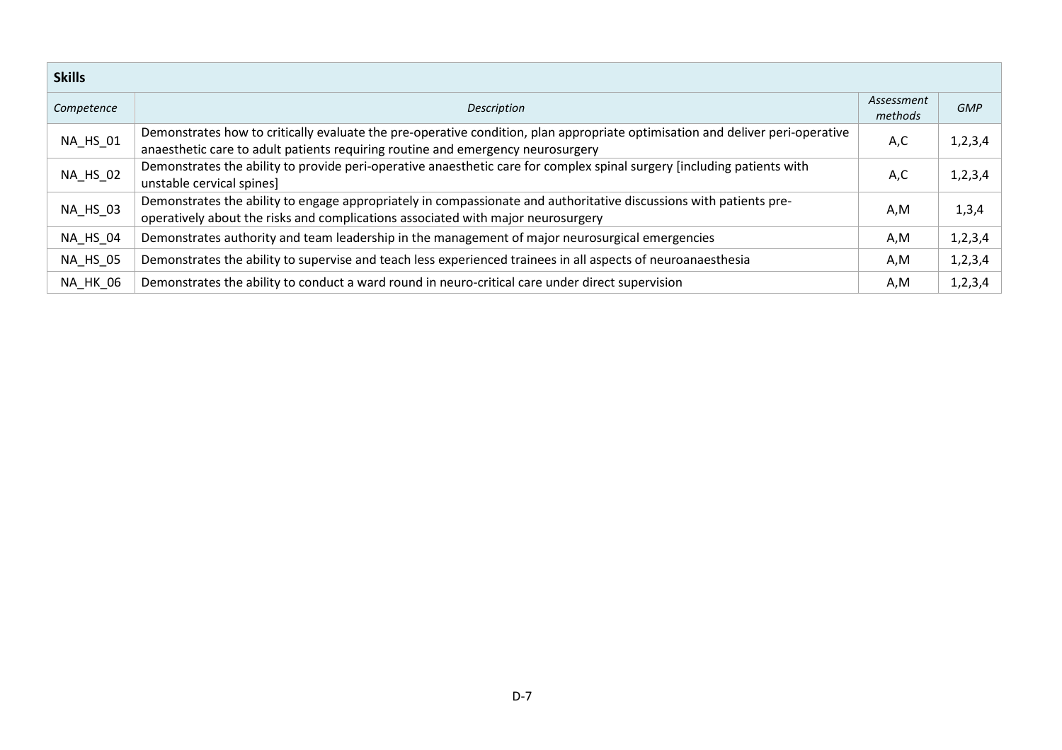| Skills | | | |
|---|---|---|---|
| *Competence* | *Description* | *Assessment methods* | *GMP* |
| NA_HS_01 | Demonstrates how to critically evaluate the pre-operative condition, plan appropriate optimisation and deliver peri-operative anaesthetic care to adult patients requiring routine and emergency neurosurgery | A,C | 1,2,3,4 |
| NA_HS_02 | Demonstrates the ability to provide peri-operative anaesthetic care for complex spinal surgery [including patients with unstable cervical spines] | A,C | 1,2,3,4 |
| NA_HS_03 | Demonstrates the ability to engage appropriately in compassionate and authoritative discussions with patients pre-operatively about the risks and complications associated with major neurosurgery | A,M | 1,3,4 |
| NA_HS_04 | Demonstrates authority and team leadership in the management of major neurosurgical emergencies | A,M | 1,2,3,4 |
| NA_HS_05 | Demonstrates the ability to supervise and teach less experienced trainees in all aspects of neuroanaesthesia | A,M | 1,2,3,4 |
| NA_HK_06 | Demonstrates the ability to conduct a ward round in neuro-critical care under direct supervision | A,M | 1,2,3,4 |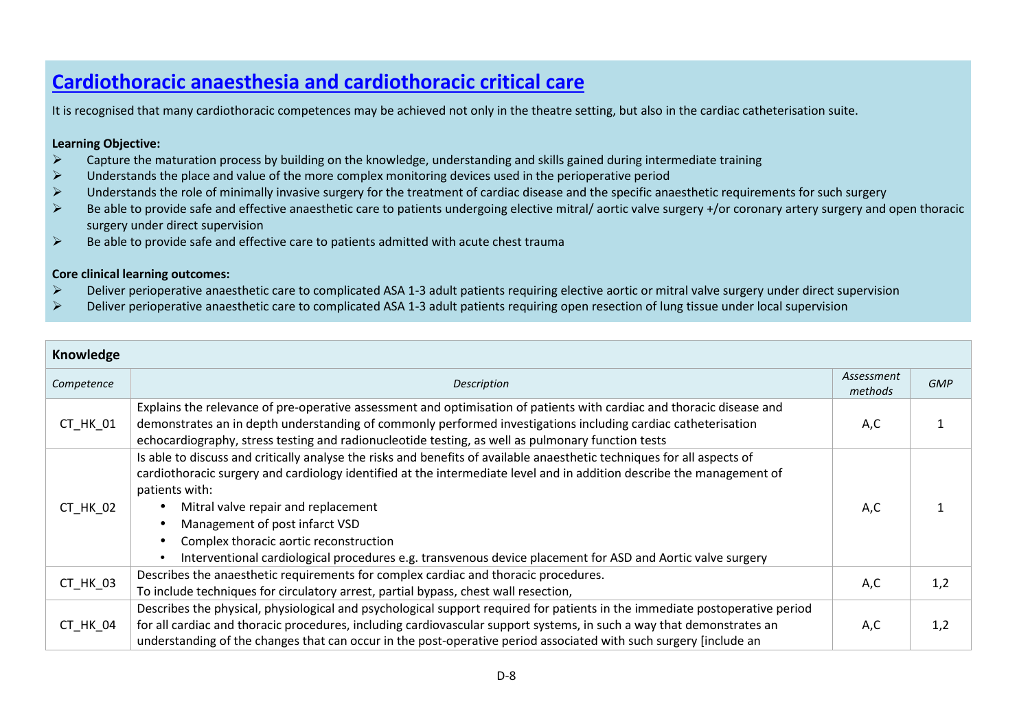## Cardiothoracic anaesthesia and cardiothoracic critical care

It is recognised that many cardiothoracic competences may be achieved not only in the theatre setting, but also in the cardiac catheterisation suite.

**Learning Objective:**

- Capture the maturation process by building on the knowledge, understanding and skills gained during intermediate training
- Understands the place and value of the more complex monitoring devices used in the perioperative period
- Understands the role of minimally invasive surgery for the treatment of cardiac disease and the specific anaesthetic requirements for such surgery
- Be able to provide safe and effective anaesthetic care to patients undergoing elective mitral/ aortic valve surgery +/or coronary artery surgery and open thoracic surgery under direct supervision
- Be able to provide safe and effective care to patients admitted with acute chest trauma

**Core clinical learning outcomes:**

- Deliver perioperative anaesthetic care to complicated ASA 1-3 adult patients requiring elective aortic or mitral valve surgery under direct supervision
- Deliver perioperative anaesthetic care to complicated ASA 1-3 adult patients requiring open resection of lung tissue under local supervision

**Knowledge**

| *Competence* | *Description* | *Assessment methods* | *GMP* |
|---|---|---|---|
| CT_HK_01 | Explains the relevance of pre-operative assessment and optimisation of patients with cardiac and thoracic disease and demonstrates an in depth understanding of commonly performed investigations including cardiac catheterisation echocardiography, stress testing and radionucleotide testing, as well as pulmonary function tests | A,C | 1 |
| CT_HK_02 | Is able to discuss and critically analyse the risks and benefits of available anaesthetic techniques for all aspects of cardiothoracic surgery and cardiology identified at the intermediate level and in addition describe the management of patients with:<br>• Mitral valve repair and replacement<br>• Management of post infarct VSD<br>• Complex thoracic aortic reconstruction<br>• Interventional cardiological procedures e.g. transvenous device placement for ASD and Aortic valve surgery | A,C | 1 |
| CT_HK_03 | Describes the anaesthetic requirements for complex cardiac and thoracic procedures.<br>To include techniques for circulatory arrest, partial bypass, chest wall resection, | A,C | 1,2 |
| CT_HK_04 | Describes the physical, physiological and psychological support required for patients in the immediate postoperative period for all cardiac and thoracic procedures, including cardiovascular support systems, in such a way that demonstrates an understanding of the changes that can occur in the post-operative period associated with such surgery [include an | A,C | 1,2 |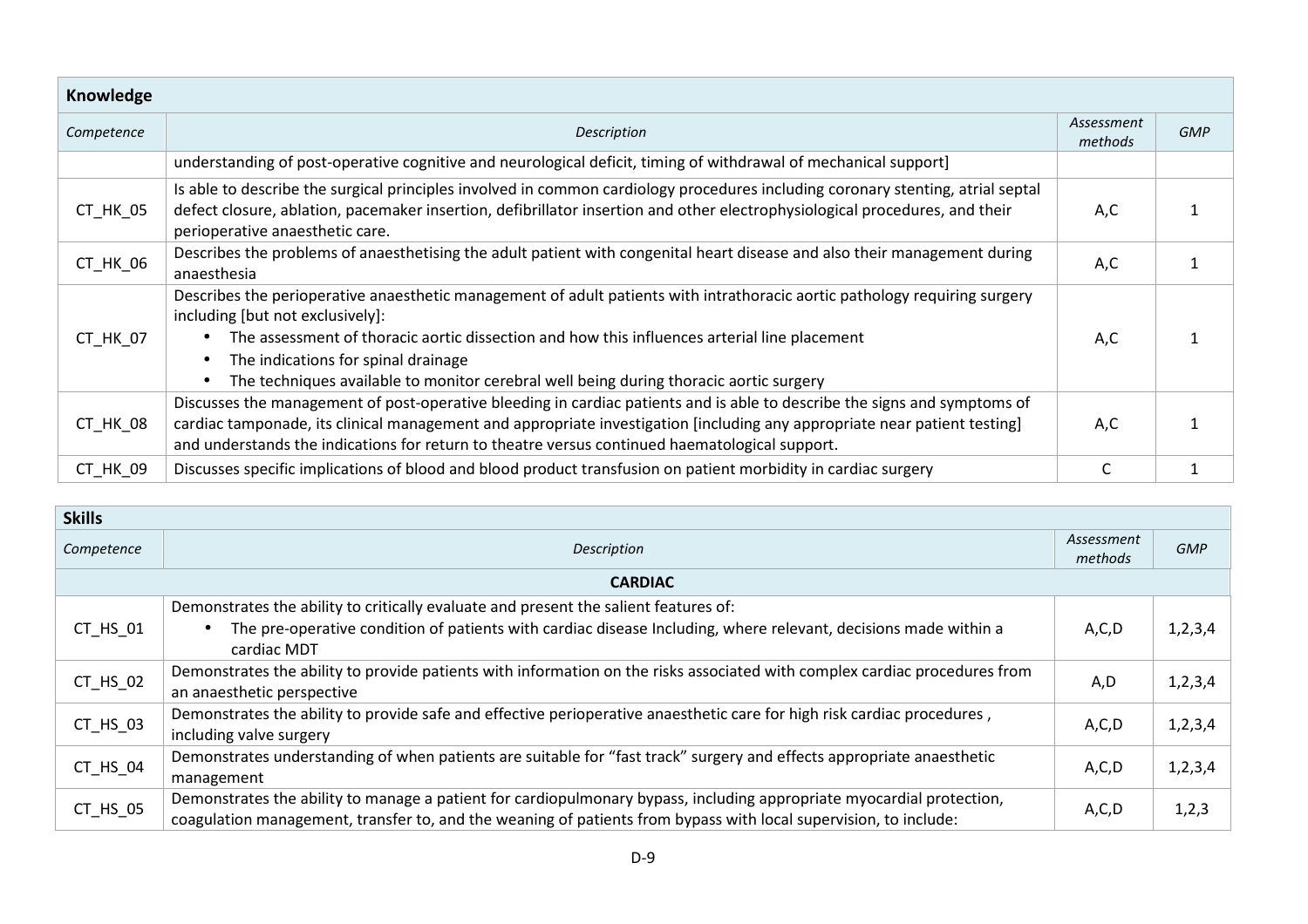| Knowledge | | | |
|---|---|---|---|
| *Competence* | *Description* | *Assessment methods* | *GMP* |
| | understanding of post-operative cognitive and neurological deficit, timing of withdrawal of mechanical support] | | |
| CT_HK_05 | Is able to describe the surgical principles involved in common cardiology procedures including coronary stenting, atrial septal defect closure, ablation, pacemaker insertion, defibrillator insertion and other electrophysiological procedures, and their perioperative anaesthetic care. | A,C | 1 |
| CT_HK_06 | Describes the problems of anaesthetising the adult patient with congenital heart disease and also their management during anaesthesia | A,C | 1 |
| CT_HK_07 | Describes the perioperative anaesthetic management of adult patients with intrathoracic aortic pathology requiring surgery including [but not exclusively]:<br>• The assessment of thoracic aortic dissection and how this influences arterial line placement<br>• The indications for spinal drainage<br>• The techniques available to monitor cerebral well being during thoracic aortic surgery | A,C | 1 |
| CT_HK_08 | Discusses the management of post-operative bleeding in cardiac patients and is able to describe the signs and symptoms of cardiac tamponade, its clinical management and appropriate investigation [including any appropriate near patient testing] and understands the indications for return to theatre versus continued haematological support. | A,C | 1 |
| CT_HK_09 | Discusses specific implications of blood and blood product transfusion on patient morbidity in cardiac surgery | C | 1 |

| Skills | | | |
|---|---|---|---|
| *Competence* | *Description* | *Assessment methods* | *GMP* |
| | **CARDIAC** | | |
| CT_HS_01 | Demonstrates the ability to critically evaluate and present the salient features of:<br>• The pre-operative condition of patients with cardiac disease Including, where relevant, decisions made within a cardiac MDT | A,C,D | 1,2,3,4 |
| CT_HS_02 | Demonstrates the ability to provide patients with information on the risks associated with complex cardiac procedures from an anaesthetic perspective | A,D | 1,2,3,4 |
| CT_HS_03 | Demonstrates the ability to provide safe and effective perioperative anaesthetic care for high risk cardiac procedures , including valve surgery | A,C,D | 1,2,3,4 |
| CT_HS_04 | Demonstrates understanding of when patients are suitable for "fast track" surgery and effects appropriate anaesthetic management | A,C,D | 1,2,3,4 |
| CT_HS_05 | Demonstrates the ability to manage a patient for cardiopulmonary bypass, including appropriate myocardial protection, coagulation management, transfer to, and the weaning of patients from bypass with local supervision, to include: | A,C,D | 1,2,3 |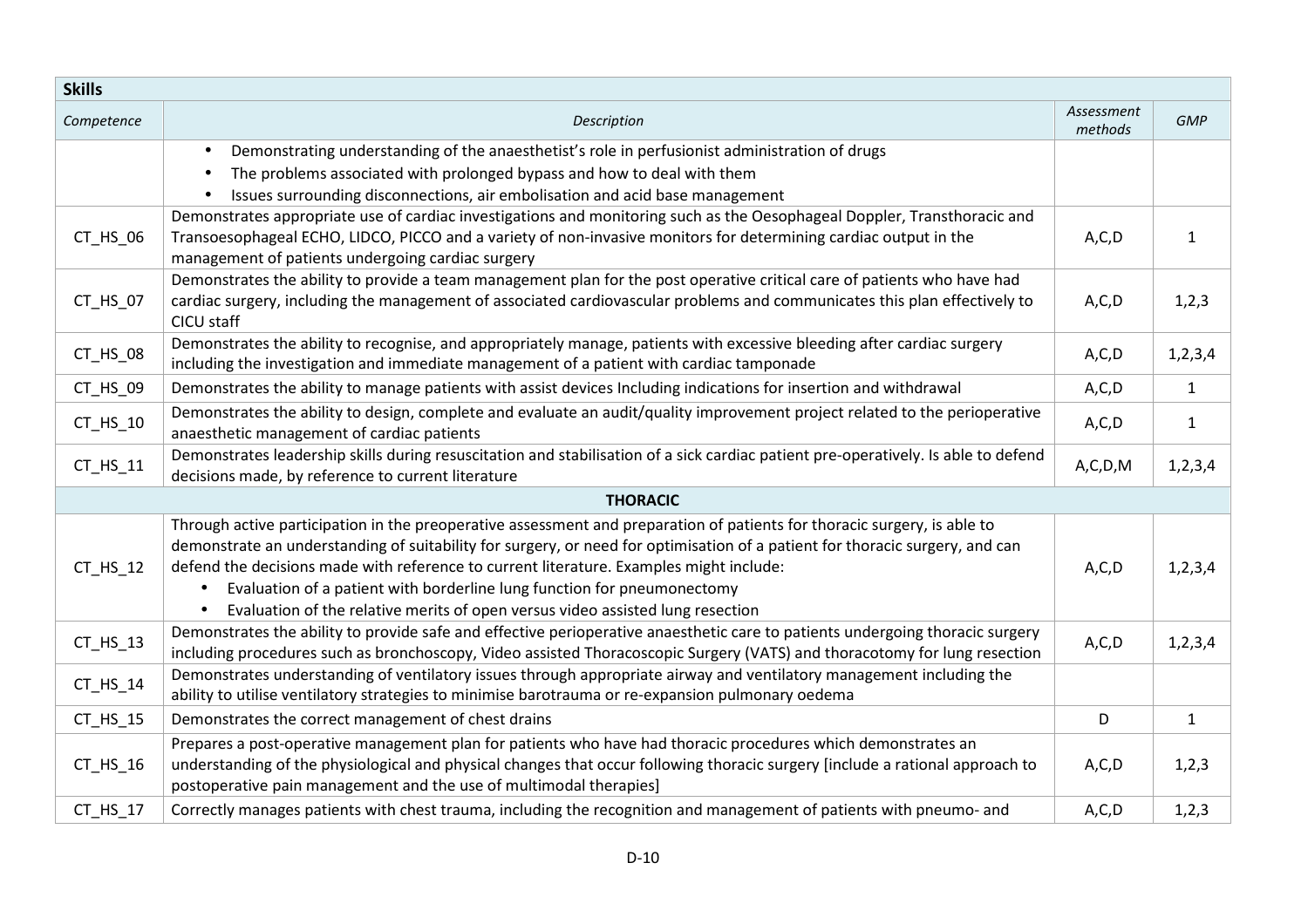| Skills | | | |
|---|---|---|---|
| *Competence* | *Description* | *Assessment methods* | *GMP* |
| | • Demonstrating understanding of the anaesthetist's role in perfusionist administration of drugs<br>• The problems associated with prolonged bypass and how to deal with them<br>• Issues surrounding disconnections, air embolisation and acid base management | | |
| CT_HS_06 | Demonstrates appropriate use of cardiac investigations and monitoring such as the Oesophageal Doppler, Transthoracic and Transoesophageal ECHO, LIDCO, PICCO and a variety of non-invasive monitors for determining cardiac output in the management of patients undergoing cardiac surgery | A,C,D | 1 |
| CT_HS_07 | Demonstrates the ability to provide a team management plan for the post operative critical care of patients who have had cardiac surgery, including the management of associated cardiovascular problems and communicates this plan effectively to CICU staff | A,C,D | 1,2,3 |
| CT_HS_08 | Demonstrates the ability to recognise, and appropriately manage, patients with excessive bleeding after cardiac surgery including the investigation and immediate management of a patient with cardiac tamponade | A,C,D | 1,2,3,4 |
| CT_HS_09 | Demonstrates the ability to manage patients with assist devices Including indications for insertion and withdrawal | A,C,D | 1 |
| CT_HS_10 | Demonstrates the ability to design, complete and evaluate an audit/quality improvement project related to the perioperative anaesthetic management of cardiac patients | A,C,D | 1 |
| CT_HS_11 | Demonstrates leadership skills during resuscitation and stabilisation of a sick cardiac patient pre-operatively. Is able to defend decisions made, by reference to current literature | A,C,D,M | 1,2,3,4 |
| | **THORACIC** | | |
| CT_HS_12 | Through active participation in the preoperative assessment and preparation of patients for thoracic surgery, is able to demonstrate an understanding of suitability for surgery, or need for optimisation of a patient for thoracic surgery, and can defend the decisions made with reference to current literature. Examples might include:<br>• Evaluation of a patient with borderline lung function for pneumonectomy<br>• Evaluation of the relative merits of open versus video assisted lung resection | A,C,D | 1,2,3,4 |
| CT_HS_13 | Demonstrates the ability to provide safe and effective perioperative anaesthetic care to patients undergoing thoracic surgery including procedures such as bronchoscopy, Video assisted Thoracoscopic Surgery (VATS) and thoracotomy for lung resection | A,C,D | 1,2,3,4 |
| CT_HS_14 | Demonstrates understanding of ventilatory issues through appropriate airway and ventilatory management including the ability to utilise ventilatory strategies to minimise barotrauma or re-expansion pulmonary oedema | | |
| CT_HS_15 | Demonstrates the correct management of chest drains | D | 1 |
| CT_HS_16 | Prepares a post-operative management plan for patients who have had thoracic procedures which demonstrates an understanding of the physiological and physical changes that occur following thoracic surgery [include a rational approach to postoperative pain management and the use of multimodal therapies] | A,C,D | 1,2,3 |
| CT_HS_17 | Correctly manages patients with chest trauma, including the recognition and management of patients with pneumo- and | A,C,D | 1,2,3 |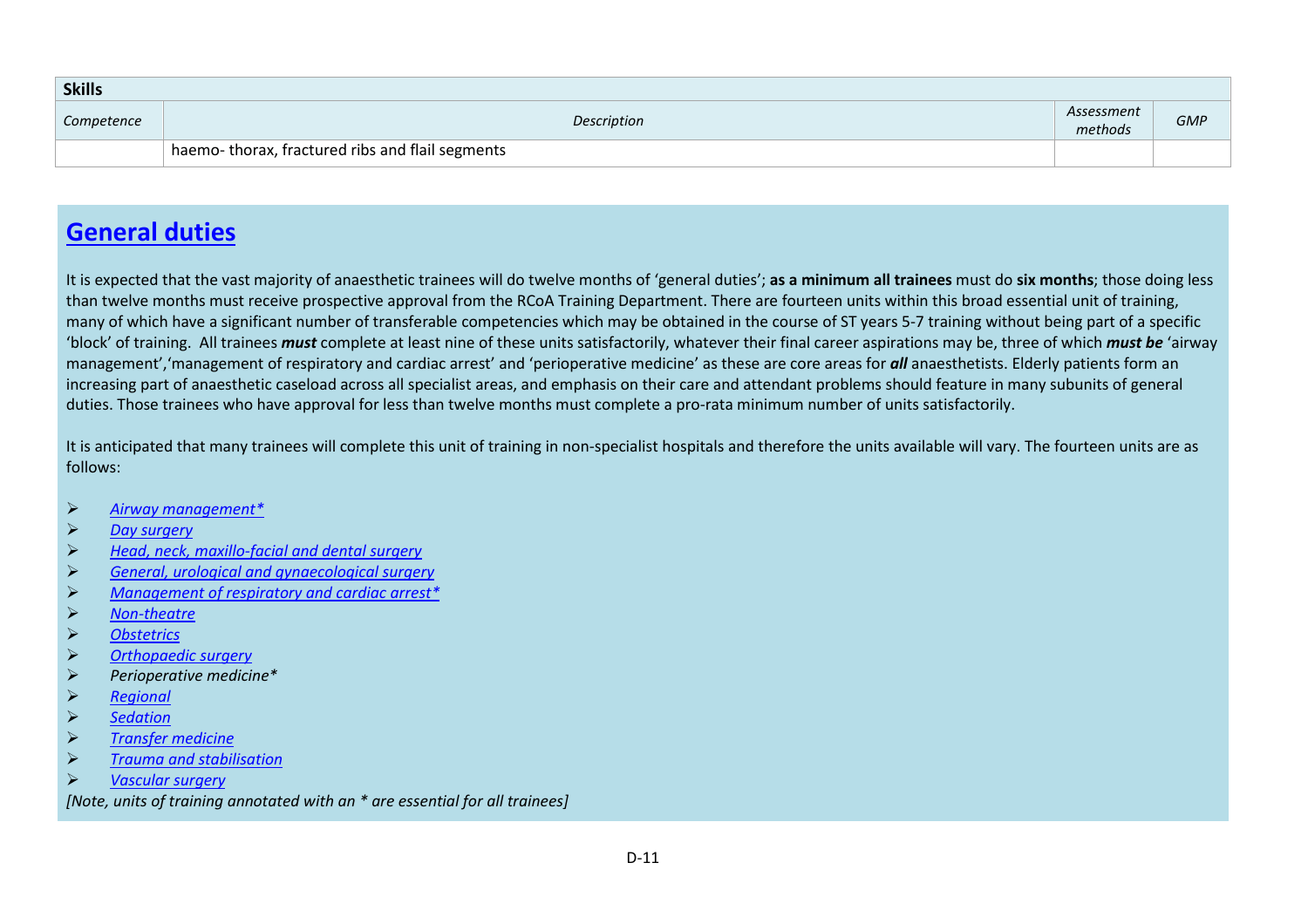| Skills | | | |
|---|---|---|---|
| *Competence* | *Description* | *Assessment methods* | *GMP* |
| | haemo- thorax, fractured ribs and flail segments | | |

## General duties

It is expected that the vast majority of anaesthetic trainees will do twelve months of 'general duties'; **as a minimum all trainees** must do **six months**; those doing less than twelve months must receive prospective approval from the RCoA Training Department. There are fourteen units within this broad essential unit of training, many of which have a significant number of transferable competencies which may be obtained in the course of ST years 5-7 training without being part of a specific 'block' of training. All trainees ***must*** complete at least nine of these units satisfactorily, whatever their final career aspirations may be, three of which ***must be*** 'airway management','management of respiratory and cardiac arrest' and 'perioperative medicine' as these are core areas for ***all*** anaesthetists. Elderly patients form an increasing part of anaesthetic caseload across all specialist areas, and emphasis on their care and attendant problems should feature in many subunits of general duties. Those trainees who have approval for less than twelve months must complete a pro-rata minimum number of units satisfactorily.

It is anticipated that many trainees will complete this unit of training in non-specialist hospitals and therefore the units available will vary. The fourteen units are as follows:

- *Airway management**
- *Day surgery*
- *Head, neck, maxillo-facial and dental surgery*
- *General, urological and gynaecological surgery*
- *Management of respiratory and cardiac arrest**
- *Non-theatre*
- *Obstetrics*
- *Orthopaedic surgery*
- *Perioperative medicine**
- *Regional*
- *Sedation*
- *Transfer medicine*
- *Trauma and stabilisation*
- *Vascular surgery*

*[Note, units of training annotated with an * are essential for all trainees]*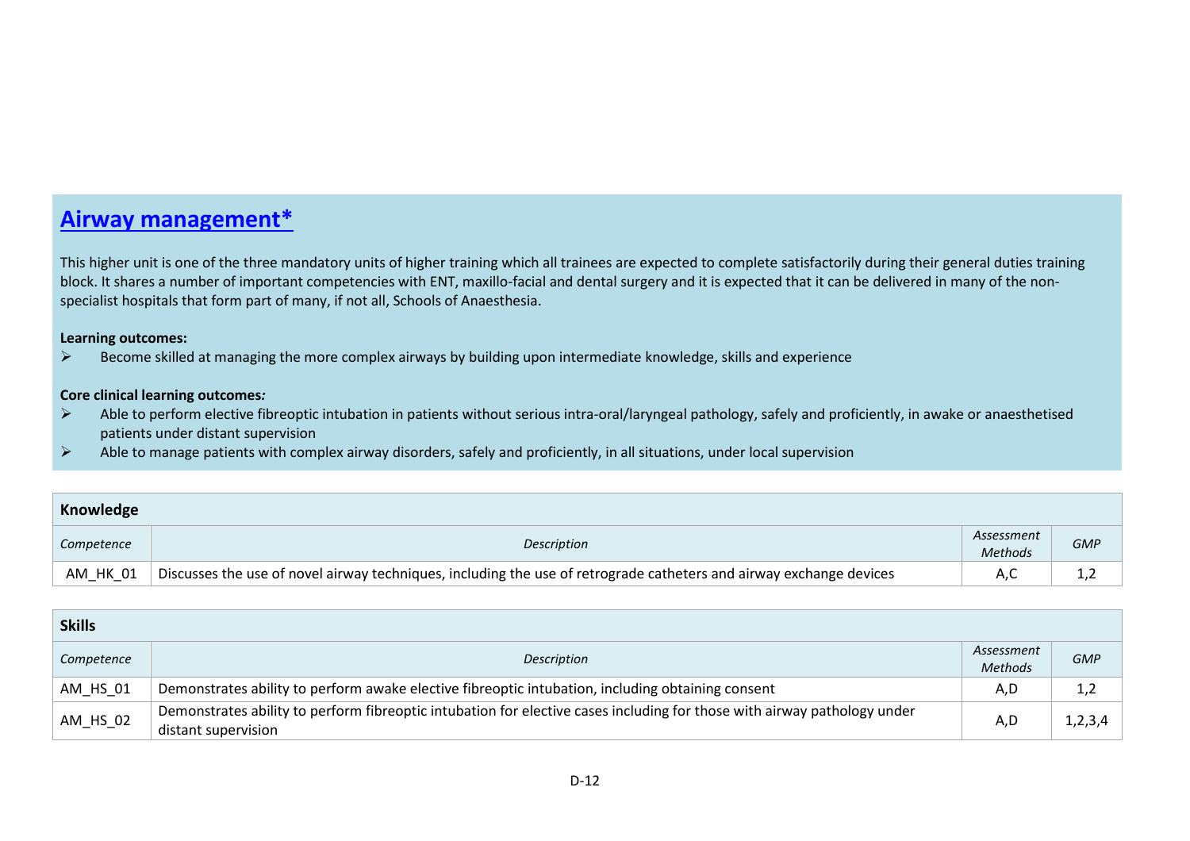## Airway management*

This higher unit is one of the three mandatory units of higher training which all trainees are expected to complete satisfactorily during their general duties training block. It shares a number of important competencies with ENT, maxillo-facial and dental surgery and it is expected that it can be delivered in many of the non-specialist hospitals that form part of many, if not all, Schools of Anaesthesia.

**Learning outcomes:**

- Become skilled at managing the more complex airways by building upon intermediate knowledge, skills and experience

**Core clinical learning outcomes*:***

- Able to perform elective fibreoptic intubation in patients without serious intra-oral/laryngeal pathology, safely and proficiently, in awake or anaesthetised patients under distant supervision
- Able to manage patients with complex airway disorders, safely and proficiently, in all situations, under local supervision

| **Knowledge** | | | |
|---|---|---|---|
| *Competence* | *Description* | *Assessment Methods* | *GMP* |
| AM_HK_01 | Discusses the use of novel airway techniques, including the use of retrograde catheters and airway exchange devices | A,C | 1,2 |

| **Skills** | | | |
|---|---|---|---|
| *Competence* | *Description* | *Assessment Methods* | *GMP* |
| AM_HS_01 | Demonstrates ability to perform awake elective fibreoptic intubation, including obtaining consent | A,D | 1,2 |
| AM_HS_02 | Demonstrates ability to perform fibreoptic intubation for elective cases including for those with airway pathology under distant supervision | A,D | 1,2,3,4 |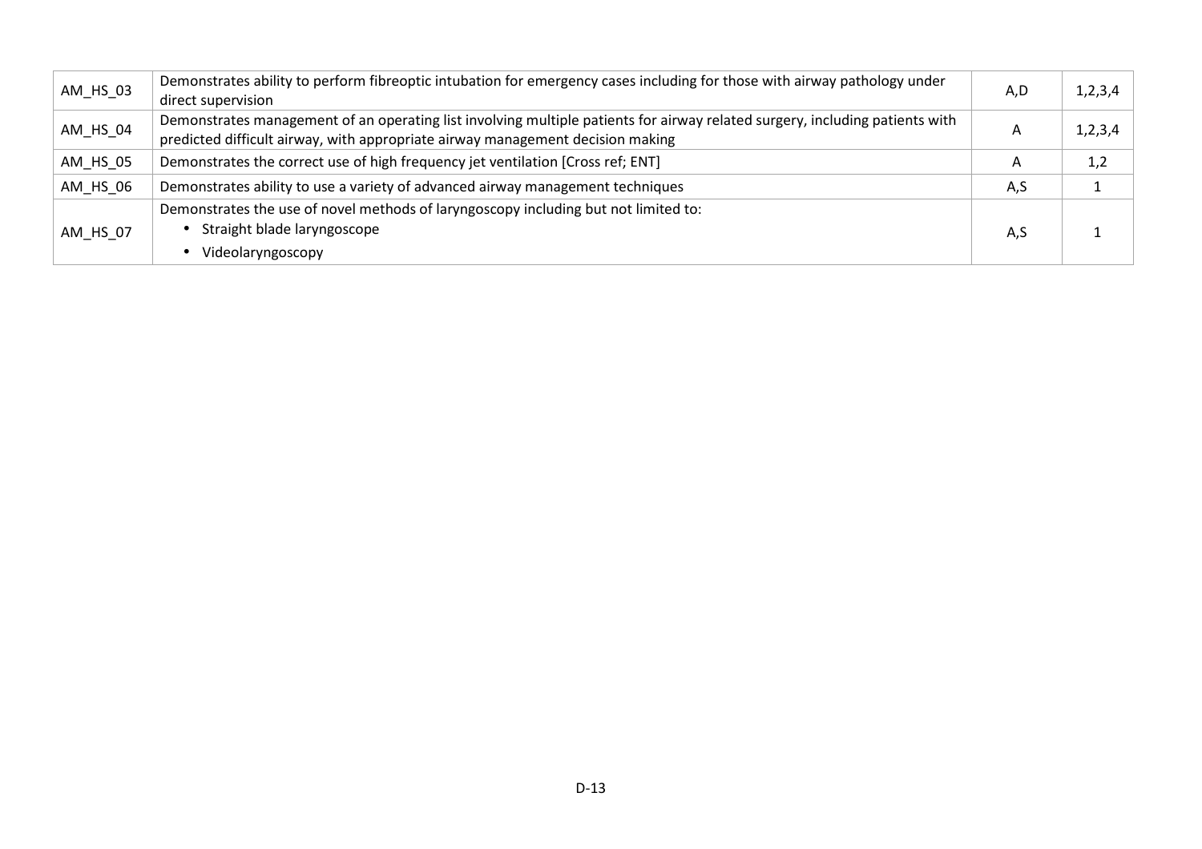| | | | |
|---|---|---|---|
| AM_HS_03 | Demonstrates ability to perform fibreoptic intubation for emergency cases including for those with airway pathology under direct supervision | A,D | 1,2,3,4 |
| AM_HS_04 | Demonstrates management of an operating list involving multiple patients for airway related surgery, including patients with predicted difficult airway, with appropriate airway management decision making | A | 1,2,3,4 |
| AM_HS_05 | Demonstrates the correct use of high frequency jet ventilation [Cross ref; ENT] | A | 1,2 |
| AM_HS_06 | Demonstrates ability to use a variety of advanced airway management techniques | A,S | 1 |
| AM_HS_07 | Demonstrates the use of novel methods of laryngoscopy including but not limited to: <br>• Straight blade laryngoscope <br>• Videolaryngoscopy | A,S | 1 |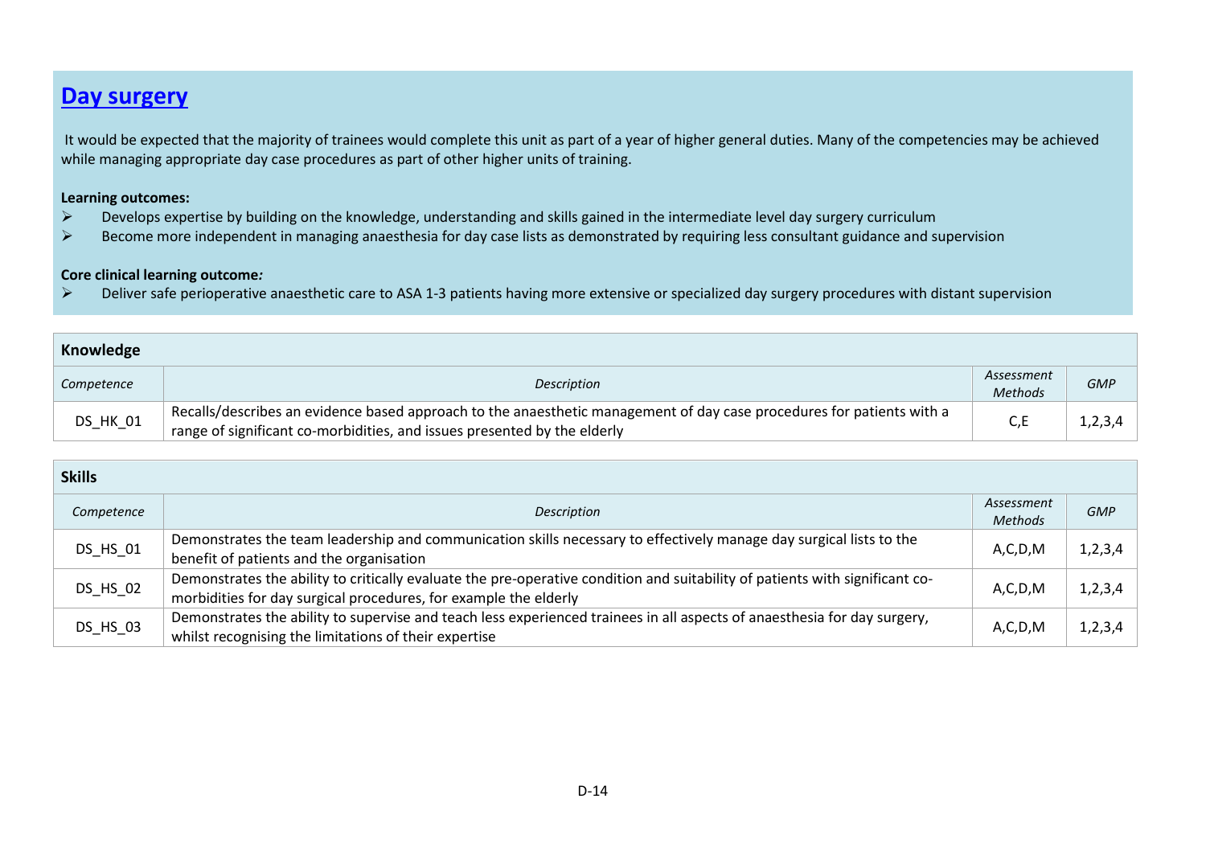# [Day surgery]

It would be expected that the majority of trainees would complete this unit as part of a year of higher general duties. Many of the competencies may be achieved while managing appropriate day case procedures as part of other higher units of training.

**Learning outcomes:**

- Develops expertise by building on the knowledge, understanding and skills gained in the intermediate level day surgery curriculum
- Become more independent in managing anaesthesia for day case lists as demonstrated by requiring less consultant guidance and supervision

**Core clinical learning outcome*:***

- Deliver safe perioperative anaesthetic care to ASA 1-3 patients having more extensive or specialized day surgery procedures with distant supervision

| **Knowledge** | | | |
|---|---|---|---|
| *Competence* | *Description* | *Assessment Methods* | *GMP* |
| DS_HK_01 | Recalls/describes an evidence based approach to the anaesthetic management of day case procedures for patients with a range of significant co-morbidities, and issues presented by the elderly | C,E | 1,2,3,4 |

| **Skills** | | | |
|---|---|---|---|
| *Competence* | *Description* | *Assessment Methods* | *GMP* |
| DS_HS_01 | Demonstrates the team leadership and communication skills necessary to effectively manage day surgical lists to the benefit of patients and the organisation | A,C,D,M | 1,2,3,4 |
| DS_HS_02 | Demonstrates the ability to critically evaluate the pre-operative condition and suitability of patients with significant co-morbidities for day surgical procedures, for example the elderly | A,C,D,M | 1,2,3,4 |
| DS_HS_03 | Demonstrates the ability to supervise and teach less experienced trainees in all aspects of anaesthesia for day surgery, whilst recognising the limitations of their expertise | A,C,D,M | 1,2,3,4 |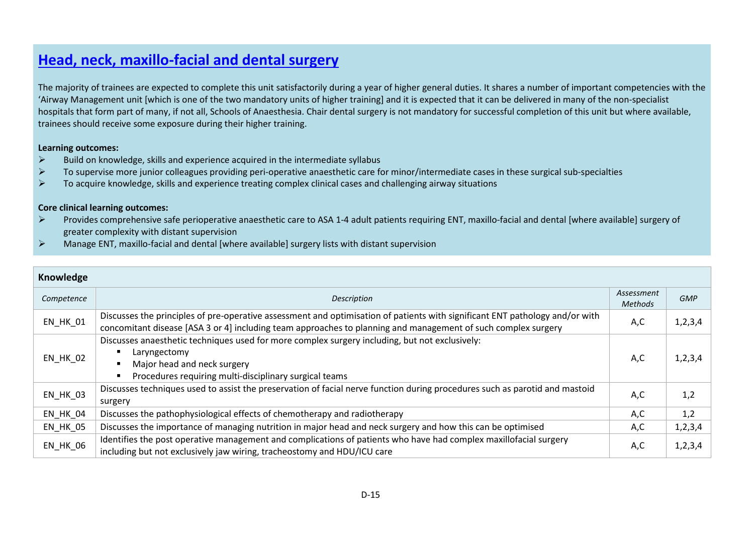## Head, neck, maxillo-facial and dental surgery

The majority of trainees are expected to complete this unit satisfactorily during a year of higher general duties. It shares a number of important competencies with the 'Airway Management unit [which is one of the two mandatory units of higher training] and it is expected that it can be delivered in many of the non-specialist hospitals that form part of many, if not all, Schools of Anaesthesia. Chair dental surgery is not mandatory for successful completion of this unit but where available, trainees should receive some exposure during their higher training.

**Learning outcomes:**

- Build on knowledge, skills and experience acquired in the intermediate syllabus
- To supervise more junior colleagues providing peri-operative anaesthetic care for minor/intermediate cases in these surgical sub-specialties
- To acquire knowledge, skills and experience treating complex clinical cases and challenging airway situations

**Core clinical learning outcomes:**

- Provides comprehensive safe perioperative anaesthetic care to ASA 1-4 adult patients requiring ENT, maxillo-facial and dental [where available] surgery of greater complexity with distant supervision
- Manage ENT, maxillo-facial and dental [where available] surgery lists with distant supervision

**Knowledge**

| *Competence* | *Description* | *Assessment Methods* | *GMP* |
|---|---|---|---|
| EN_HK_01 | Discusses the principles of pre-operative assessment and optimisation of patients with significant ENT pathology and/or with concomitant disease [ASA 3 or 4] including team approaches to planning and management of such complex surgery | A,C | 1,2,3,4 |
| EN_HK_02 | Discusses anaesthetic techniques used for more complex surgery including, but not exclusively: <br>▪ Laryngectomy <br>▪ Major head and neck surgery <br>▪ Procedures requiring multi-disciplinary surgical teams | A,C | 1,2,3,4 |
| EN_HK_03 | Discusses techniques used to assist the preservation of facial nerve function during procedures such as parotid and mastoid surgery | A,C | 1,2 |
| EN_HK_04 | Discusses the pathophysiological effects of chemotherapy and radiotherapy | A,C | 1,2 |
| EN_HK_05 | Discusses the importance of managing nutrition in major head and neck surgery and how this can be optimised | A,C | 1,2,3,4 |
| EN_HK_06 | Identifies the post operative management and complications of patients who have had complex maxillofacial surgery including but not exclusively jaw wiring, tracheostomy and HDU/ICU care | A,C | 1,2,3,4 |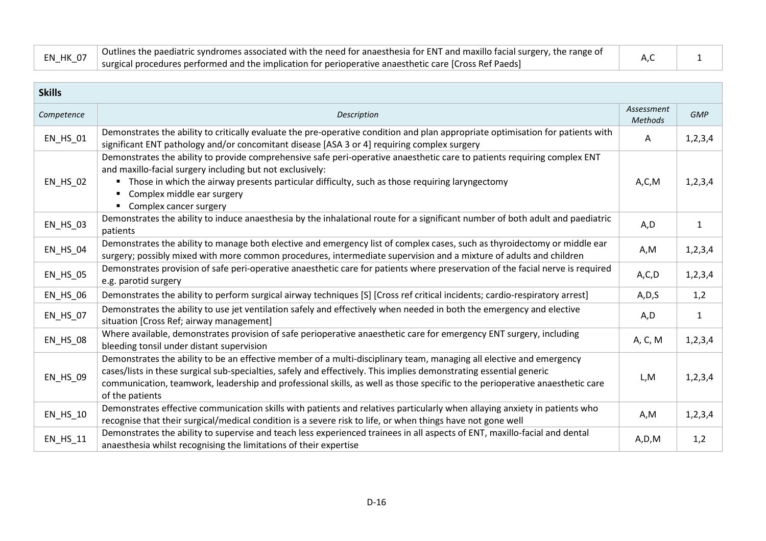| | | | |
|---|---|---|---|
| EN_HK_07 | Outlines the paediatric syndromes associated with the need for anaesthesia for ENT and maxillo facial surgery, the range of surgical procedures performed and the implication for perioperative anaesthetic care [Cross Ref Paeds] | A,C | 1 |

**Skills**

| *Competence* | *Description* | *Assessment Methods* | *GMP* |
|---|---|---|---|
| EN_HS_01 | Demonstrates the ability to critically evaluate the pre-operative condition and plan appropriate optimisation for patients with significant ENT pathology and/or concomitant disease [ASA 3 or 4] requiring complex surgery | A | 1,2,3,4 |
| EN_HS_02 | Demonstrates the ability to provide comprehensive safe peri-operative anaesthetic care to patients requiring complex ENT and maxillo-facial surgery including but not exclusively:<br>▪ Those in which the airway presents particular difficulty, such as those requiring laryngectomy<br>▪ Complex middle ear surgery<br>▪ Complex cancer surgery | A,C,M | 1,2,3,4 |
| EN_HS_03 | Demonstrates the ability to induce anaesthesia by the inhalational route for a significant number of both adult and paediatric patients | A,D | 1 |
| EN_HS_04 | Demonstrates the ability to manage both elective and emergency list of complex cases, such as thyroidectomy or middle ear surgery; possibly mixed with more common procedures, intermediate supervision and a mixture of adults and children | A,M | 1,2,3,4 |
| EN_HS_05 | Demonstrates provision of safe peri-operative anaesthetic care for patients where preservation of the facial nerve is required e.g. parotid surgery | A,C,D | 1,2,3,4 |
| EN_HS_06 | Demonstrates the ability to perform surgical airway techniques [S] [Cross ref critical incidents; cardio-respiratory arrest] | A,D,S | 1,2 |
| EN_HS_07 | Demonstrates the ability to use jet ventilation safely and effectively when needed in both the emergency and elective situation [Cross Ref; airway management] | A,D | 1 |
| EN_HS_08 | Where available, demonstrates provision of safe perioperative anaesthetic care for emergency ENT surgery, including bleeding tonsil under distant supervision | A, C, M | 1,2,3,4 |
| EN_HS_09 | Demonstrates the ability to be an effective member of a multi-disciplinary team, managing all elective and emergency cases/lists in these surgical sub-specialties, safely and effectively. This implies demonstrating essential generic communication, teamwork, leadership and professional skills, as well as those specific to the perioperative anaesthetic care of the patients | L,M | 1,2,3,4 |
| EN_HS_10 | Demonstrates effective communication skills with patients and relatives particularly when allaying anxiety in patients who recognise that their surgical/medical condition is a severe risk to life, or when things have not gone well | A,M | 1,2,3,4 |
| EN_HS_11 | Demonstrates the ability to supervise and teach less experienced trainees in all aspects of ENT, maxillo-facial and dental anaesthesia whilst recognising the limitations of their expertise | A,D,M | 1,2 |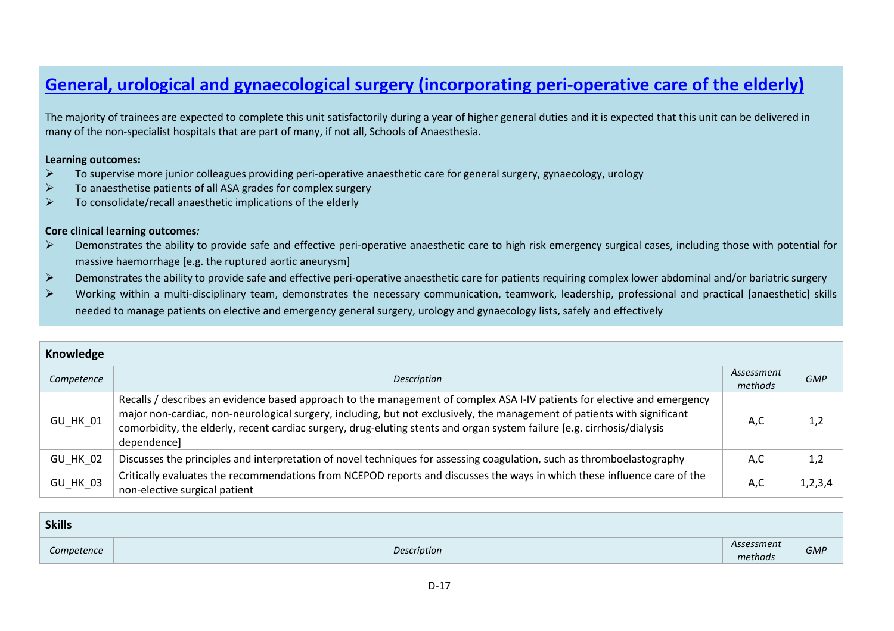## General, urological and gynaecological surgery (incorporating peri-operative care of the elderly)

The majority of trainees are expected to complete this unit satisfactorily during a year of higher general duties and it is expected that this unit can be delivered in many of the non-specialist hospitals that are part of many, if not all, Schools of Anaesthesia.

**Learning outcomes:**

- To supervise more junior colleagues providing peri-operative anaesthetic care for general surgery, gynaecology, urology
- To anaesthetise patients of all ASA grades for complex surgery
- To consolidate/recall anaesthetic implications of the elderly

**Core clinical learning outcomes*:***

- Demonstrates the ability to provide safe and effective peri-operative anaesthetic care to high risk emergency surgical cases, including those with potential for massive haemorrhage [e.g. the ruptured aortic aneurysm]
- Demonstrates the ability to provide safe and effective peri-operative anaesthetic care for patients requiring complex lower abdominal and/or bariatric surgery
- Working within a multi-disciplinary team, demonstrates the necessary communication, teamwork, leadership, professional and practical [anaesthetic] skills needed to manage patients on elective and emergency general surgery, urology and gynaecology lists, safely and effectively

| **Knowledge** | | | |
|---|---|---|---|
| *Competence* | *Description* | *Assessment methods* | *GMP* |
| GU_HK_01 | Recalls / describes an evidence based approach to the management of complex ASA I-IV patients for elective and emergency major non-cardiac, non-neurological surgery, including, but not exclusively, the management of patients with significant comorbidity, the elderly, recent cardiac surgery, drug-eluting stents and organ system failure [e.g. cirrhosis/dialysis dependence] | A,C | 1,2 |
| GU_HK_02 | Discusses the principles and interpretation of novel techniques for assessing coagulation, such as thromboelastography | A,C | 1,2 |
| GU_HK_03 | Critically evaluates the recommendations from NCEPOD reports and discusses the ways in which these influence care of the non-elective surgical patient | A,C | 1,2,3,4 |

| **Skills** | | | |
|---|---|---|---|
| *Competence* | *Description* | *Assessment methods* | *GMP* |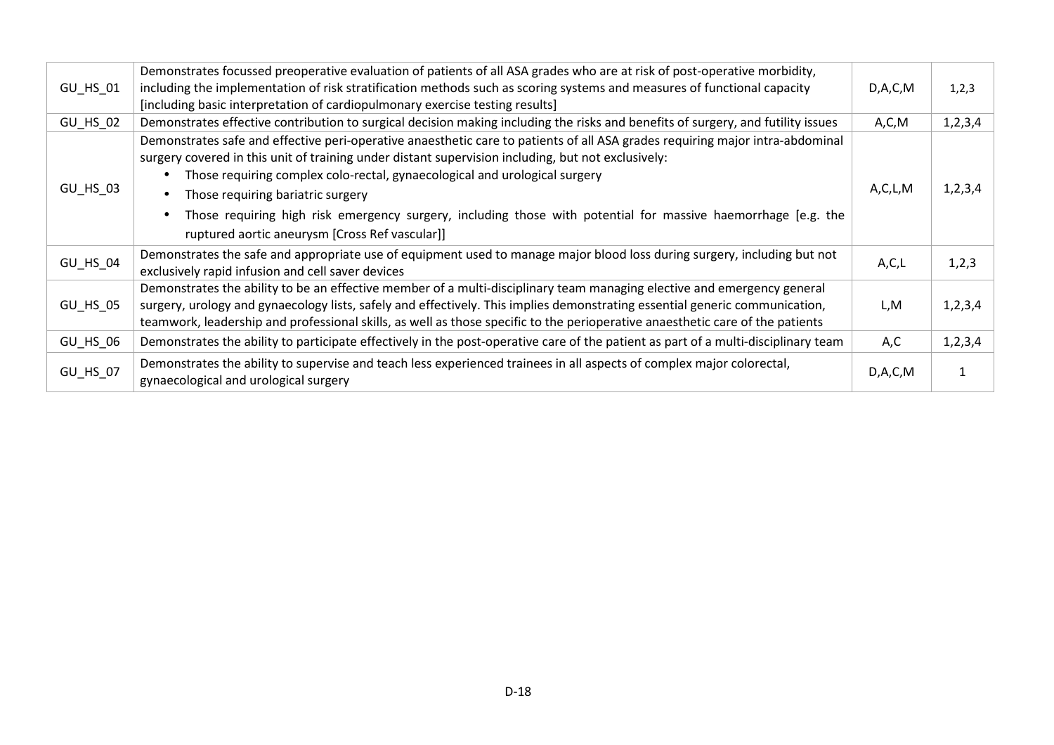| | | | |
|---|---|---|---|
| GU_HS_01 | Demonstrates focussed preoperative evaluation of patients of all ASA grades who are at risk of post-operative morbidity, including the implementation of risk stratification methods such as scoring systems and measures of functional capacity [including basic interpretation of cardiopulmonary exercise testing results] | D,A,C,M | 1,2,3 |
| GU_HS_02 | Demonstrates effective contribution to surgical decision making including the risks and benefits of surgery, and futility issues | A,C,M | 1,2,3,4 |
| GU_HS_03 | Demonstrates safe and effective peri-operative anaesthetic care to patients of all ASA grades requiring major intra-abdominal surgery covered in this unit of training under distant supervision including, but not exclusively:<br>• Those requiring complex colo-rectal, gynaecological and urological surgery<br>• Those requiring bariatric surgery<br>• Those requiring high risk emergency surgery, including those with potential for massive haemorrhage [e.g. the ruptured aortic aneurysm [Cross Ref vascular]] | A,C,L,M | 1,2,3,4 |
| GU_HS_04 | Demonstrates the safe and appropriate use of equipment used to manage major blood loss during surgery, including but not exclusively rapid infusion and cell saver devices | A,C,L | 1,2,3 |
| GU_HS_05 | Demonstrates the ability to be an effective member of a multi-disciplinary team managing elective and emergency general surgery, urology and gynaecology lists, safely and effectively. This implies demonstrating essential generic communication, teamwork, leadership and professional skills, as well as those specific to the perioperative anaesthetic care of the patients | L,M | 1,2,3,4 |
| GU_HS_06 | Demonstrates the ability to participate effectively in the post-operative care of the patient as part of a multi-disciplinary team | A,C | 1,2,3,4 |
| GU_HS_07 | Demonstrates the ability to supervise and teach less experienced trainees in all aspects of complex major colorectal, gynaecological and urological surgery | D,A,C,M | 1 |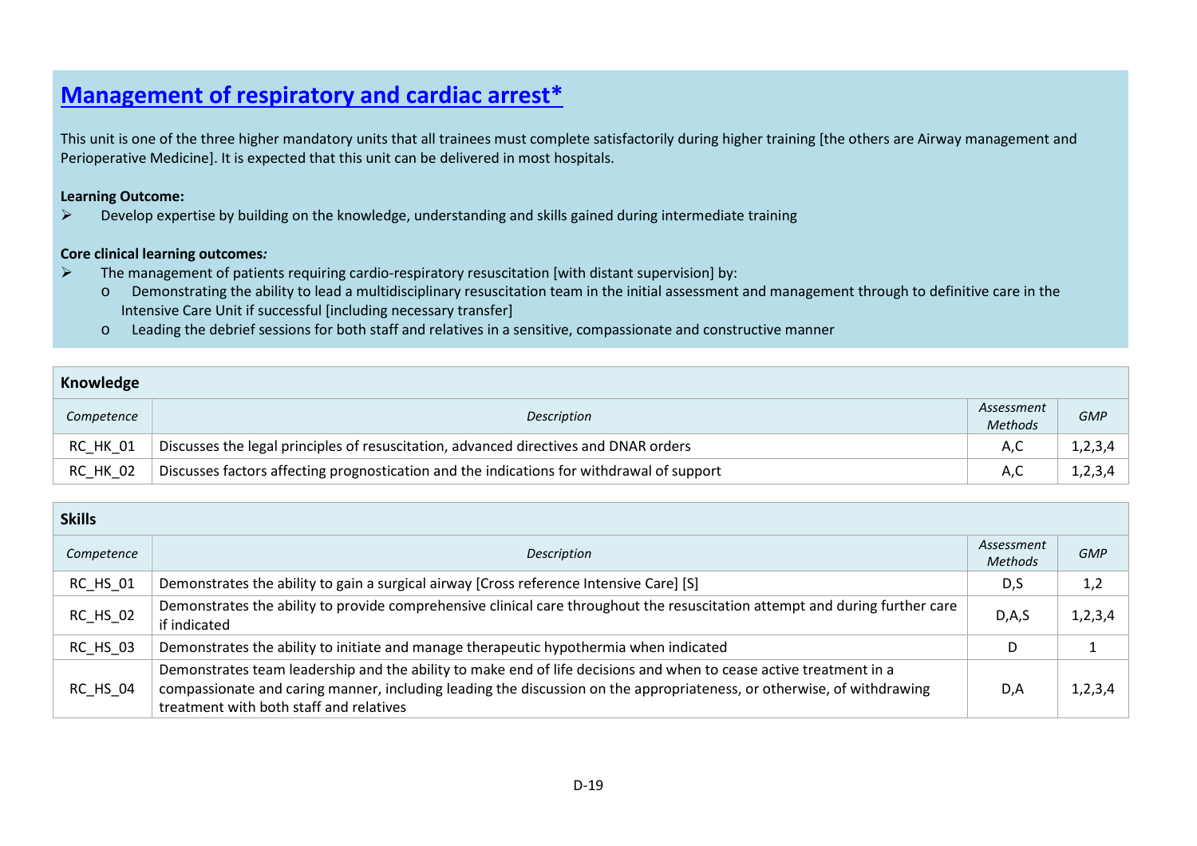# Management of respiratory and cardiac arrest*

This unit is one of the three higher mandatory units that all trainees must complete satisfactorily during higher training [the others are Airway management and Perioperative Medicine]. It is expected that this unit can be delivered in most hospitals.

**Learning Outcome:**

- Develop expertise by building on the knowledge, understanding and skills gained during intermediate training

**Core clinical learning outcomes*:***

- The management of patients requiring cardio-respiratory resuscitation [with distant supervision] by:
  - Demonstrating the ability to lead a multidisciplinary resuscitation team in the initial assessment and management through to definitive care in the Intensive Care Unit if successful [including necessary transfer]
  - Leading the debrief sessions for both staff and relatives in a sensitive, compassionate and constructive manner

**Knowledge**

| *Competence* | *Description* | *Assessment Methods* | *GMP* |
|---|---|---|---|
| RC_HK_01 | Discusses the legal principles of resuscitation, advanced directives and DNAR orders | A,C | 1,2,3,4 |
| RC_HK_02 | Discusses factors affecting prognostication and the indications for withdrawal of support | A,C | 1,2,3,4 |

**Skills**

| *Competence* | *Description* | *Assessment Methods* | *GMP* |
|---|---|---|---|
| RC_HS_01 | Demonstrates the ability to gain a surgical airway [Cross reference Intensive Care] [S] | D,S | 1,2 |
| RC_HS_02 | Demonstrates the ability to provide comprehensive clinical care throughout the resuscitation attempt and during further care if indicated | D,A,S | 1,2,3,4 |
| RC_HS_03 | Demonstrates the ability to initiate and manage therapeutic hypothermia when indicated | D | 1 |
| RC_HS_04 | Demonstrates team leadership and the ability to make end of life decisions and when to cease active treatment in a compassionate and caring manner, including leading the discussion on the appropriateness, or otherwise, of withdrawing treatment with both staff and relatives | D,A | 1,2,3,4 |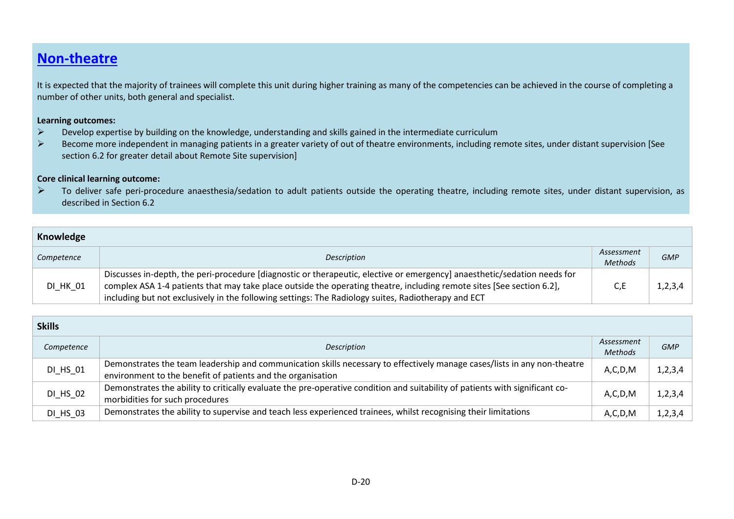## Non-theatre

It is expected that the majority of trainees will complete this unit during higher training as many of the competencies can be achieved in the course of completing a number of other units, both general and specialist.

**Learning outcomes:**

- Develop expertise by building on the knowledge, understanding and skills gained in the intermediate curriculum
- Become more independent in managing patients in a greater variety of out of theatre environments, including remote sites, under distant supervision [See section 6.2 for greater detail about Remote Site supervision]

**Core clinical learning outcome:**

- To deliver safe peri-procedure anaesthesia/sedation to adult patients outside the operating theatre, including remote sites, under distant supervision, as described in Section 6.2

| **Knowledge** | | | |
|---|---|---|---|
| *Competence* | *Description* | *Assessment Methods* | *GMP* |
| DI_HK_01 | Discusses in-depth, the peri-procedure [diagnostic or therapeutic, elective or emergency] anaesthetic/sedation needs for complex ASA 1-4 patients that may take place outside the operating theatre, including remote sites [See section 6.2], including but not exclusively in the following settings: The Radiology suites, Radiotherapy and ECT | C,E | 1,2,3,4 |

| **Skills** | | | |
|---|---|---|---|
| *Competence* | *Description* | *Assessment Methods* | *GMP* |
| DI_HS_01 | Demonstrates the team leadership and communication skills necessary to effectively manage cases/lists in any non-theatre environment to the benefit of patients and the organisation | A,C,D,M | 1,2,3,4 |
| DI_HS_02 | Demonstrates the ability to critically evaluate the pre-operative condition and suitability of patients with significant co-morbidities for such procedures | A,C,D,M | 1,2,3,4 |
| DI_HS_03 | Demonstrates the ability to supervise and teach less experienced trainees, whilst recognising their limitations | A,C,D,M | 1,2,3,4 |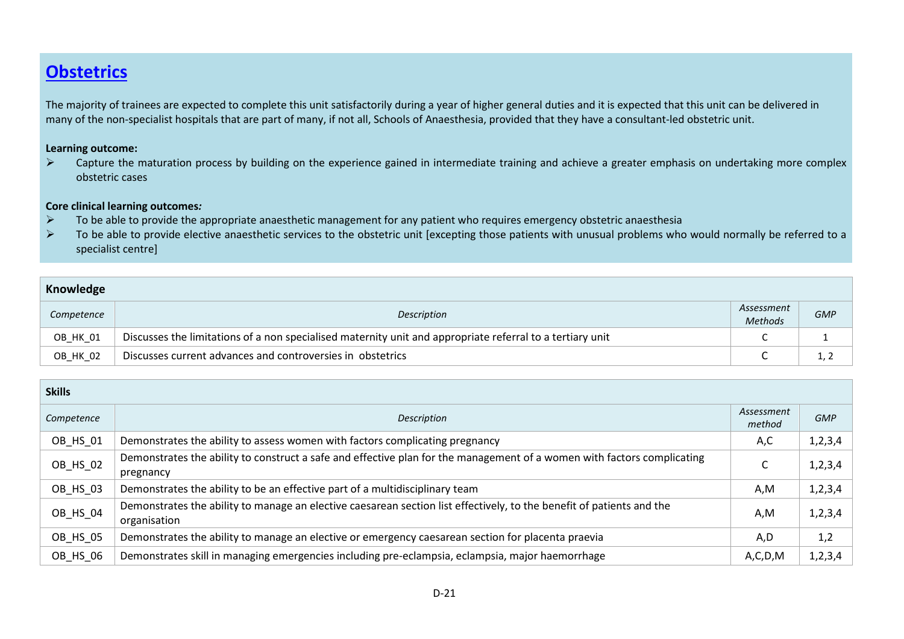## Obstetrics

The majority of trainees are expected to complete this unit satisfactorily during a year of higher general duties and it is expected that this unit can be delivered in many of the non-specialist hospitals that are part of many, if not all, Schools of Anaesthesia, provided that they have a consultant-led obstetric unit.

**Learning outcome:**

- Capture the maturation process by building on the experience gained in intermediate training and achieve a greater emphasis on undertaking more complex obstetric cases

**Core clinical learning outcomes*:***

- To be able to provide the appropriate anaesthetic management for any patient who requires emergency obstetric anaesthesia
- To be able to provide elective anaesthetic services to the obstetric unit [excepting those patients with unusual problems who would normally be referred to a specialist centre]

| **Knowledge** | | | |
|---|---|---|---|
| *Competence* | *Description* | *Assessment Methods* | *GMP* |
| OB_HK_01 | Discusses the limitations of a non specialised maternity unit and appropriate referral to a tertiary unit | C | 1 |
| OB_HK_02 | Discusses current advances and controversies in obstetrics | C | 1, 2 |

| **Skills** | | | |
|---|---|---|---|
| *Competence* | *Description* | *Assessment method* | *GMP* |
| OB_HS_01 | Demonstrates the ability to assess women with factors complicating pregnancy | A,C | 1,2,3,4 |
| OB_HS_02 | Demonstrates the ability to construct a safe and effective plan for the management of a women with factors complicating pregnancy | C | 1,2,3,4 |
| OB_HS_03 | Demonstrates the ability to be an effective part of a multidisciplinary team | A,M | 1,2,3,4 |
| OB_HS_04 | Demonstrates the ability to manage an elective caesarean section list effectively, to the benefit of patients and the organisation | A,M | 1,2,3,4 |
| OB_HS_05 | Demonstrates the ability to manage an elective or emergency caesarean section for placenta praevia | A,D | 1,2 |
| OB_HS_06 | Demonstrates skill in managing emergencies including pre-eclampsia, eclampsia, major haemorrhage | A,C,D,M | 1,2,3,4 |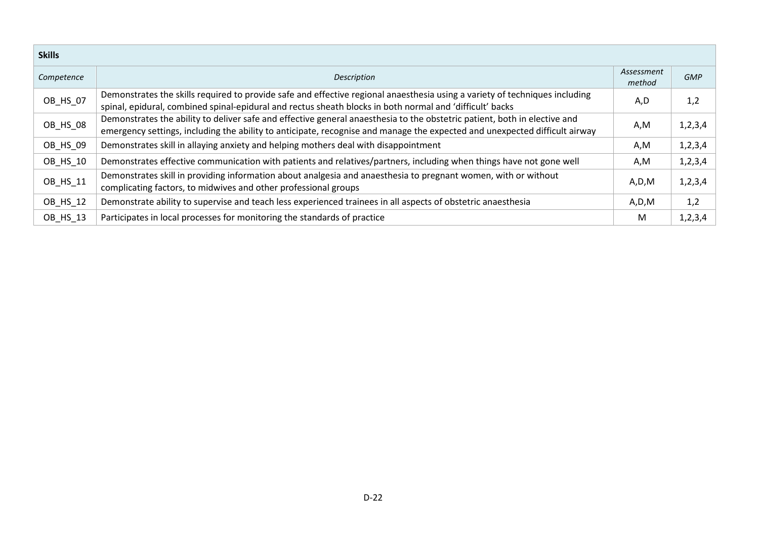| **Skills** | | | |
|---|---|---|---|
| *Competence* | *Description* | *Assessment method* | *GMP* |
| OB_HS_07 | Demonstrates the skills required to provide safe and effective regional anaesthesia using a variety of techniques including spinal, epidural, combined spinal-epidural and rectus sheath blocks in both normal and 'difficult' backs | A,D | 1,2 |
| OB_HS_08 | Demonstrates the ability to deliver safe and effective general anaesthesia to the obstetric patient, both in elective and emergency settings, including the ability to anticipate, recognise and manage the expected and unexpected difficult airway | A,M | 1,2,3,4 |
| OB_HS_09 | Demonstrates skill in allaying anxiety and helping mothers deal with disappointment | A,M | 1,2,3,4 |
| OB_HS_10 | Demonstrates effective communication with patients and relatives/partners, including when things have not gone well | A,M | 1,2,3,4 |
| OB_HS_11 | Demonstrates skill in providing information about analgesia and anaesthesia to pregnant women, with or without complicating factors, to midwives and other professional groups | A,D,M | 1,2,3,4 |
| OB_HS_12 | Demonstrate ability to supervise and teach less experienced trainees in all aspects of obstetric anaesthesia | A,D,M | 1,2 |
| OB_HS_13 | Participates in local processes for monitoring the standards of practice | M | 1,2,3,4 |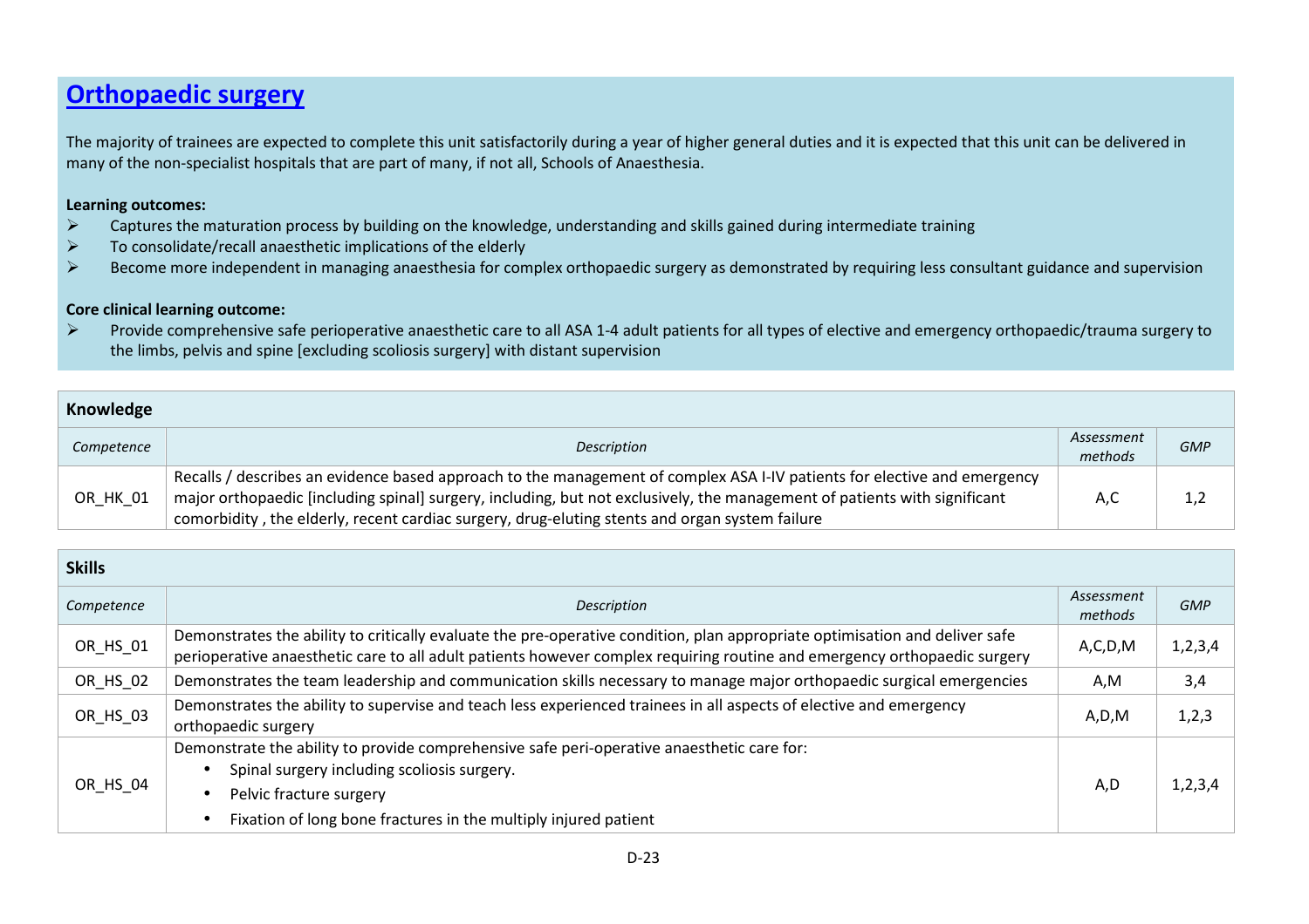## Orthopaedic surgery

The majority of trainees are expected to complete this unit satisfactorily during a year of higher general duties and it is expected that this unit can be delivered in many of the non-specialist hospitals that are part of many, if not all, Schools of Anaesthesia.

**Learning outcomes:**

- Captures the maturation process by building on the knowledge, understanding and skills gained during intermediate training
- To consolidate/recall anaesthetic implications of the elderly
- Become more independent in managing anaesthesia for complex orthopaedic surgery as demonstrated by requiring less consultant guidance and supervision

**Core clinical learning outcome:**

- Provide comprehensive safe perioperative anaesthetic care to all ASA 1-4 adult patients for all types of elective and emergency orthopaedic/trauma surgery to the limbs, pelvis and spine [excluding scoliosis surgery] with distant supervision

| **Knowledge** | | | |
|---|---|---|---|
| *Competence* | *Description* | *Assessment methods* | *GMP* |
| OR_HK_01 | Recalls / describes an evidence based approach to the management of complex ASA I-IV patients for elective and emergency major orthopaedic [including spinal] surgery, including, but not exclusively, the management of patients with significant comorbidity , the elderly, recent cardiac surgery, drug-eluting stents and organ system failure | A,C | 1,2 |

| **Skills** | | | |
|---|---|---|---|
| *Competence* | *Description* | *Assessment methods* | *GMP* |
| OR_HS_01 | Demonstrates the ability to critically evaluate the pre-operative condition, plan appropriate optimisation and deliver safe perioperative anaesthetic care to all adult patients however complex requiring routine and emergency orthopaedic surgery | A,C,D,M | 1,2,3,4 |
| OR_HS_02 | Demonstrates the team leadership and communication skills necessary to manage major orthopaedic surgical emergencies | A,M | 3,4 |
| OR_HS_03 | Demonstrates the ability to supervise and teach less experienced trainees in all aspects of elective and emergency orthopaedic surgery | A,D,M | 1,2,3 |
| OR_HS_04 | Demonstrate the ability to provide comprehensive safe peri-operative anaesthetic care for: <br>• Spinal surgery including scoliosis surgery. <br>• Pelvic fracture surgery <br>• Fixation of long bone fractures in the multiply injured patient | A,D | 1,2,3,4 |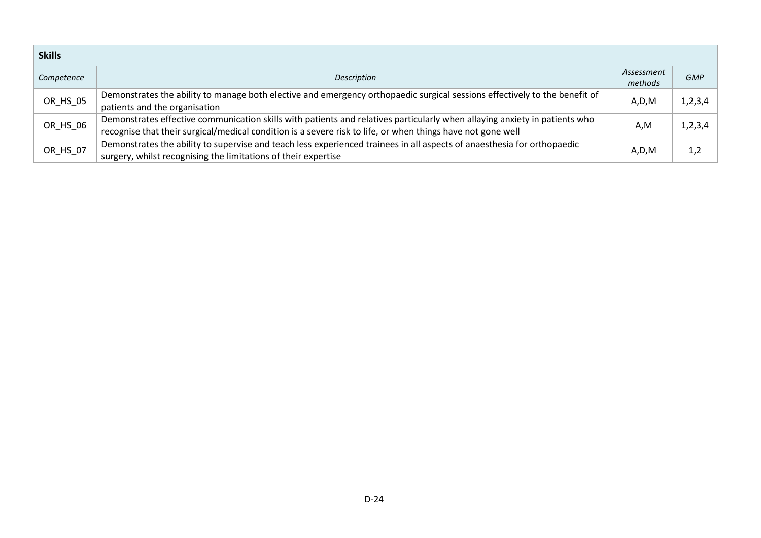| **Skills** | | | |
|---|---|---|---|
| *Competence* | *Description* | *Assessment methods* | *GMP* |
| OR_HS_05 | Demonstrates the ability to manage both elective and emergency orthopaedic surgical sessions effectively to the benefit of patients and the organisation | A,D,M | 1,2,3,4 |
| OR_HS_06 | Demonstrates effective communication skills with patients and relatives particularly when allaying anxiety in patients who recognise that their surgical/medical condition is a severe risk to life, or when things have not gone well | A,M | 1,2,3,4 |
| OR_HS_07 | Demonstrates the ability to supervise and teach less experienced trainees in all aspects of anaesthesia for orthopaedic surgery, whilst recognising the limitations of their expertise | A,D,M | 1,2 |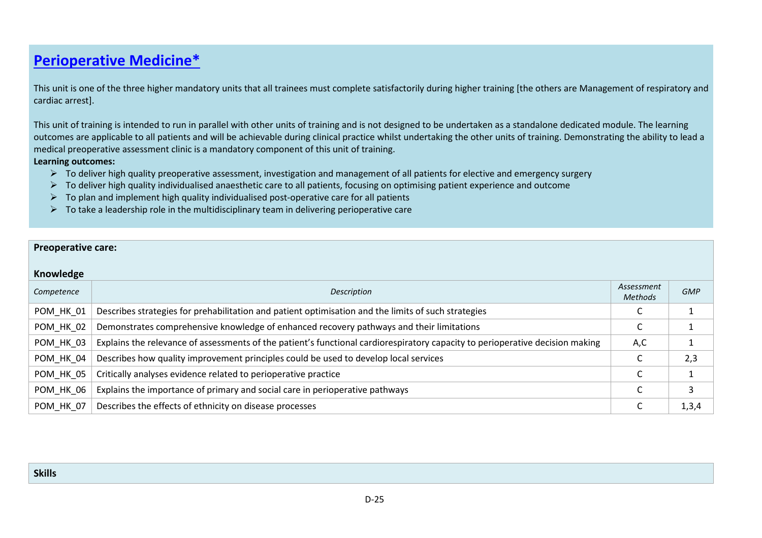## Perioperative Medicine*

This unit is one of the three higher mandatory units that all trainees must complete satisfactorily during higher training [the others are Management of respiratory and cardiac arrest].

This unit of training is intended to run in parallel with other units of training and is not designed to be undertaken as a standalone dedicated module. The learning outcomes are applicable to all patients and will be achievable during clinical practice whilst undertaking the other units of training. Demonstrating the ability to lead a medical preoperative assessment clinic is a mandatory component of this unit of training.

**Learning outcomes:**

- To deliver high quality preoperative assessment, investigation and management of all patients for elective and emergency surgery
- To deliver high quality individualised anaesthetic care to all patients, focusing on optimising patient experience and outcome
- To plan and implement high quality individualised post-operative care for all patients
- To take a leadership role in the multidisciplinary team in delivering perioperative care

**Preoperative care:**

**Knowledge**

| *Competence* | *Description* | *Assessment Methods* | *GMP* |
|---|---|---|---|
| POM_HK_01 | Describes strategies for prehabilitation and patient optimisation and the limits of such strategies | C | 1 |
| POM_HK_02 | Demonstrates comprehensive knowledge of enhanced recovery pathways and their limitations | C | 1 |
| POM_HK_03 | Explains the relevance of assessments of the patient's functional cardiorespiratory capacity to perioperative decision making | A,C | 1 |
| POM_HK_04 | Describes how quality improvement principles could be used to develop local services | C | 2,3 |
| POM_HK_05 | Critically analyses evidence related to perioperative practice | C | 1 |
| POM_HK_06 | Explains the importance of primary and social care in perioperative pathways | C | 3 |
| POM_HK_07 | Describes the effects of ethnicity on disease processes | C | 1,3,4 |

**Skills**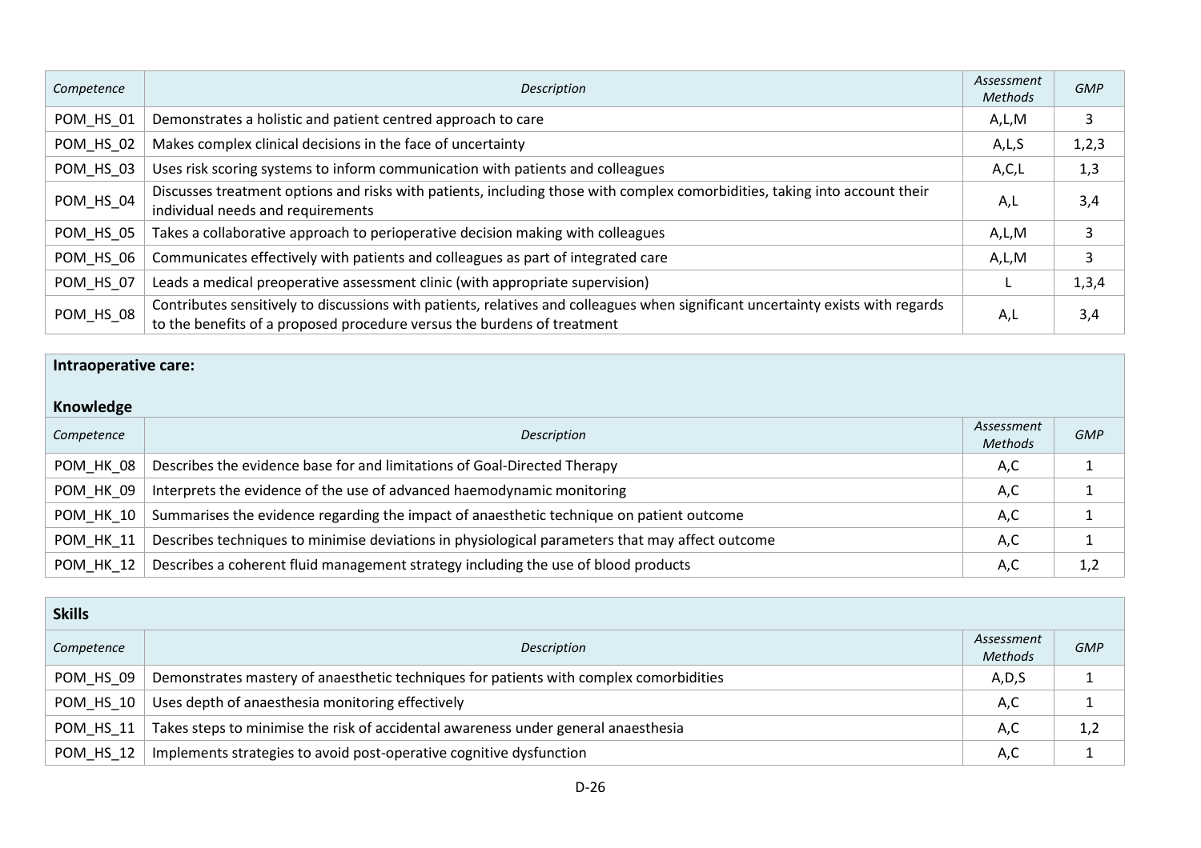| *Competence* | *Description* | *Assessment Methods* | *GMP* |
|---|---|---|---|
| POM_HS_01 | Demonstrates a holistic and patient centred approach to care | A,L,M | 3 |
| POM_HS_02 | Makes complex clinical decisions in the face of uncertainty | A,L,S | 1,2,3 |
| POM_HS_03 | Uses risk scoring systems to inform communication with patients and colleagues | A,C,L | 1,3 |
| POM_HS_04 | Discusses treatment options and risks with patients, including those with complex comorbidities, taking into account their individual needs and requirements | A,L | 3,4 |
| POM_HS_05 | Takes a collaborative approach to perioperative decision making with colleagues | A,L,M | 3 |
| POM_HS_06 | Communicates effectively with patients and colleagues as part of integrated care | A,L,M | 3 |
| POM_HS_07 | Leads a medical preoperative assessment clinic (with appropriate supervision) | L | 1,3,4 |
| POM_HS_08 | Contributes sensitively to discussions with patients, relatives and colleagues when significant uncertainty exists with regards to the benefits of a proposed procedure versus the burdens of treatment | A,L | 3,4 |

**Intraoperative care:**

**Knowledge**

| *Competence* | *Description* | *Assessment Methods* | *GMP* |
|---|---|---|---|
| POM_HK_08 | Describes the evidence base for and limitations of Goal-Directed Therapy | A,C | 1 |
| POM_HK_09 | Interprets the evidence of the use of advanced haemodynamic monitoring | A,C | 1 |
| POM_HK_10 | Summarises the evidence regarding the impact of anaesthetic technique on patient outcome | A,C | 1 |
| POM_HK_11 | Describes techniques to minimise deviations in physiological parameters that may affect outcome | A,C | 1 |
| POM_HK_12 | Describes a coherent fluid management strategy including the use of blood products | A,C | 1,2 |

**Skills**

| *Competence* | *Description* | *Assessment Methods* | *GMP* |
|---|---|---|---|
| POM_HS_09 | Demonstrates mastery of anaesthetic techniques for patients with complex comorbidities | A,D,S | 1 |
| POM_HS_10 | Uses depth of anaesthesia monitoring effectively | A,C | 1 |
| POM_HS_11 | Takes steps to minimise the risk of accidental awareness under general anaesthesia | A,C | 1,2 |
| POM_HS_12 | Implements strategies to avoid post-operative cognitive dysfunction | A,C | 1 |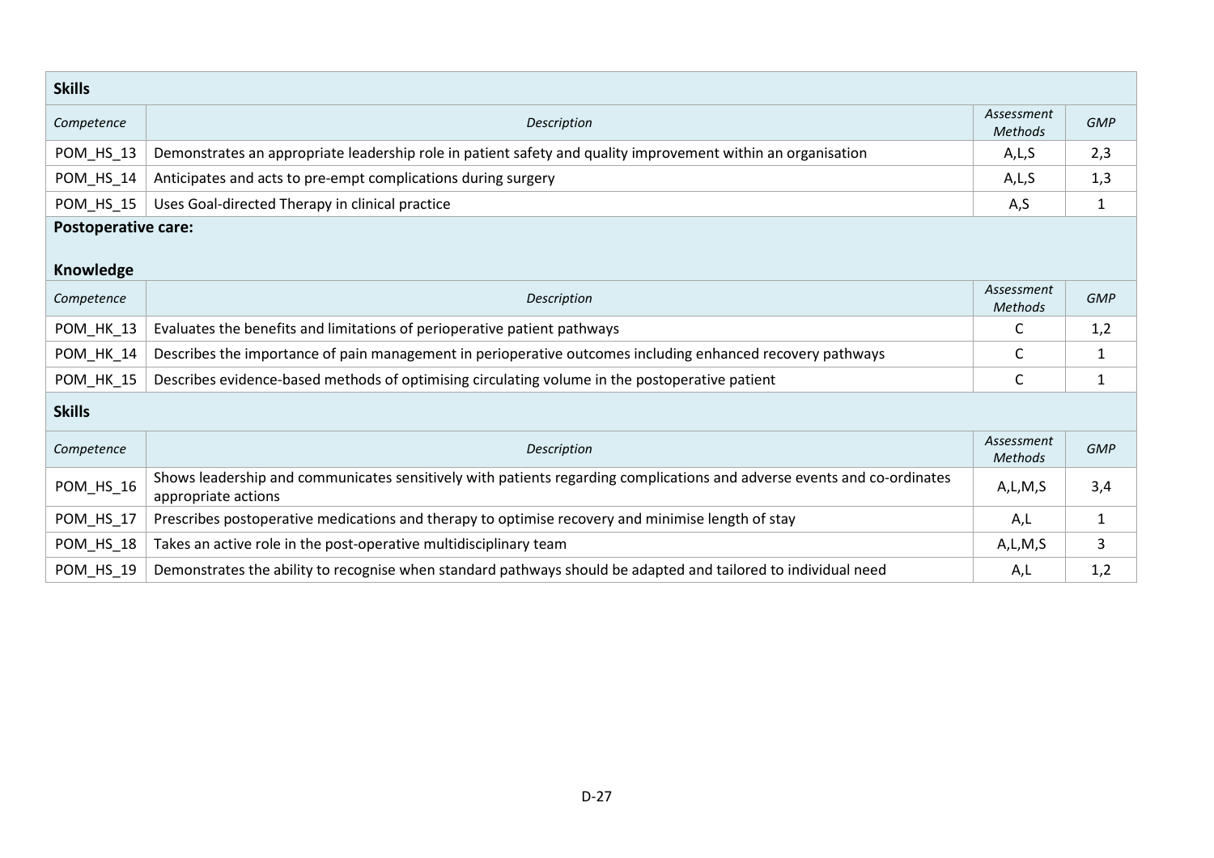**Skills**

| *Competence* | *Description* | *Assessment Methods* | *GMP* |
|---|---|---|---|
| POM_HS_13 | Demonstrates an appropriate leadership role in patient safety and quality improvement within an organisation | A,L,S | 2,3 |
| POM_HS_14 | Anticipates and acts to pre-empt complications during surgery | A,L,S | 1,3 |
| POM_HS_15 | Uses Goal-directed Therapy in clinical practice | A,S | 1 |

**Postoperative care:**

**Knowledge**

| *Competence* | *Description* | *Assessment Methods* | *GMP* |
|---|---|---|---|
| POM_HK_13 | Evaluates the benefits and limitations of perioperative patient pathways | C | 1,2 |
| POM_HK_14 | Describes the importance of pain management in perioperative outcomes including enhanced recovery pathways | C | 1 |
| POM_HK_15 | Describes evidence-based methods of optimising circulating volume in the postoperative patient | C | 1 |

**Skills**

| *Competence* | *Description* | *Assessment Methods* | *GMP* |
|---|---|---|---|
| POM_HS_16 | Shows leadership and communicates sensitively with patients regarding complications and adverse events and co-ordinates appropriate actions | A,L,M,S | 3,4 |
| POM_HS_17 | Prescribes postoperative medications and therapy to optimise recovery and minimise length of stay | A,L | 1 |
| POM_HS_18 | Takes an active role in the post-operative multidisciplinary team | A,L,M,S | 3 |
| POM_HS_19 | Demonstrates the ability to recognise when standard pathways should be adapted and tailored to individual need | A,L | 1,2 |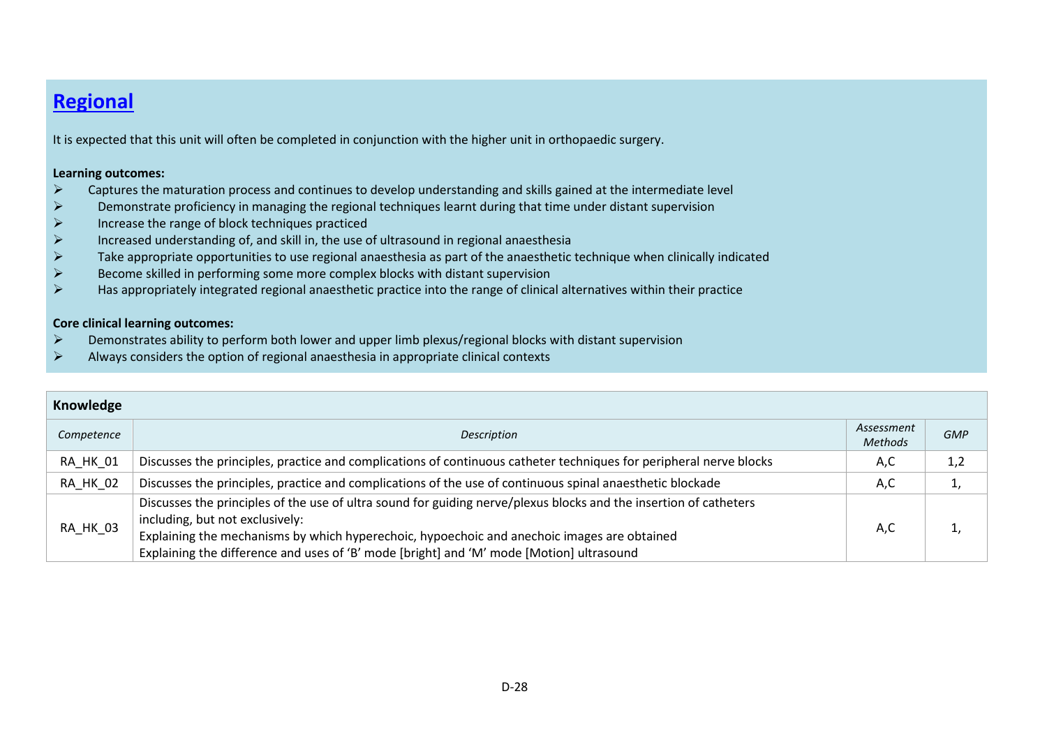## Regional

It is expected that this unit will often be completed in conjunction with the higher unit in orthopaedic surgery.

**Learning outcomes:**

- Captures the maturation process and continues to develop understanding and skills gained at the intermediate level
- Demonstrate proficiency in managing the regional techniques learnt during that time under distant supervision
- Increase the range of block techniques practiced
- Increased understanding of, and skill in, the use of ultrasound in regional anaesthesia
- Take appropriate opportunities to use regional anaesthesia as part of the anaesthetic technique when clinically indicated
- Become skilled in performing some more complex blocks with distant supervision
- Has appropriately integrated regional anaesthetic practice into the range of clinical alternatives within their practice

**Core clinical learning outcomes:**

- Demonstrates ability to perform both lower and upper limb plexus/regional blocks with distant supervision
- Always considers the option of regional anaesthesia in appropriate clinical contexts

**Knowledge**

| *Competence* | *Description* | *Assessment Methods* | *GMP* |
|---|---|---|---|
| RA_HK_01 | Discusses the principles, practice and complications of continuous catheter techniques for peripheral nerve blocks | A,C | 1,2 |
| RA_HK_02 | Discusses the principles, practice and complications of the use of continuous spinal anaesthetic blockade | A,C | 1, |
| RA_HK_03 | Discusses the principles of the use of ultra sound for guiding nerve/plexus blocks and the insertion of catheters including, but not exclusively:<br>Explaining the mechanisms by which hyperechoic, hypoechoic and anechoic images are obtained<br>Explaining the difference and uses of 'B' mode [bright] and 'M' mode [Motion] ultrasound | A,C | 1, |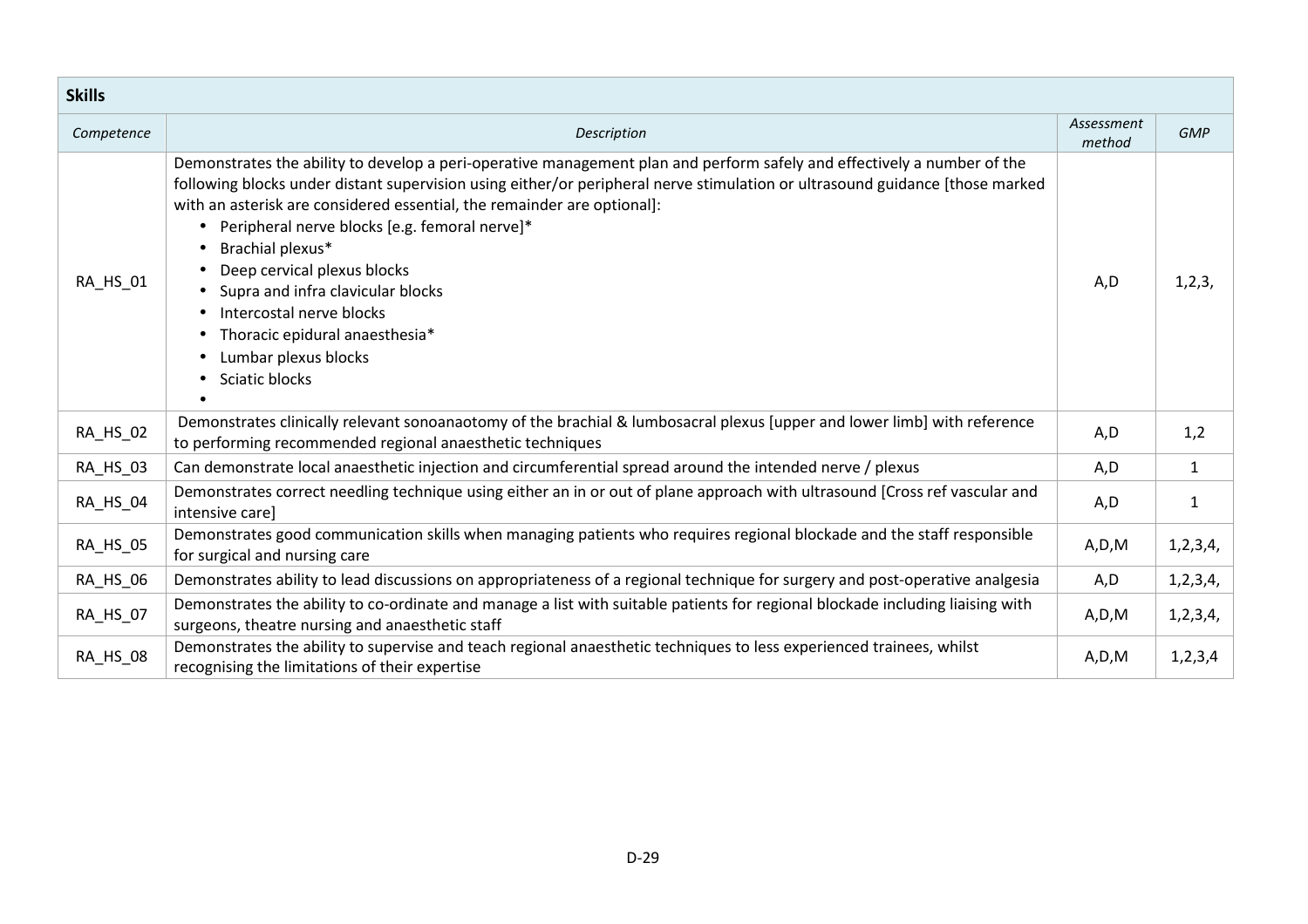| Skills | | | |
|---|---|---|---|
| *Competence* | *Description* | *Assessment method* | *GMP* |
| RA_HS_01 | Demonstrates the ability to develop a peri-operative management plan and perform safely and effectively a number of the following blocks under distant supervision using either/or peripheral nerve stimulation or ultrasound guidance [those marked with an asterisk are considered essential, the remainder are optional]:<br>• Peripheral nerve blocks [e.g. femoral nerve]*<br>• Brachial plexus*<br>• Deep cervical plexus blocks<br>• Supra and infra clavicular blocks<br>• Intercostal nerve blocks<br>• Thoracic epidural anaesthesia*<br>• Lumbar plexus blocks<br>• Sciatic blocks<br>• | A,D | 1,2,3, |
| RA_HS_02 | Demonstrates clinically relevant sonoanaotomy of the brachial & lumbosacral plexus [upper and lower limb] with reference to performing recommended regional anaesthetic techniques | A,D | 1,2 |
| RA_HS_03 | Can demonstrate local anaesthetic injection and circumferential spread around the intended nerve / plexus | A,D | 1 |
| RA_HS_04 | Demonstrates correct needling technique using either an in or out of plane approach with ultrasound [Cross ref vascular and intensive care] | A,D | 1 |
| RA_HS_05 | Demonstrates good communication skills when managing patients who requires regional blockade and the staff responsible for surgical and nursing care | A,D,M | 1,2,3,4, |
| RA_HS_06 | Demonstrates ability to lead discussions on appropriateness of a regional technique for surgery and post-operative analgesia | A,D | 1,2,3,4, |
| RA_HS_07 | Demonstrates the ability to co-ordinate and manage a list with suitable patients for regional blockade including liaising with surgeons, theatre nursing and anaesthetic staff | A,D,M | 1,2,3,4, |
| RA_HS_08 | Demonstrates the ability to supervise and teach regional anaesthetic techniques to less experienced trainees, whilst recognising the limitations of their expertise | A,D,M | 1,2,3,4 |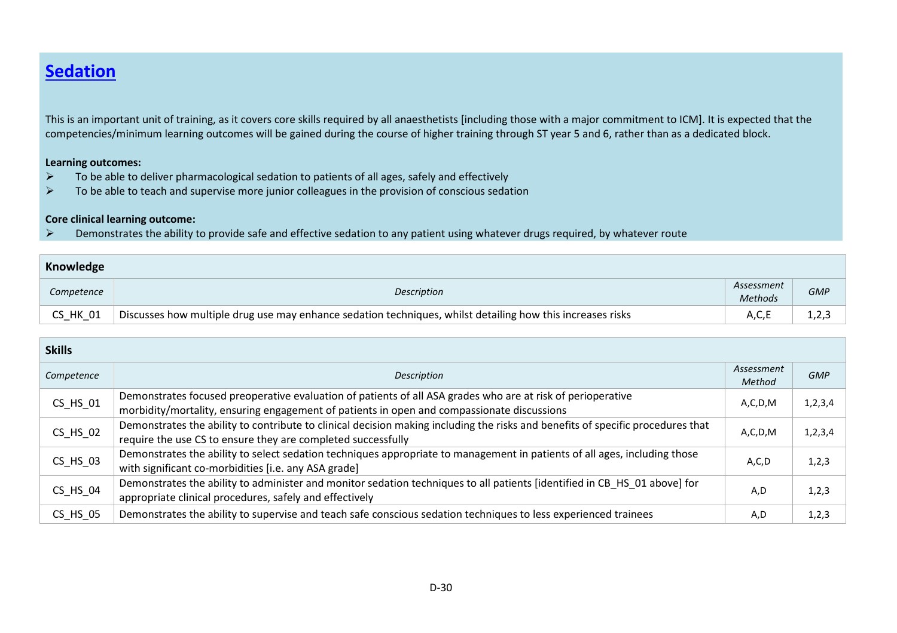# Sedation

This is an important unit of training, as it covers core skills required by all anaesthetists [including those with a major commitment to ICM]. It is expected that the competencies/minimum learning outcomes will be gained during the course of higher training through ST year 5 and 6, rather than as a dedicated block.

**Learning outcomes:**

- To be able to deliver pharmacological sedation to patients of all ages, safely and effectively
- To be able to teach and supervise more junior colleagues in the provision of conscious sedation

**Core clinical learning outcome:**

- Demonstrates the ability to provide safe and effective sedation to any patient using whatever drugs required, by whatever route

| **Knowledge** | | | |
|---|---|---|---|
| *Competence* | *Description* | *Assessment Methods* | *GMP* |
| CS_HK_01 | Discusses how multiple drug use may enhance sedation techniques, whilst detailing how this increases risks | A,C,E | 1,2,3 |

| **Skills** | | | |
|---|---|---|---|
| *Competence* | *Description* | *Assessment Method* | *GMP* |
| CS_HS_01 | Demonstrates focused preoperative evaluation of patients of all ASA grades who are at risk of perioperative morbidity/mortality, ensuring engagement of patients in open and compassionate discussions | A,C,D,M | 1,2,3,4 |
| CS_HS_02 | Demonstrates the ability to contribute to clinical decision making including the risks and benefits of specific procedures that require the use CS to ensure they are completed successfully | A,C,D,M | 1,2,3,4 |
| CS_HS_03 | Demonstrates the ability to select sedation techniques appropriate to management in patients of all ages, including those with significant co-morbidities [i.e. any ASA grade] | A,C,D | 1,2,3 |
| CS_HS_04 | Demonstrates the ability to administer and monitor sedation techniques to all patients [identified in CB_HS_01 above] for appropriate clinical procedures, safely and effectively | A,D | 1,2,3 |
| CS_HS_05 | Demonstrates the ability to supervise and teach safe conscious sedation techniques to less experienced trainees | A,D | 1,2,3 |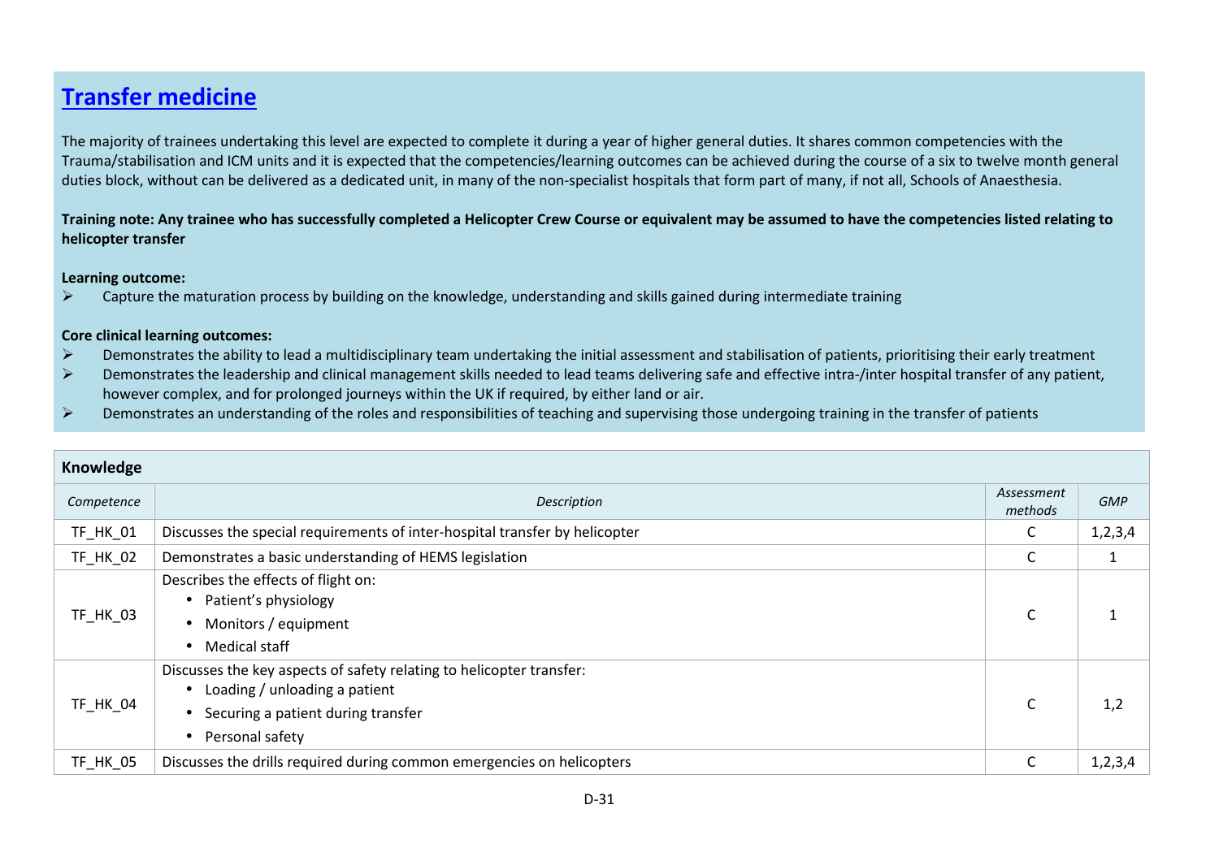## Transfer medicine

The majority of trainees undertaking this level are expected to complete it during a year of higher general duties. It shares common competencies with the Trauma/stabilisation and ICM units and it is expected that the competencies/learning outcomes can be achieved during the course of a six to twelve month general duties block, without can be delivered as a dedicated unit, in many of the non-specialist hospitals that form part of many, if not all, Schools of Anaesthesia.

**Training note: Any trainee who has successfully completed a Helicopter Crew Course or equivalent may be assumed to have the competencies listed relating to helicopter transfer**

**Learning outcome:**

- Capture the maturation process by building on the knowledge, understanding and skills gained during intermediate training

**Core clinical learning outcomes:**

- Demonstrates the ability to lead a multidisciplinary team undertaking the initial assessment and stabilisation of patients, prioritising their early treatment
- Demonstrates the leadership and clinical management skills needed to lead teams delivering safe and effective intra-/inter hospital transfer of any patient, however complex, and for prolonged journeys within the UK if required, by either land or air.
- Demonstrates an understanding of the roles and responsibilities of teaching and supervising those undergoing training in the transfer of patients

| **Knowledge** | | | |
|---|---|---|---|
| *Competence* | *Description* | *Assessment methods* | *GMP* |
| TF_HK_01 | Discusses the special requirements of inter-hospital transfer by helicopter | C | 1,2,3,4 |
| TF_HK_02 | Demonstrates a basic understanding of HEMS legislation | C | 1 |
| TF_HK_03 | Describes the effects of flight on:<br>• Patient's physiology<br>• Monitors / equipment<br>• Medical staff | C | 1 |
| TF_HK_04 | Discusses the key aspects of safety relating to helicopter transfer:<br>• Loading / unloading a patient<br>• Securing a patient during transfer<br>• Personal safety | C | 1,2 |
| TF_HK_05 | Discusses the drills required during common emergencies on helicopters | C | 1,2,3,4 |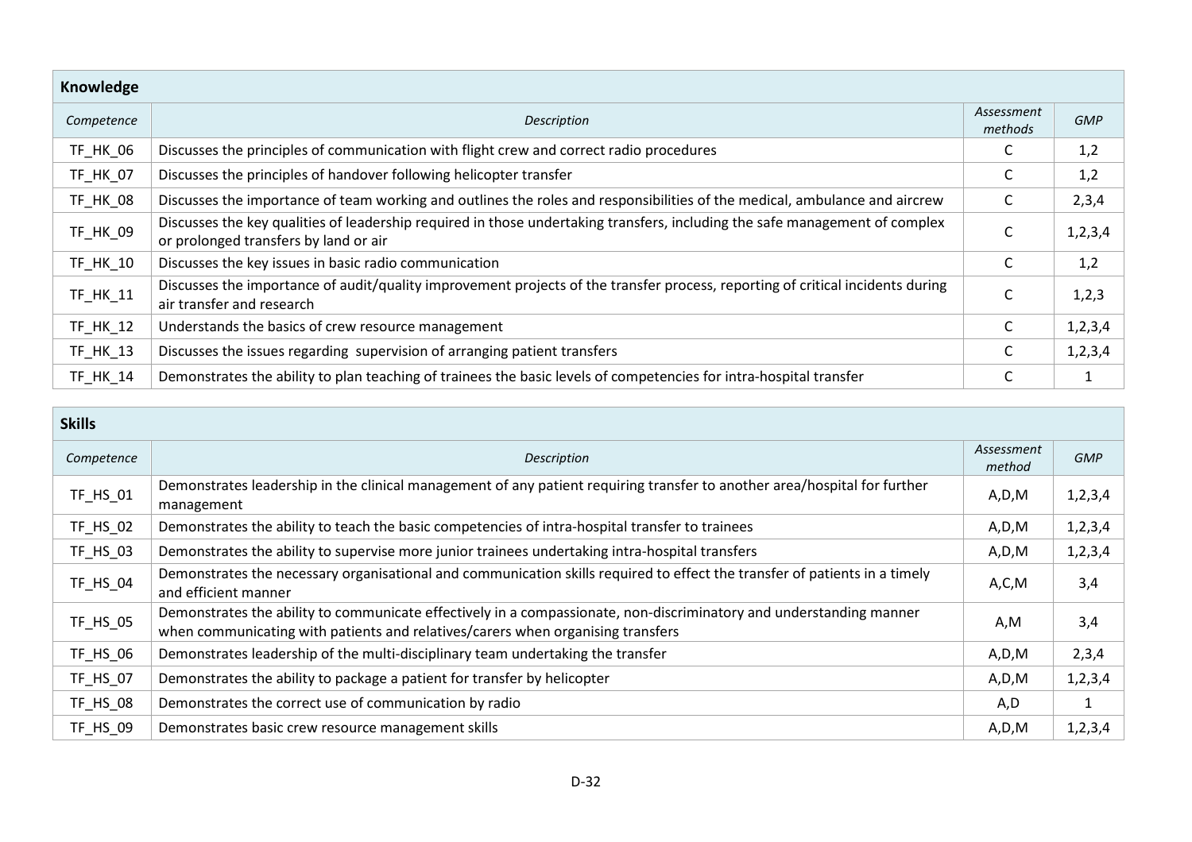| **Knowledge** | | | |
|---|---|---|---|
| *Competence* | *Description* | *Assessment methods* | *GMP* |
| TF_HK_06 | Discusses the principles of communication with flight crew and correct radio procedures | C | 1,2 |
| TF_HK_07 | Discusses the principles of handover following helicopter transfer | C | 1,2 |
| TF_HK_08 | Discusses the importance of team working and outlines the roles and responsibilities of the medical, ambulance and aircrew | C | 2,3,4 |
| TF_HK_09 | Discusses the key qualities of leadership required in those undertaking transfers, including the safe management of complex or prolonged transfers by land or air | C | 1,2,3,4 |
| TF_HK_10 | Discusses the key issues in basic radio communication | C | 1,2 |
| TF_HK_11 | Discusses the importance of audit/quality improvement projects of the transfer process, reporting of critical incidents during air transfer and research | C | 1,2,3 |
| TF_HK_12 | Understands the basics of crew resource management | C | 1,2,3,4 |
| TF_HK_13 | Discusses the issues regarding supervision of arranging patient transfers | C | 1,2,3,4 |
| TF_HK_14 | Demonstrates the ability to plan teaching of trainees the basic levels of competencies for intra-hospital transfer | C | 1 |

| **Skills** | | | |
|---|---|---|---|
| *Competence* | *Description* | *Assessment method* | *GMP* |
| TF_HS_01 | Demonstrates leadership in the clinical management of any patient requiring transfer to another area/hospital for further management | A,D,M | 1,2,3,4 |
| TF_HS_02 | Demonstrates the ability to teach the basic competencies of intra-hospital transfer to trainees | A,D,M | 1,2,3,4 |
| TF_HS_03 | Demonstrates the ability to supervise more junior trainees undertaking intra-hospital transfers | A,D,M | 1,2,3,4 |
| TF_HS_04 | Demonstrates the necessary organisational and communication skills required to effect the transfer of patients in a timely and efficient manner | A,C,M | 3,4 |
| TF_HS_05 | Demonstrates the ability to communicate effectively in a compassionate, non-discriminatory and understanding manner when communicating with patients and relatives/carers when organising transfers | A,M | 3,4 |
| TF_HS_06 | Demonstrates leadership of the multi-disciplinary team undertaking the transfer | A,D,M | 2,3,4 |
| TF_HS_07 | Demonstrates the ability to package a patient for transfer by helicopter | A,D,M | 1,2,3,4 |
| TF_HS_08 | Demonstrates the correct use of communication by radio | A,D | 1 |
| TF_HS_09 | Demonstrates basic crew resource management skills | A,D,M | 1,2,3,4 |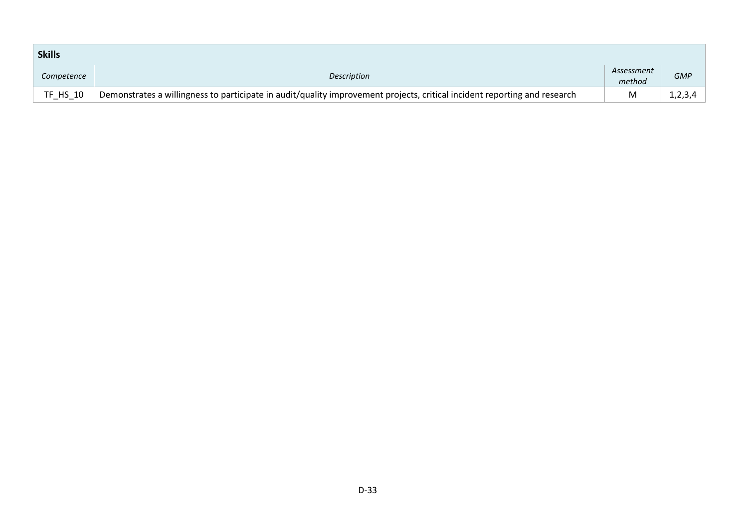| Skills | | | |
|---|---|---|---|
| *Competence* | *Description* | *Assessment method* | *GMP* |
| TF_HS_10 | Demonstrates a willingness to participate in audit/quality improvement projects, critical incident reporting and research | M | 1,2,3,4 |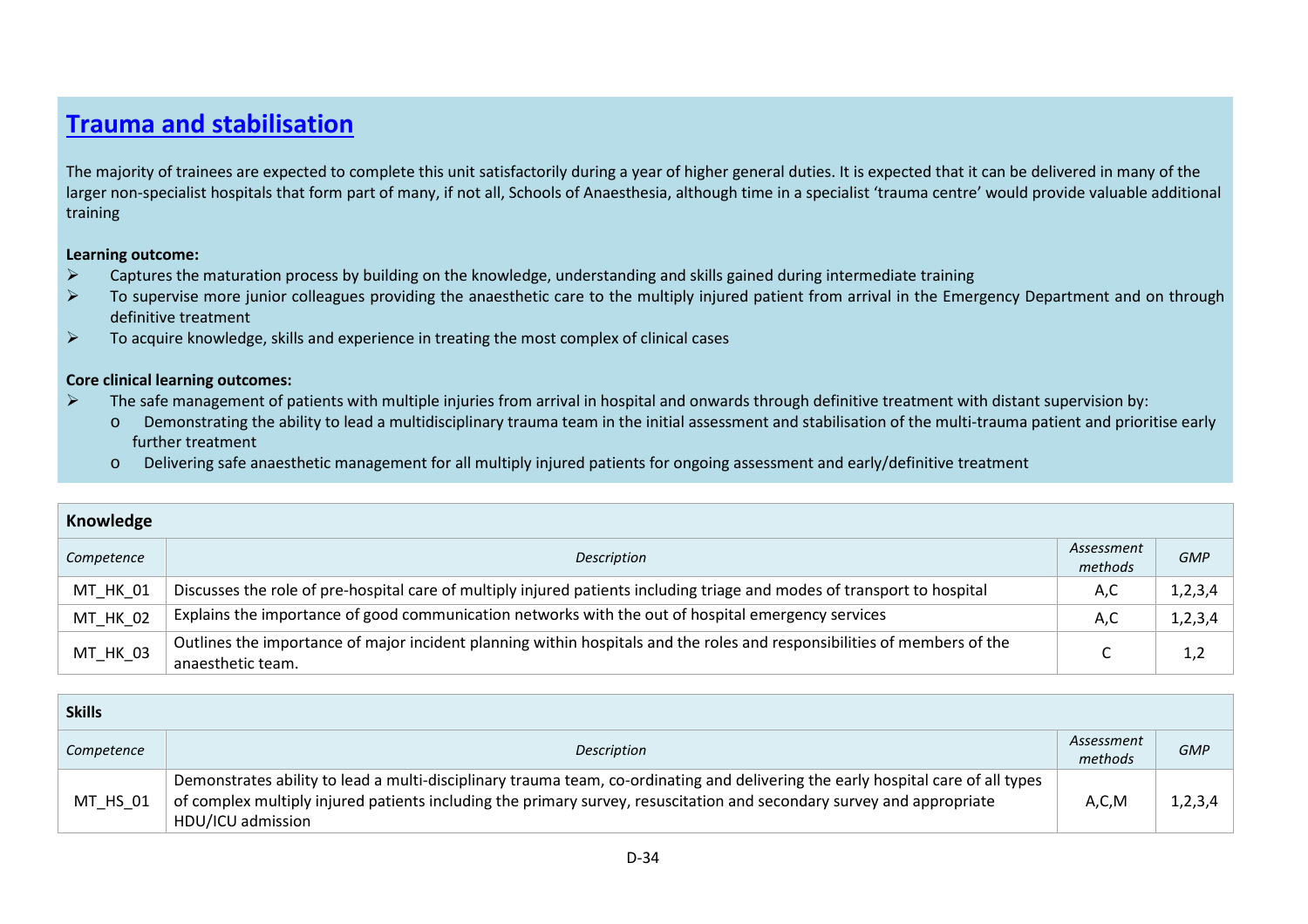## Trauma and stabilisation

The majority of trainees are expected to complete this unit satisfactorily during a year of higher general duties. It is expected that it can be delivered in many of the larger non-specialist hospitals that form part of many, if not all, Schools of Anaesthesia, although time in a specialist 'trauma centre' would provide valuable additional training

**Learning outcome:**

- Captures the maturation process by building on the knowledge, understanding and skills gained during intermediate training
- To supervise more junior colleagues providing the anaesthetic care to the multiply injured patient from arrival in the Emergency Department and on through definitive treatment
- To acquire knowledge, skills and experience in treating the most complex of clinical cases

**Core clinical learning outcomes:**

- The safe management of patients with multiple injuries from arrival in hospital and onwards through definitive treatment with distant supervision by:
  - Demonstrating the ability to lead a multidisciplinary trauma team in the initial assessment and stabilisation of the multi-trauma patient and prioritise early further treatment
  - Delivering safe anaesthetic management for all multiply injured patients for ongoing assessment and early/definitive treatment

**Knowledge**

| *Competence* | *Description* | *Assessment methods* | *GMP* |
|---|---|---|---|
| MT_HK_01 | Discusses the role of pre-hospital care of multiply injured patients including triage and modes of transport to hospital | A,C | 1,2,3,4 |
| MT_HK_02 | Explains the importance of good communication networks with the out of hospital emergency services | A,C | 1,2,3,4 |
| MT_HK_03 | Outlines the importance of major incident planning within hospitals and the roles and responsibilities of members of the anaesthetic team. | C | 1,2 |

**Skills**

| *Competence* | *Description* | *Assessment methods* | *GMP* |
|---|---|---|---|
| MT_HS_01 | Demonstrates ability to lead a multi-disciplinary trauma team, co-ordinating and delivering the early hospital care of all types of complex multiply injured patients including the primary survey, resuscitation and secondary survey and appropriate HDU/ICU admission | A,C,M | 1,2,3,4 |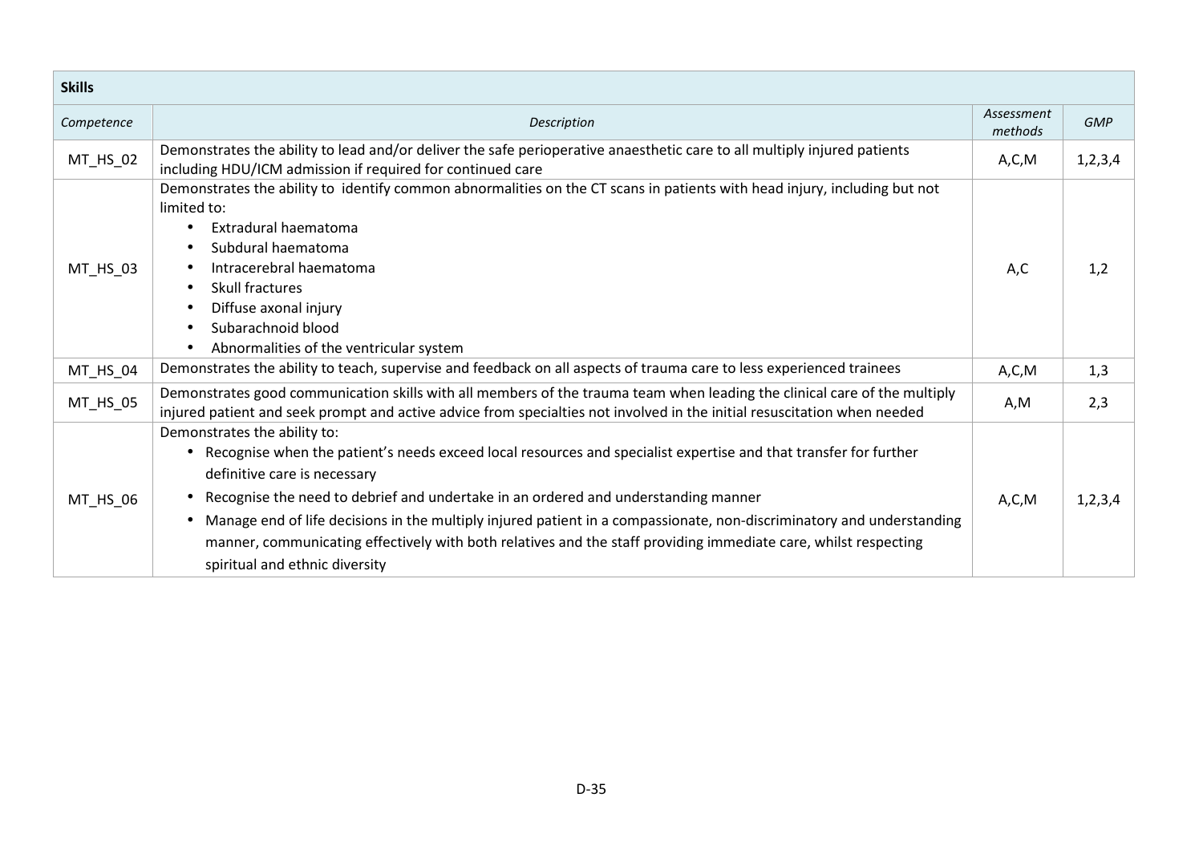| **Skills** | | | |
|---|---|---|---|
| *Competence* | *Description* | *Assessment methods* | *GMP* |
| MT_HS_02 | Demonstrates the ability to lead and/or deliver the safe perioperative anaesthetic care to all multiply injured patients including HDU/ICM admission if required for continued care | A,C,M | 1,2,3,4 |
| MT_HS_03 | Demonstrates the ability to identify common abnormalities on the CT scans in patients with head injury, including but not limited to: <br>• Extradural haematoma <br>• Subdural haematoma <br>• Intracerebral haematoma <br>• Skull fractures <br>• Diffuse axonal injury <br>• Subarachnoid blood <br>• Abnormalities of the ventricular system | A,C | 1,2 |
| MT_HS_04 | Demonstrates the ability to teach, supervise and feedback on all aspects of trauma care to less experienced trainees | A,C,M | 1,3 |
| MT_HS_05 | Demonstrates good communication skills with all members of the trauma team when leading the clinical care of the multiply injured patient and seek prompt and active advice from specialties not involved in the initial resuscitation when needed | A,M | 2,3 |
| MT_HS_06 | Demonstrates the ability to: <br>• Recognise when the patient's needs exceed local resources and specialist expertise and that transfer for further definitive care is necessary <br>• Recognise the need to debrief and undertake in an ordered and understanding manner <br>• Manage end of life decisions in the multiply injured patient in a compassionate, non-discriminatory and understanding manner, communicating effectively with both relatives and the staff providing immediate care, whilst respecting spiritual and ethnic diversity | A,C,M | 1,2,3,4 |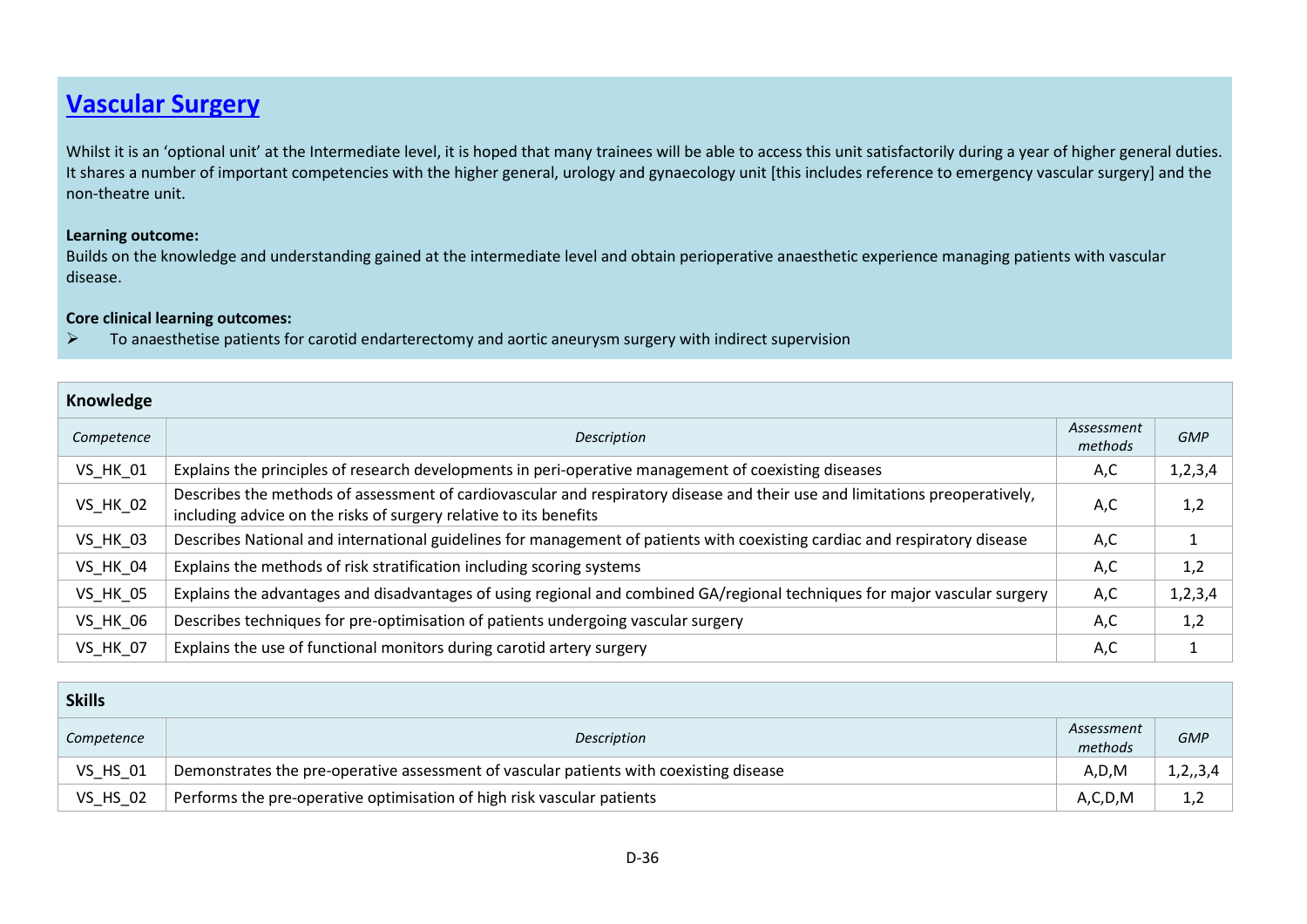# Vascular Surgery

Whilst it is an 'optional unit' at the Intermediate level, it is hoped that many trainees will be able to access this unit satisfactorily during a year of higher general duties. It shares a number of important competencies with the higher general, urology and gynaecology unit [this includes reference to emergency vascular surgery] and the non-theatre unit.

**Learning outcome:**
Builds on the knowledge and understanding gained at the intermediate level and obtain perioperative anaesthetic experience managing patients with vascular disease.

**Core clinical learning outcomes:**

- To anaesthetise patients for carotid endarterectomy and aortic aneurysm surgery with indirect supervision

| **Knowledge** | | | |
|---|---|---|---|
| *Competence* | *Description* | *Assessment methods* | *GMP* |
| VS_HK_01 | Explains the principles of research developments in peri-operative management of coexisting diseases | A,C | 1,2,3,4 |
| VS_HK_02 | Describes the methods of assessment of cardiovascular and respiratory disease and their use and limitations preoperatively, including advice on the risks of surgery relative to its benefits | A,C | 1,2 |
| VS_HK_03 | Describes National and international guidelines for management of patients with coexisting cardiac and respiratory disease | A,C | 1 |
| VS_HK_04 | Explains the methods of risk stratification including scoring systems | A,C | 1,2 |
| VS_HK_05 | Explains the advantages and disadvantages of using regional and combined GA/regional techniques for major vascular surgery | A,C | 1,2,3,4 |
| VS_HK_06 | Describes techniques for pre-optimisation of patients undergoing vascular surgery | A,C | 1,2 |
| VS_HK_07 | Explains the use of functional monitors during carotid artery surgery | A,C | 1 |

| **Skills** | | | |
|---|---|---|---|
| *Competence* | *Description* | *Assessment methods* | *GMP* |
| VS_HS_01 | Demonstrates the pre-operative assessment of vascular patients with coexisting disease | A,D,M | 1,2,,3,4 |
| VS_HS_02 | Performs the pre-operative optimisation of high risk vascular patients | A,C,D,M | 1,2 |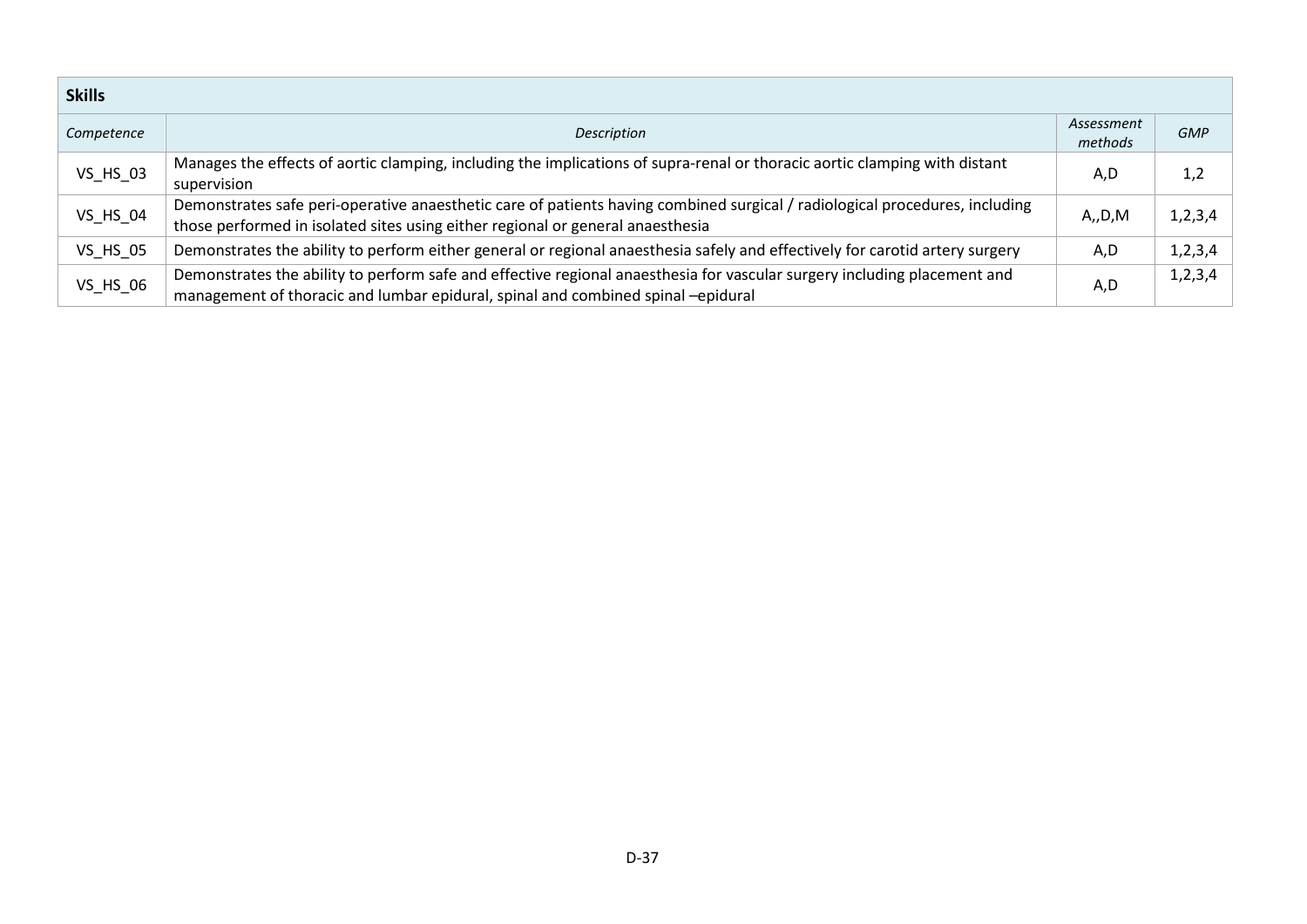| **Skills** | | | |
|---|---|---|---|
| *Competence* | *Description* | *Assessment methods* | *GMP* |
| VS_HS_03 | Manages the effects of aortic clamping, including the implications of supra-renal or thoracic aortic clamping with distant supervision | A,D | 1,2 |
| VS_HS_04 | Demonstrates safe peri-operative anaesthetic care of patients having combined surgical / radiological procedures, including those performed in isolated sites using either regional or general anaesthesia | A,,D,M | 1,2,3,4 |
| VS_HS_05 | Demonstrates the ability to perform either general or regional anaesthesia safely and effectively for carotid artery surgery | A,D | 1,2,3,4 |
| VS_HS_06 | Demonstrates the ability to perform safe and effective regional anaesthesia for vascular surgery including placement and management of thoracic and lumbar epidural, spinal and combined spinal –epidural | A,D | 1,2,3,4 |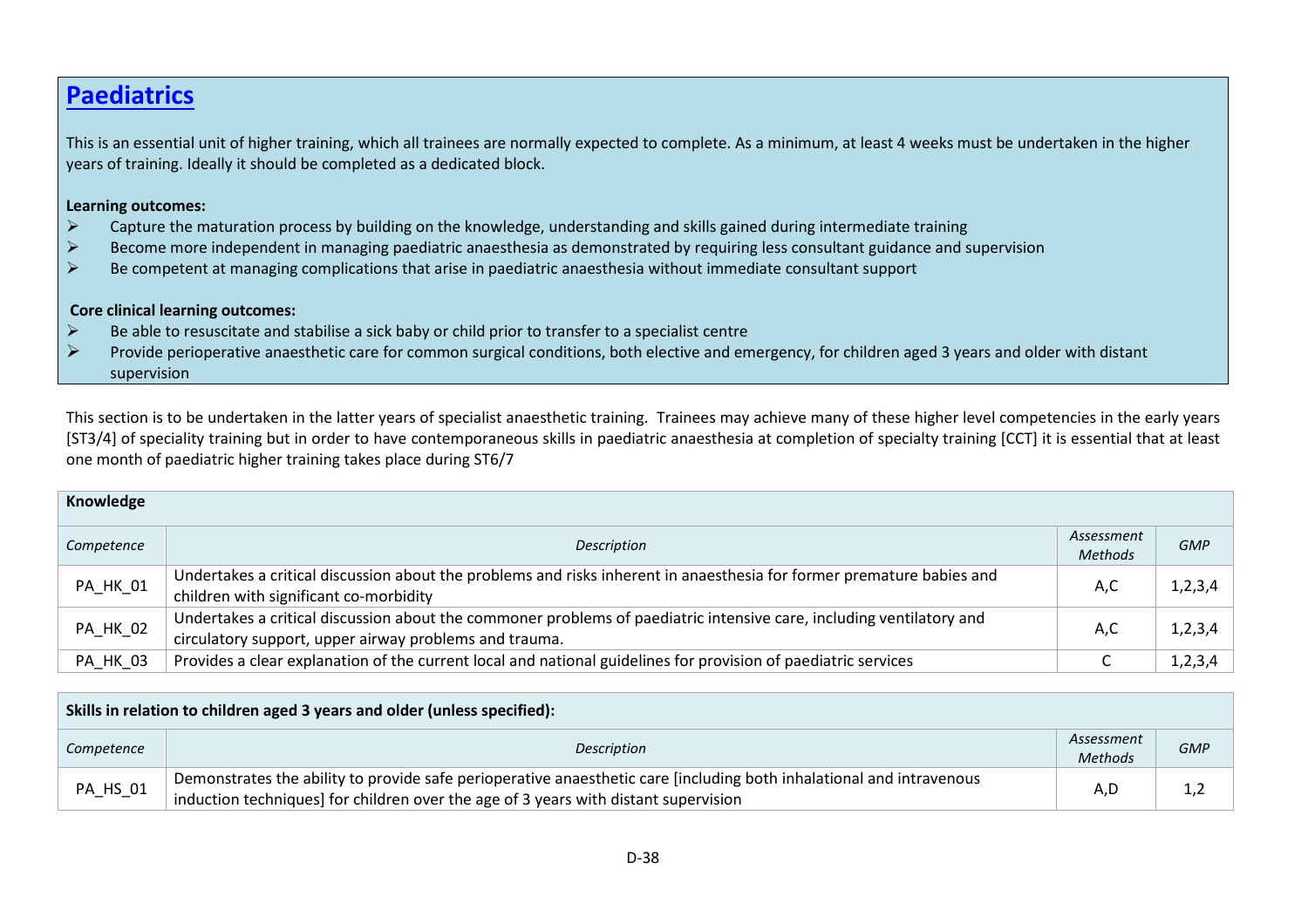# Paediatrics

This is an essential unit of higher training, which all trainees are normally expected to complete. As a minimum, at least 4 weeks must be undertaken in the higher years of training. Ideally it should be completed as a dedicated block.

**Learning outcomes:**

- Capture the maturation process by building on the knowledge, understanding and skills gained during intermediate training
- Become more independent in managing paediatric anaesthesia as demonstrated by requiring less consultant guidance and supervision
- Be competent at managing complications that arise in paediatric anaesthesia without immediate consultant support

**Core clinical learning outcomes:**

- Be able to resuscitate and stabilise a sick baby or child prior to transfer to a specialist centre
- Provide perioperative anaesthetic care for common surgical conditions, both elective and emergency, for children aged 3 years and older with distant supervision

This section is to be undertaken in the latter years of specialist anaesthetic training. Trainees may achieve many of these higher level competencies in the early years [ST3/4] of speciality training but in order to have contemporaneous skills in paediatric anaesthesia at completion of specialty training [CCT] it is essential that at least one month of paediatric higher training takes place during ST6/7

**Knowledge**

| *Competence* | *Description* | *Assessment Methods* | *GMP* |
|---|---|---|---|
| PA_HK_01 | Undertakes a critical discussion about the problems and risks inherent in anaesthesia for former premature babies and children with significant co-morbidity | A,C | 1,2,3,4 |
| PA_HK_02 | Undertakes a critical discussion about the commoner problems of paediatric intensive care, including ventilatory and circulatory support, upper airway problems and trauma. | A,C | 1,2,3,4 |
| PA_HK_03 | Provides a clear explanation of the current local and national guidelines for provision of paediatric services | C | 1,2,3,4 |

**Skills in relation to children aged 3 years and older (unless specified):**

| *Competence* | *Description* | *Assessment Methods* | *GMP* |
|---|---|---|---|
| PA_HS_01 | Demonstrates the ability to provide safe perioperative anaesthetic care [including both inhalational and intravenous induction techniques] for children over the age of 3 years with distant supervision | A,D | 1,2 |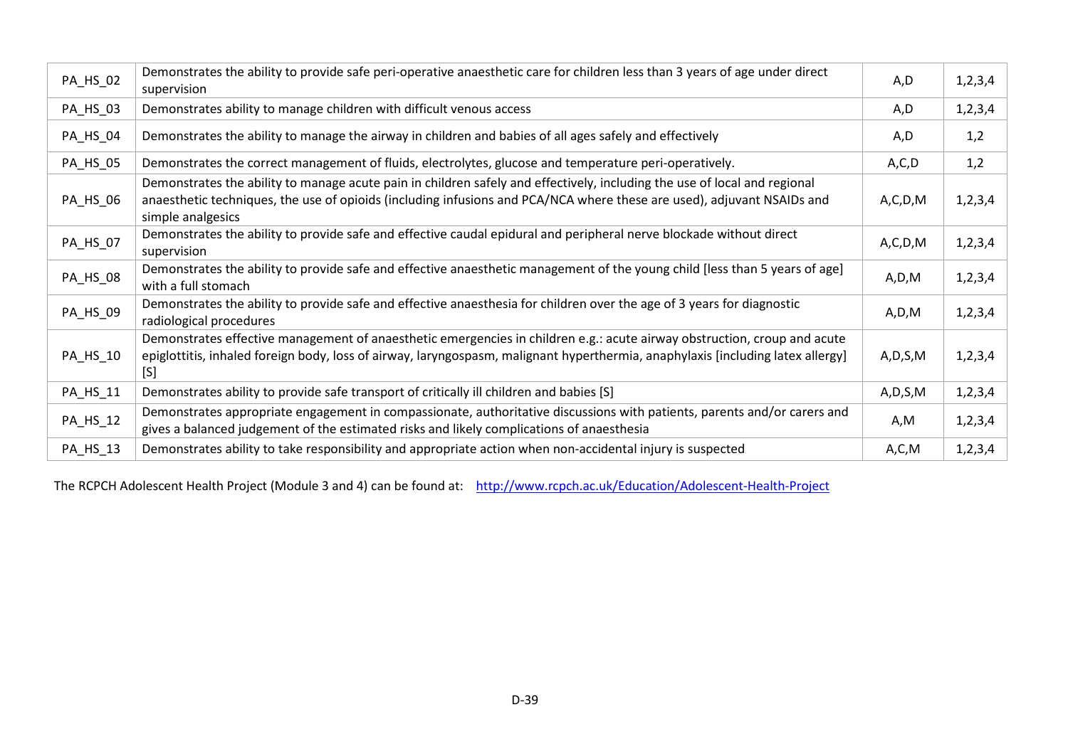| PA_HS_02 | Demonstrates the ability to provide safe peri-operative anaesthetic care for children less than 3 years of age under direct supervision | A,D | 1,2,3,4 |
|---|---|---|---|
| PA_HS_03 | Demonstrates ability to manage children with difficult venous access | A,D | 1,2,3,4 |
| PA_HS_04 | Demonstrates the ability to manage the airway in children and babies of all ages safely and effectively | A,D | 1,2 |
| PA_HS_05 | Demonstrates the correct management of fluids, electrolytes, glucose and temperature peri-operatively. | A,C,D | 1,2 |
| PA_HS_06 | Demonstrates the ability to manage acute pain in children safely and effectively, including the use of local and regional anaesthetic techniques, the use of opioids (including infusions and PCA/NCA where these are used), adjuvant NSAIDs and simple analgesics | A,C,D,M | 1,2,3,4 |
| PA_HS_07 | Demonstrates the ability to provide safe and effective caudal epidural and peripheral nerve blockade without direct supervision | A,C,D,M | 1,2,3,4 |
| PA_HS_08 | Demonstrates the ability to provide safe and effective anaesthetic management of the young child [less than 5 years of age] with a full stomach | A,D,M | 1,2,3,4 |
| PA_HS_09 | Demonstrates the ability to provide safe and effective anaesthesia for children over the age of 3 years for diagnostic radiological procedures | A,D,M | 1,2,3,4 |
| PA_HS_10 | Demonstrates effective management of anaesthetic emergencies in children e.g.: acute airway obstruction, croup and acute epiglottitis, inhaled foreign body, loss of airway, laryngospasm, malignant hyperthermia, anaphylaxis [including latex allergy] [S] | A,D,S,M | 1,2,3,4 |
| PA_HS_11 | Demonstrates ability to provide safe transport of critically ill children and babies [S] | A,D,S,M | 1,2,3,4 |
| PA_HS_12 | Demonstrates appropriate engagement in compassionate, authoritative discussions with patients, parents and/or carers and gives a balanced judgement of the estimated risks and likely complications of anaesthesia | A,M | 1,2,3,4 |
| PA_HS_13 | Demonstrates ability to take responsibility and appropriate action when non-accidental injury is suspected | A,C,M | 1,2,3,4 |

The RCPCH Adolescent Health Project (Module 3 and 4) can be found at: http://www.rcpch.ac.uk/Education/Adolescent-Health-Project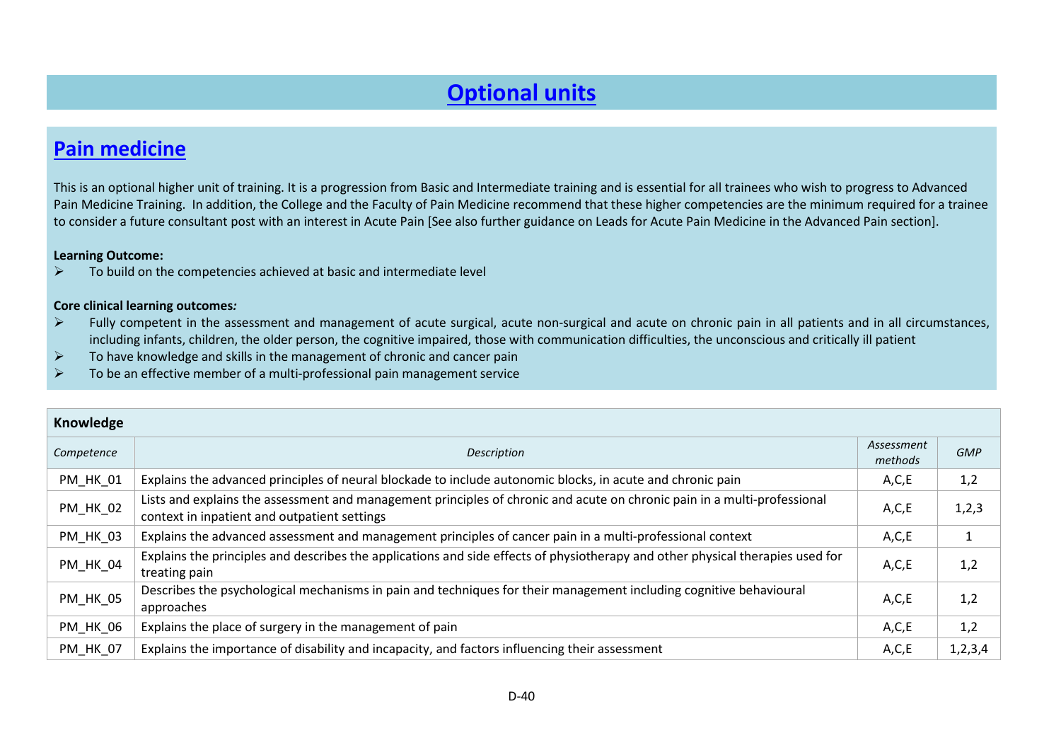# Optional units

## Pain medicine

This is an optional higher unit of training. It is a progression from Basic and Intermediate training and is essential for all trainees who wish to progress to Advanced Pain Medicine Training. In addition, the College and the Faculty of Pain Medicine recommend that these higher competencies are the minimum required for a trainee to consider a future consultant post with an interest in Acute Pain [See also further guidance on Leads for Acute Pain Medicine in the Advanced Pain section].

**Learning Outcome:**

- To build on the competencies achieved at basic and intermediate level

**Core clinical learning outcomes*:***

- Fully competent in the assessment and management of acute surgical, acute non-surgical and acute on chronic pain in all patients and in all circumstances, including infants, children, the older person, the cognitive impaired, those with communication difficulties, the unconscious and critically ill patient
- To have knowledge and skills in the management of chronic and cancer pain
- To be an effective member of a multi-professional pain management service

| **Knowledge** | | | |
|---|---|---|---|
| *Competence* | *Description* | *Assessment methods* | *GMP* |
| PM_HK_01 | Explains the advanced principles of neural blockade to include autonomic blocks, in acute and chronic pain | A,C,E | 1,2 |
| PM_HK_02 | Lists and explains the assessment and management principles of chronic and acute on chronic pain in a multi-professional context in inpatient and outpatient settings | A,C,E | 1,2,3 |
| PM_HK_03 | Explains the advanced assessment and management principles of cancer pain in a multi-professional context | A,C,E | 1 |
| PM_HK_04 | Explains the principles and describes the applications and side effects of physiotherapy and other physical therapies used for treating pain | A,C,E | 1,2 |
| PM_HK_05 | Describes the psychological mechanisms in pain and techniques for their management including cognitive behavioural approaches | A,C,E | 1,2 |
| PM_HK_06 | Explains the place of surgery in the management of pain | A,C,E | 1,2 |
| PM_HK_07 | Explains the importance of disability and incapacity, and factors influencing their assessment | A,C,E | 1,2,3,4 |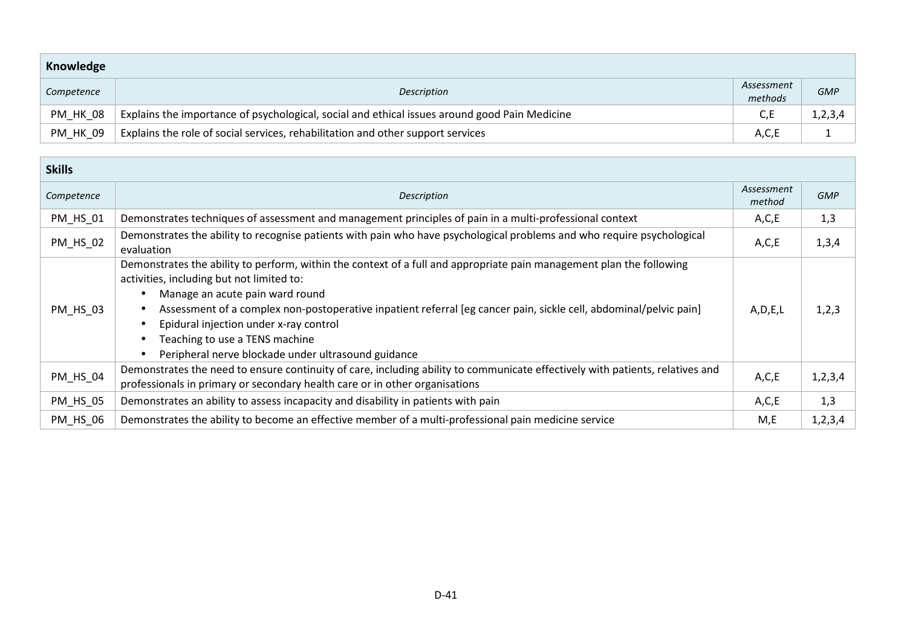| Knowledge | | | |
|---|---|---|---|
| *Competence* | *Description* | *Assessment methods* | *GMP* |
| PM_HK_08 | Explains the importance of psychological, social and ethical issues around good Pain Medicine | C,E | 1,2,3,4 |
| PM_HK_09 | Explains the role of social services, rehabilitation and other support services | A,C,E | 1 |

| Skills | | | |
|---|---|---|---|
| *Competence* | *Description* | *Assessment method* | *GMP* |
| PM_HS_01 | Demonstrates techniques of assessment and management principles of pain in a multi-professional context | A,C,E | 1,3 |
| PM_HS_02 | Demonstrates the ability to recognise patients with pain who have psychological problems and who require psychological evaluation | A,C,E | 1,3,4 |
| PM_HS_03 | Demonstrates the ability to perform, within the context of a full and appropriate pain management plan the following activities, including but not limited to: <br>• Manage an acute pain ward round <br>• Assessment of a complex non-postoperative inpatient referral [eg cancer pain, sickle cell, abdominal/pelvic pain] <br>• Epidural injection under x-ray control <br>• Teaching to use a TENS machine <br>• Peripheral nerve blockade under ultrasound guidance | A,D,E,L | 1,2,3 |
| PM_HS_04 | Demonstrates the need to ensure continuity of care, including ability to communicate effectively with patients, relatives and professionals in primary or secondary health care or in other organisations | A,C,E | 1,2,3,4 |
| PM_HS_05 | Demonstrates an ability to assess incapacity and disability in patients with pain | A,C,E | 1,3 |
| PM_HS_06 | Demonstrates the ability to become an effective member of a multi-professional pain medicine service | M,E | 1,2,3,4 |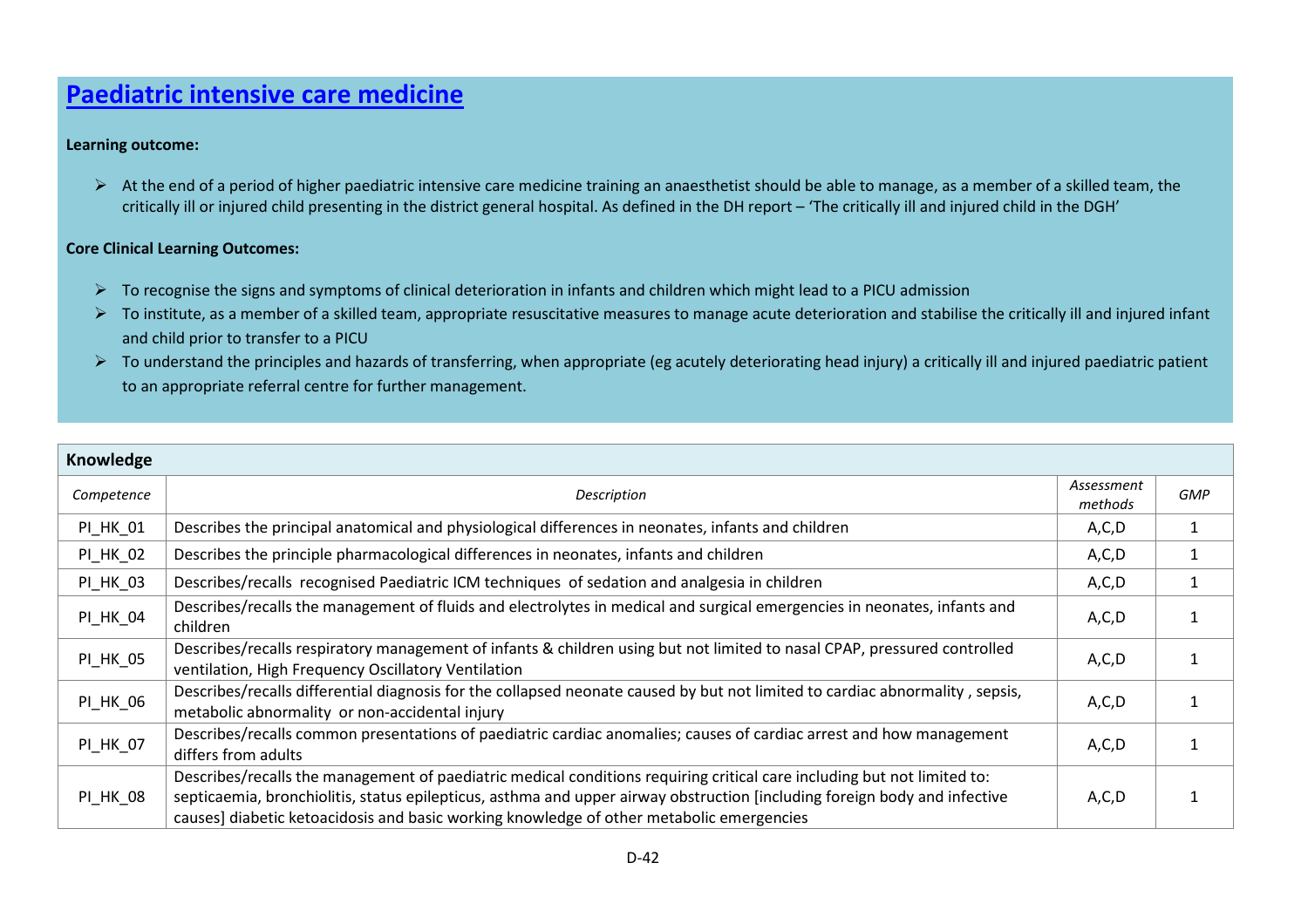# Paediatric intensive care medicine

**Learning outcome:**

- At the end of a period of higher paediatric intensive care medicine training an anaesthetist should be able to manage, as a member of a skilled team, the critically ill or injured child presenting in the district general hospital. As defined in the DH report – 'The critically ill and injured child in the DGH'

**Core Clinical Learning Outcomes:**

- To recognise the signs and symptoms of clinical deterioration in infants and children which might lead to a PICU admission
- To institute, as a member of a skilled team, appropriate resuscitative measures to manage acute deterioration and stabilise the critically ill and injured infant and child prior to transfer to a PICU
- To understand the principles and hazards of transferring, when appropriate (eg acutely deteriorating head injury) a critically ill and injured paediatric patient to an appropriate referral centre for further management.

| **Knowledge** | | | |
|---|---|---|---|
| *Competence* | *Description* | *Assessment methods* | *GMP* |
| PI_HK_01 | Describes the principal anatomical and physiological differences in neonates, infants and children | A,C,D | 1 |
| PI_HK_02 | Describes the principle pharmacological differences in neonates, infants and children | A,C,D | 1 |
| PI_HK_03 | Describes/recalls recognised Paediatric ICM techniques of sedation and analgesia in children | A,C,D | 1 |
| PI_HK_04 | Describes/recalls the management of fluids and electrolytes in medical and surgical emergencies in neonates, infants and children | A,C,D | 1 |
| PI_HK_05 | Describes/recalls respiratory management of infants & children using but not limited to nasal CPAP, pressured controlled ventilation, High Frequency Oscillatory Ventilation | A,C,D | 1 |
| PI_HK_06 | Describes/recalls differential diagnosis for the collapsed neonate caused by but not limited to cardiac abnormality , sepsis, metabolic abnormality or non-accidental injury | A,C,D | 1 |
| PI_HK_07 | Describes/recalls common presentations of paediatric cardiac anomalies; causes of cardiac arrest and how management differs from adults | A,C,D | 1 |
| PI_HK_08 | Describes/recalls the management of paediatric medical conditions requiring critical care including but not limited to: septicaemia, bronchiolitis, status epilepticus, asthma and upper airway obstruction [including foreign body and infective causes] diabetic ketoacidosis and basic working knowledge of other metabolic emergencies | A,C,D | 1 |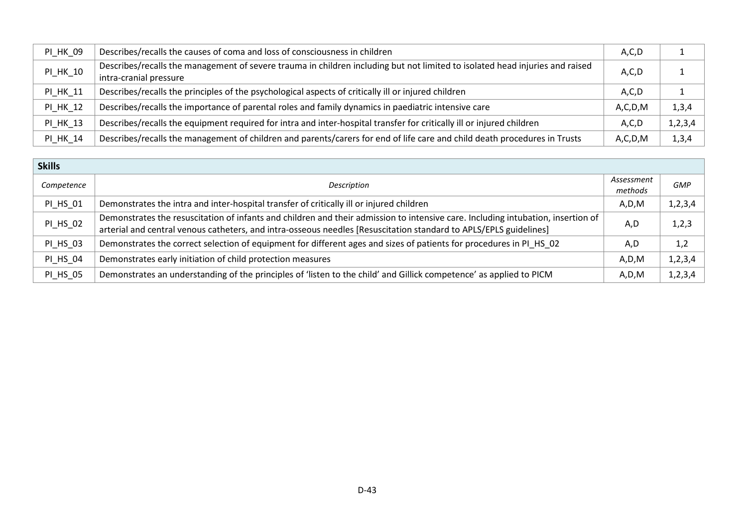| | | | |
|---|---|---|---|
| PI_HK_09 | Describes/recalls the causes of coma and loss of consciousness in children | A,C,D | 1 |
| PI_HK_10 | Describes/recalls the management of severe trauma in children including but not limited to isolated head injuries and raised intra-cranial pressure | A,C,D | 1 |
| PI_HK_11 | Describes/recalls the principles of the psychological aspects of critically ill or injured children | A,C,D | 1 |
| PI_HK_12 | Describes/recalls the importance of parental roles and family dynamics in paediatric intensive care | A,C,D,M | 1,3,4 |
| PI_HK_13 | Describes/recalls the equipment required for intra and inter-hospital transfer for critically ill or injured children | A,C,D | 1,2,3,4 |
| PI_HK_14 | Describes/recalls the management of children and parents/carers for end of life care and child death procedures in Trusts | A,C,D,M | 1,3,4 |

**Skills**

| *Competence* | *Description* | *Assessment methods* | *GMP* |
|---|---|---|---|
| PI_HS_01 | Demonstrates the intra and inter-hospital transfer of critically ill or injured children | A,D,M | 1,2,3,4 |
| PI_HS_02 | Demonstrates the resuscitation of infants and children and their admission to intensive care. Including intubation, insertion of arterial and central venous catheters, and intra-osseous needles [Resuscitation standard to APLS/EPLS guidelines] | A,D | 1,2,3 |
| PI_HS_03 | Demonstrates the correct selection of equipment for different ages and sizes of patients for procedures in PI_HS_02 | A,D | 1,2 |
| PI_HS_04 | Demonstrates early initiation of child protection measures | A,D,M | 1,2,3,4 |
| PI_HS_05 | Demonstrates an understanding of the principles of 'listen to the child' and Gillick competence' as applied to PICM | A,D,M | 1,2,3,4 |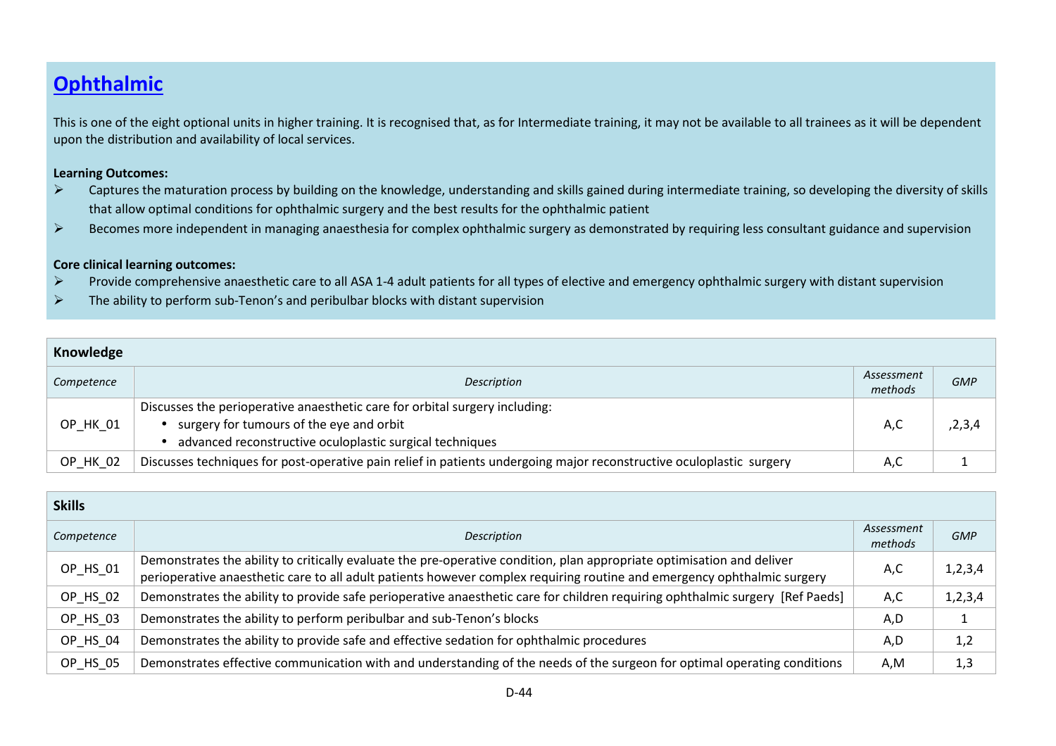# Ophthalmic

This is one of the eight optional units in higher training. It is recognised that, as for Intermediate training, it may not be available to all trainees as it will be dependent upon the distribution and availability of local services.

**Learning Outcomes:**

- Captures the maturation process by building on the knowledge, understanding and skills gained during intermediate training, so developing the diversity of skills that allow optimal conditions for ophthalmic surgery and the best results for the ophthalmic patient
- Becomes more independent in managing anaesthesia for complex ophthalmic surgery as demonstrated by requiring less consultant guidance and supervision

**Core clinical learning outcomes:**

- Provide comprehensive anaesthetic care to all ASA 1-4 adult patients for all types of elective and emergency ophthalmic surgery with distant supervision
- The ability to perform sub-Tenon's and peribulbar blocks with distant supervision

**Knowledge**

| *Competence* | *Description* | *Assessment methods* | *GMP* |
|---|---|---|---|
| OP_HK_01 | Discusses the perioperative anaesthetic care for orbital surgery including:<br>• surgery for tumours of the eye and orbit<br>• advanced reconstructive oculoplastic surgical techniques | A,C | ,2,3,4 |
| OP_HK_02 | Discusses techniques for post-operative pain relief in patients undergoing major reconstructive oculoplastic surgery | A,C | 1 |

**Skills**

| *Competence* | *Description* | *Assessment methods* | *GMP* |
|---|---|---|---|
| OP_HS_01 | Demonstrates the ability to critically evaluate the pre-operative condition, plan appropriate optimisation and deliver perioperative anaesthetic care to all adult patients however complex requiring routine and emergency ophthalmic surgery | A,C | 1,2,3,4 |
| OP_HS_02 | Demonstrates the ability to provide safe perioperative anaesthetic care for children requiring ophthalmic surgery [Ref Paeds] | A,C | 1,2,3,4 |
| OP_HS_03 | Demonstrates the ability to perform peribulbar and sub-Tenon's blocks | A,D | 1 |
| OP_HS_04 | Demonstrates the ability to provide safe and effective sedation for ophthalmic procedures | A,D | 1,2 |
| OP_HS_05 | Demonstrates effective communication with and understanding of the needs of the surgeon for optimal operating conditions | A,M | 1,3 |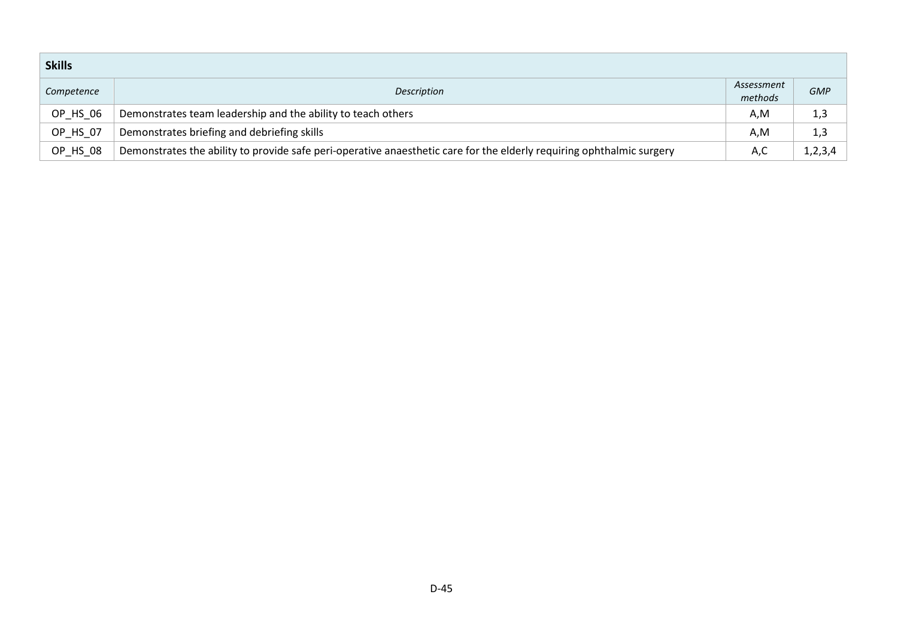| **Skills** | | | |
|---|---|---|---|
| *Competence* | *Description* | *Assessment methods* | *GMP* |
| OP_HS_06 | Demonstrates team leadership and the ability to teach others | A,M | 1,3 |
| OP_HS_07 | Demonstrates briefing and debriefing skills | A,M | 1,3 |
| OP_HS_08 | Demonstrates the ability to provide safe peri-operative anaesthetic care for the elderly requiring ophthalmic surgery | A,C | 1,2,3,4 |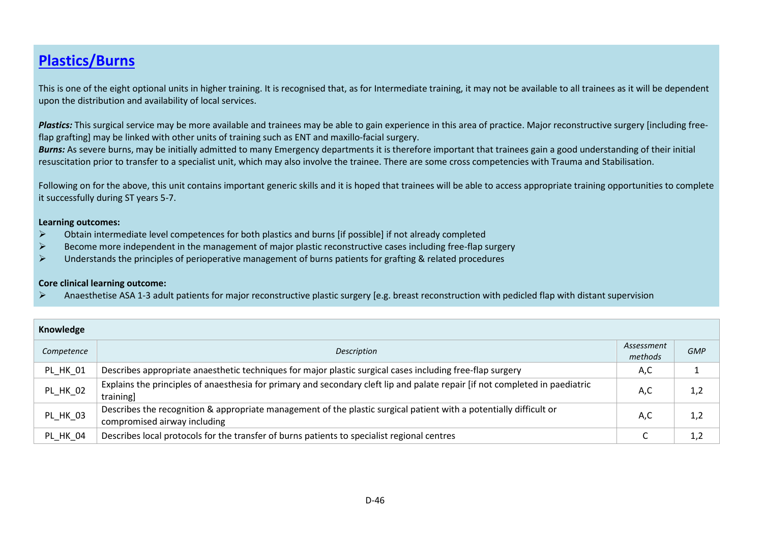## Plastics/Burns

This is one of the eight optional units in higher training. It is recognised that, as for Intermediate training, it may not be available to all trainees as it will be dependent upon the distribution and availability of local services.

***Plastics:*** This surgical service may be more available and trainees may be able to gain experience in this area of practice. Major reconstructive surgery [including free-flap grafting] may be linked with other units of training such as ENT and maxillo-facial surgery.
***Burns:*** As severe burns, may be initially admitted to many Emergency departments it is therefore important that trainees gain a good understanding of their initial resuscitation prior to transfer to a specialist unit, which may also involve the trainee. There are some cross competencies with Trauma and Stabilisation.

Following on for the above, this unit contains important generic skills and it is hoped that trainees will be able to access appropriate training opportunities to complete it successfully during ST years 5-7.

**Learning outcomes:**

- Obtain intermediate level competences for both plastics and burns [if possible] if not already completed
- Become more independent in the management of major plastic reconstructive cases including free-flap surgery
- Understands the principles of perioperative management of burns patients for grafting & related procedures

**Core clinical learning outcome:**

- Anaesthetise ASA 1-3 adult patients for major reconstructive plastic surgery [e.g. breast reconstruction with pedicled flap with distant supervision

**Knowledge**

| *Competence* | *Description* | *Assessment methods* | *GMP* |
|---|---|---|---|
| PL_HK_01 | Describes appropriate anaesthetic techniques for major plastic surgical cases including free-flap surgery | A,C | 1 |
| PL_HK_02 | Explains the principles of anaesthesia for primary and secondary cleft lip and palate repair [if not completed in paediatric training] | A,C | 1,2 |
| PL_HK_03 | Describes the recognition & appropriate management of the plastic surgical patient with a potentially difficult or compromised airway including | A,C | 1,2 |
| PL_HK_04 | Describes local protocols for the transfer of burns patients to specialist regional centres | C | 1,2 |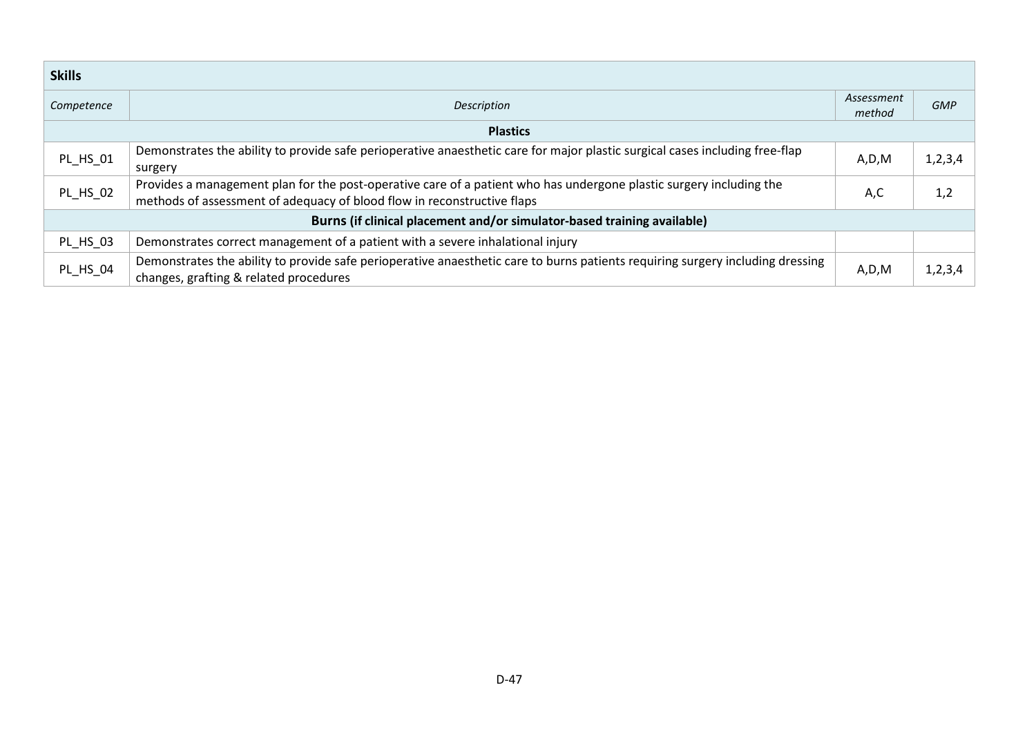| **Skills** | | | |
|---|---|---|---|
| *Competence* | *Description* | *Assessment method* | *GMP* |
| | **Plastics** | | |
| PL_HS_01 | Demonstrates the ability to provide safe perioperative anaesthetic care for major plastic surgical cases including free-flap surgery | A,D,M | 1,2,3,4 |
| PL_HS_02 | Provides a management plan for the post-operative care of a patient who has undergone plastic surgery including the methods of assessment of adequacy of blood flow in reconstructive flaps | A,C | 1,2 |
| | **Burns (if clinical placement and/or simulator-based training available)** | | |
| PL_HS_03 | Demonstrates correct management of a patient with a severe inhalational injury | | |
| PL_HS_04 | Demonstrates the ability to provide safe perioperative anaesthetic care to burns patients requiring surgery including dressing changes, grafting & related procedures | A,D,M | 1,2,3,4 |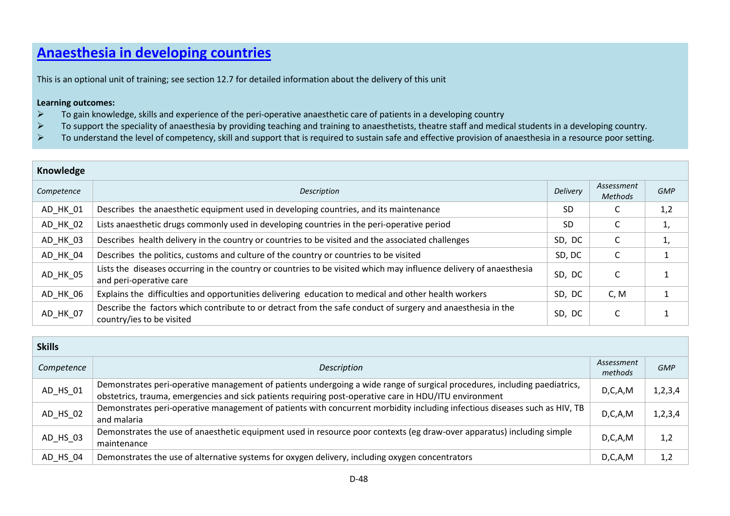# Anaesthesia in developing countries

This is an optional unit of training; see section 12.7 for detailed information about the delivery of this unit

**Learning outcomes:**

- To gain knowledge, skills and experience of the peri-operative anaesthetic care of patients in a developing country
- To support the speciality of anaesthesia by providing teaching and training to anaesthetists, theatre staff and medical students in a developing country.
- To understand the level of competency, skill and support that is required to sustain safe and effective provision of anaesthesia in a resource poor setting.

**Knowledge**

| *Competence* | *Description* | *Delivery* | *Assessment Methods* | *GMP* |
|---|---|---|---|---|
| AD_HK_01 | Describes the anaesthetic equipment used in developing countries, and its maintenance | SD | C | 1,2 |
| AD_HK_02 | Lists anaesthetic drugs commonly used in developing countries in the peri-operative period | SD | C | 1, |
| AD_HK_03 | Describes health delivery in the country or countries to be visited and the associated challenges | SD, DC | C | 1, |
| AD_HK_04 | Describes the politics, customs and culture of the country or countries to be visited | SD, DC | C | 1 |
| AD_HK_05 | Lists the diseases occurring in the country or countries to be visited which may influence delivery of anaesthesia and peri-operative care | SD, DC | C | 1 |
| AD_HK_06 | Explains the difficulties and opportunities delivering education to medical and other health workers | SD, DC | C, M | 1 |
| AD_HK_07 | Describe the factors which contribute to or detract from the safe conduct of surgery and anaesthesia in the country/ies to be visited | SD, DC | C | 1 |

**Skills**

| *Competence* | *Description* | *Assessment methods* | *GMP* |
|---|---|---|---|
| AD_HS_01 | Demonstrates peri-operative management of patients undergoing a wide range of surgical procedures, including paediatrics, obstetrics, trauma, emergencies and sick patients requiring post-operative care in HDU/ITU environment | D,C,A,M | 1,2,3,4 |
| AD_HS_02 | Demonstrates peri-operative management of patients with concurrent morbidity including infectious diseases such as HIV, TB and malaria | D,C,A,M | 1,2,3,4 |
| AD_HS_03 | Demonstrates the use of anaesthetic equipment used in resource poor contexts (eg draw-over apparatus) including simple maintenance | D,C,A,M | 1,2 |
| AD_HS_04 | Demonstrates the use of alternative systems for oxygen delivery, including oxygen concentrators | D,C,A,M | 1,2 |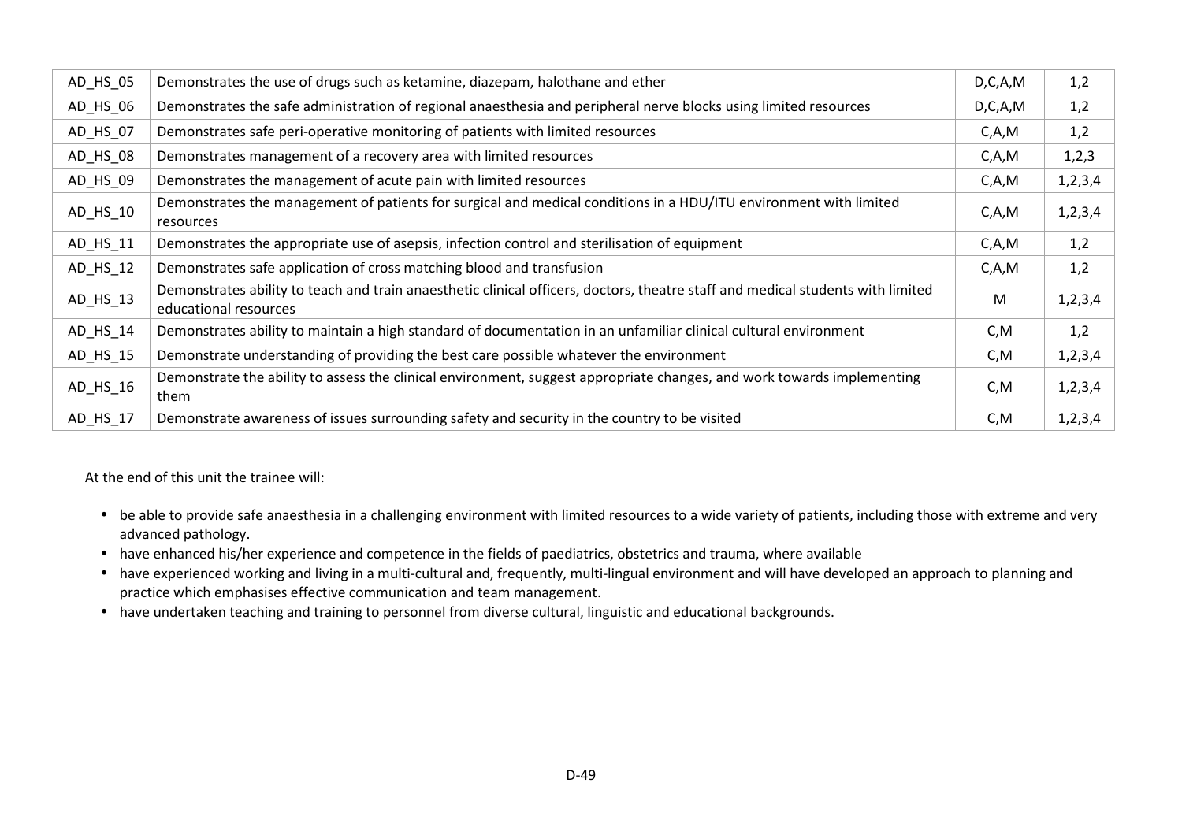| | | | |
|---|---|---|---|
| AD_HS_05 | Demonstrates the use of drugs such as ketamine, diazepam, halothane and ether | D,C,A,M | 1,2 |
| AD_HS_06 | Demonstrates the safe administration of regional anaesthesia and peripheral nerve blocks using limited resources | D,C,A,M | 1,2 |
| AD_HS_07 | Demonstrates safe peri-operative monitoring of patients with limited resources | C,A,M | 1,2 |
| AD_HS_08 | Demonstrates management of a recovery area with limited resources | C,A,M | 1,2,3 |
| AD_HS_09 | Demonstrates the management of acute pain with limited resources | C,A,M | 1,2,3,4 |
| AD_HS_10 | Demonstrates the management of patients for surgical and medical conditions in a HDU/ITU environment with limited resources | C,A,M | 1,2,3,4 |
| AD_HS_11 | Demonstrates the appropriate use of asepsis, infection control and sterilisation of equipment | C,A,M | 1,2 |
| AD_HS_12 | Demonstrates safe application of cross matching blood and transfusion | C,A,M | 1,2 |
| AD_HS_13 | Demonstrates ability to teach and train anaesthetic clinical officers, doctors, theatre staff and medical students with limited educational resources | M | 1,2,3,4 |
| AD_HS_14 | Demonstrates ability to maintain a high standard of documentation in an unfamiliar clinical cultural environment | C,M | 1,2 |
| AD_HS_15 | Demonstrate understanding of providing the best care possible whatever the environment | C,M | 1,2,3,4 |
| AD_HS_16 | Demonstrate the ability to assess the clinical environment, suggest appropriate changes, and work towards implementing them | C,M | 1,2,3,4 |
| AD_HS_17 | Demonstrate awareness of issues surrounding safety and security in the country to be visited | C,M | 1,2,3,4 |

At the end of this unit the trainee will:

- be able to provide safe anaesthesia in a challenging environment with limited resources to a wide variety of patients, including those with extreme and very advanced pathology.
- have enhanced his/her experience and competence in the fields of paediatrics, obstetrics and trauma, where available
- have experienced working and living in a multi-cultural and, frequently, multi-lingual environment and will have developed an approach to planning and practice which emphasises effective communication and team management.
- have undertaken teaching and training to personnel from diverse cultural, linguistic and educational backgrounds.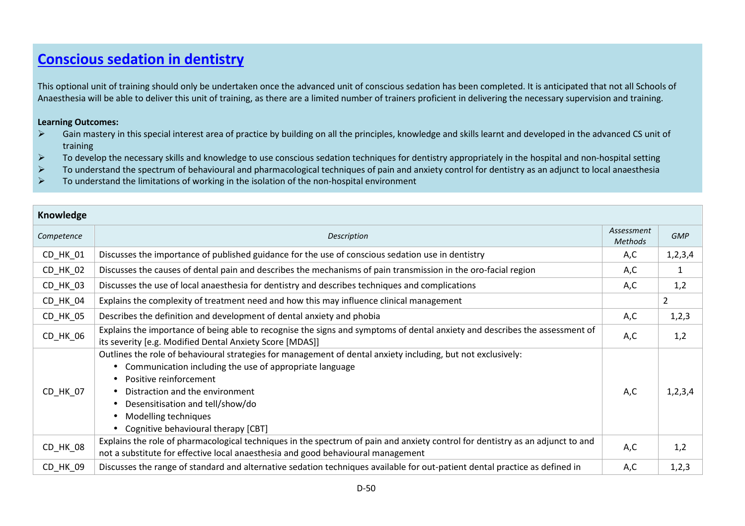## [Conscious sedation in dentistry]()

This optional unit of training should only be undertaken once the advanced unit of conscious sedation has been completed. It is anticipated that not all Schools of Anaesthesia will be able to deliver this unit of training, as there are a limited number of trainers proficient in delivering the necessary supervision and training.

**Learning Outcomes:**

- Gain mastery in this special interest area of practice by building on all the principles, knowledge and skills learnt and developed in the advanced CS unit of training
- To develop the necessary skills and knowledge to use conscious sedation techniques for dentistry appropriately in the hospital and non-hospital setting
- To understand the spectrum of behavioural and pharmacological techniques of pain and anxiety control for dentistry as an adjunct to local anaesthesia
- To understand the limitations of working in the isolation of the non-hospital environment

| **Knowledge** | | | |
|---|---|---|---|
| *Competence* | *Description* | *Assessment Methods* | *GMP* |
| CD_HK_01 | Discusses the importance of published guidance for the use of conscious sedation use in dentistry | A,C | 1,2,3,4 |
| CD_HK_02 | Discusses the causes of dental pain and describes the mechanisms of pain transmission in the oro-facial region | A,C | 1 |
| CD_HK_03 | Discusses the use of local anaesthesia for dentistry and describes techniques and complications | A,C | 1,2 |
| CD_HK_04 | Explains the complexity of treatment need and how this may influence clinical management | | 2 |
| CD_HK_05 | Describes the definition and development of dental anxiety and phobia | A,C | 1,2,3 |
| CD_HK_06 | Explains the importance of being able to recognise the signs and symptoms of dental anxiety and describes the assessment of its severity [e.g. Modified Dental Anxiety Score [MDAS]] | A,C | 1,2 |
| CD_HK_07 | Outlines the role of behavioural strategies for management of dental anxiety including, but not exclusively:<br>• Communication including the use of appropriate language<br>• Positive reinforcement<br>• Distraction and the environment<br>• Desensitisation and tell/show/do<br>• Modelling techniques<br>• Cognitive behavioural therapy [CBT] | A,C | 1,2,3,4 |
| CD_HK_08 | Explains the role of pharmacological techniques in the spectrum of pain and anxiety control for dentistry as an adjunct to and not a substitute for effective local anaesthesia and good behavioural management | A,C | 1,2 |
| CD_HK_09 | Discusses the range of standard and alternative sedation techniques available for out-patient dental practice as defined in | A,C | 1,2,3 |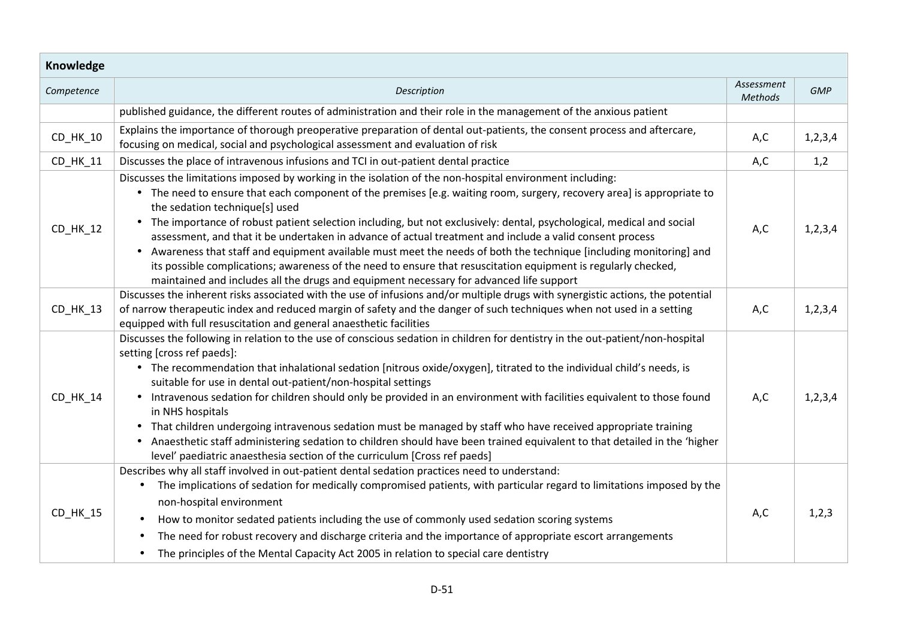| Knowledge | | | |
|---|---|---|---|
| *Competence* | *Description* | *Assessment Methods* | *GMP* |
| | published guidance, the different routes of administration and their role in the management of the anxious patient | | |
| CD_HK_10 | Explains the importance of thorough preoperative preparation of dental out-patients, the consent process and aftercare, focusing on medical, social and psychological assessment and evaluation of risk | A,C | 1,2,3,4 |
| CD_HK_11 | Discusses the place of intravenous infusions and TCI in out-patient dental practice | A,C | 1,2 |
| CD_HK_12 | Discusses the limitations imposed by working in the isolation of the non-hospital environment including: <br>• The need to ensure that each component of the premises [e.g. waiting room, surgery, recovery area] is appropriate to the sedation technique[s] used <br>• The importance of robust patient selection including, but not exclusively: dental, psychological, medical and social assessment, and that it be undertaken in advance of actual treatment and include a valid consent process <br>• Awareness that staff and equipment available must meet the needs of both the technique [including monitoring] and its possible complications; awareness of the need to ensure that resuscitation equipment is regularly checked, maintained and includes all the drugs and equipment necessary for advanced life support | A,C | 1,2,3,4 |
| CD_HK_13 | Discusses the inherent risks associated with the use of infusions and/or multiple drugs with synergistic actions, the potential of narrow therapeutic index and reduced margin of safety and the danger of such techniques when not used in a setting equipped with full resuscitation and general anaesthetic facilities | A,C | 1,2,3,4 |
| CD_HK_14 | Discusses the following in relation to the use of conscious sedation in children for dentistry in the out-patient/non-hospital setting [cross ref paeds]: <br>• The recommendation that inhalational sedation [nitrous oxide/oxygen], titrated to the individual child's needs, is suitable for use in dental out-patient/non-hospital settings <br>• Intravenous sedation for children should only be provided in an environment with facilities equivalent to those found in NHS hospitals <br>• That children undergoing intravenous sedation must be managed by staff who have received appropriate training <br>• Anaesthetic staff administering sedation to children should have been trained equivalent to that detailed in the 'higher level' paediatric anaesthesia section of the curriculum [Cross ref paeds] | A,C | 1,2,3,4 |
| CD_HK_15 | Describes why all staff involved in out-patient dental sedation practices need to understand: <br>• The implications of sedation for medically compromised patients, with particular regard to limitations imposed by the non-hospital environment <br>• How to monitor sedated patients including the use of commonly used sedation scoring systems <br>• The need for robust recovery and discharge criteria and the importance of appropriate escort arrangements <br>• The principles of the Mental Capacity Act 2005 in relation to special care dentistry | A,C | 1,2,3 |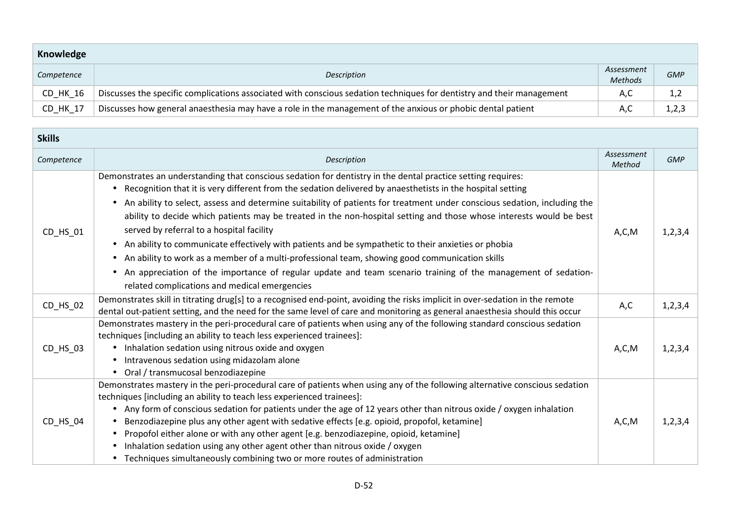| Knowledge | | | |
|---|---|---|---|
| *Competence* | *Description* | *Assessment Methods* | *GMP* |
| CD_HK_16 | Discusses the specific complications associated with conscious sedation techniques for dentistry and their management | A,C | 1,2 |
| CD_HK_17 | Discusses how general anaesthesia may have a role in the management of the anxious or phobic dental patient | A,C | 1,2,3 |

| Skills | | | |
|---|---|---|---|
| *Competence* | *Description* | *Assessment Method* | *GMP* |
| CD_HS_01 | Demonstrates an understanding that conscious sedation for dentistry in the dental practice setting requires:<br>• Recognition that it is very different from the sedation delivered by anaesthetists in the hospital setting<br>• An ability to select, assess and determine suitability of patients for treatment under conscious sedation, including the ability to decide which patients may be treated in the non-hospital setting and those whose interests would be best served by referral to a hospital facility<br>• An ability to communicate effectively with patients and be sympathetic to their anxieties or phobia<br>• An ability to work as a member of a multi-professional team, showing good communication skills<br>• An appreciation of the importance of regular update and team scenario training of the management of sedation-related complications and medical emergencies | A,C,M | 1,2,3,4 |
| CD_HS_02 | Demonstrates skill in titrating drug[s] to a recognised end-point, avoiding the risks implicit in over-sedation in the remote dental out-patient setting, and the need for the same level of care and monitoring as general anaesthesia should this occur | A,C | 1,2,3,4 |
| CD_HS_03 | Demonstrates mastery in the peri-procedural care of patients when using any of the following standard conscious sedation techniques [including an ability to teach less experienced trainees]:<br>• Inhalation sedation using nitrous oxide and oxygen<br>• Intravenous sedation using midazolam alone<br>• Oral / transmucosal benzodiazepine | A,C,M | 1,2,3,4 |
| CD_HS_04 | Demonstrates mastery in the peri-procedural care of patients when using any of the following alternative conscious sedation techniques [including an ability to teach less experienced trainees]:<br>• Any form of conscious sedation for patients under the age of 12 years other than nitrous oxide / oxygen inhalation<br>• Benzodiazepine plus any other agent with sedative effects [e.g. opioid, propofol, ketamine]<br>• Propofol either alone or with any other agent [e.g. benzodiazepine, opioid, ketamine]<br>• Inhalation sedation using any other agent other than nitrous oxide / oxygen<br>• Techniques simultaneously combining two or more routes of administration | A,C,M | 1,2,3,4 |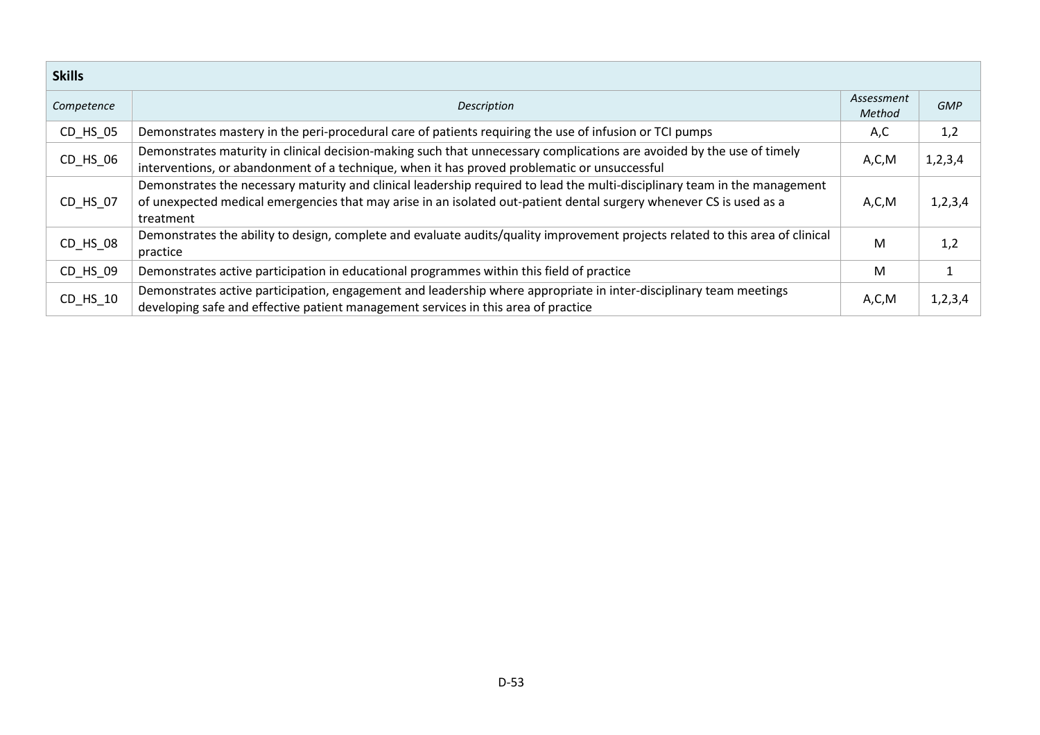| **Skills** | | | |
|---|---|---|---|
| *Competence* | *Description* | *Assessment Method* | *GMP* |
| CD_HS_05 | Demonstrates mastery in the peri-procedural care of patients requiring the use of infusion or TCI pumps | A,C | 1,2 |
| CD_HS_06 | Demonstrates maturity in clinical decision-making such that unnecessary complications are avoided by the use of timely interventions, or abandonment of a technique, when it has proved problematic or unsuccessful | A,C,M | 1,2,3,4 |
| CD_HS_07 | Demonstrates the necessary maturity and clinical leadership required to lead the multi-disciplinary team in the management of unexpected medical emergencies that may arise in an isolated out-patient dental surgery whenever CS is used as a treatment | A,C,M | 1,2,3,4 |
| CD_HS_08 | Demonstrates the ability to design, complete and evaluate audits/quality improvement projects related to this area of clinical practice | M | 1,2 |
| CD_HS_09 | Demonstrates active participation in educational programmes within this field of practice | M | 1 |
| CD_HS_10 | Demonstrates active participation, engagement and leadership where appropriate in inter-disciplinary team meetings developing safe and effective patient management services in this area of practice | A,C,M | 1,2,3,4 |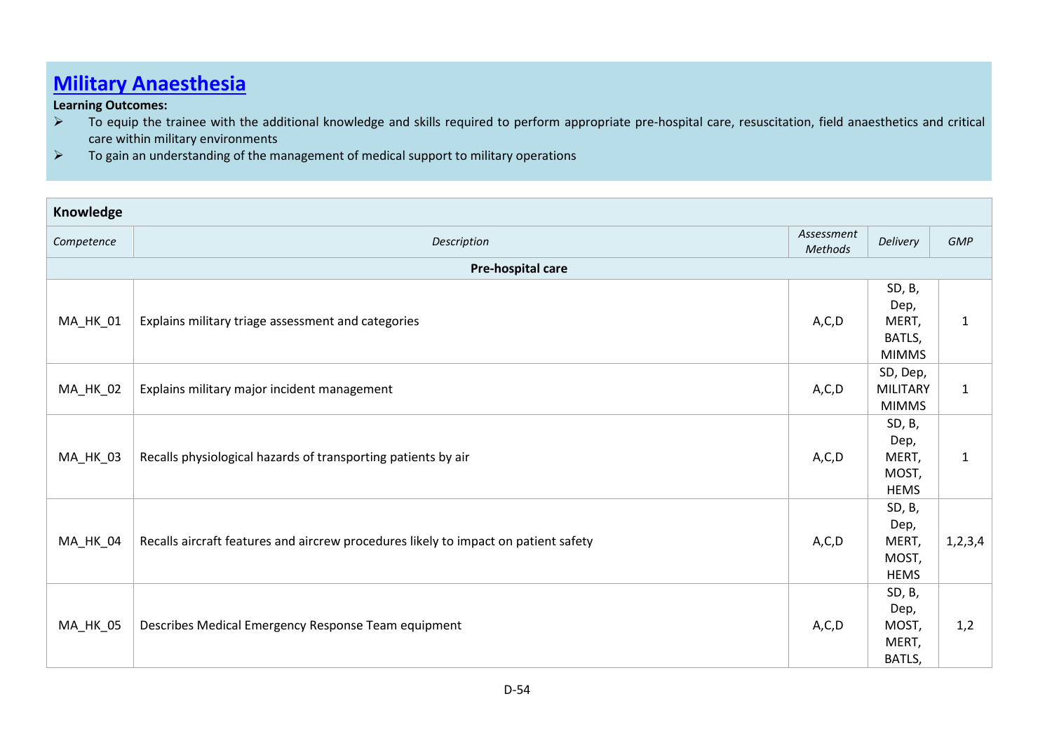# Military Anaesthesia

**Learning Outcomes:**

- To equip the trainee with the additional knowledge and skills required to perform appropriate pre-hospital care, resuscitation, field anaesthetics and critical care within military environments
- To gain an understanding of the management of medical support to military operations

| **Knowledge** | | | | |
|---|---|---|---|---|
| *Competence* | *Description* | *Assessment Methods* | *Delivery* | *GMP* |
| | **Pre-hospital care** | | | |
| MA_HK_01 | Explains military triage assessment and categories | A,C,D | SD, B, Dep, MERT, BATLS, MIMMS | 1 |
| MA_HK_02 | Explains military major incident management | A,C,D | SD, Dep, MILITARY MIMMS | 1 |
| MA_HK_03 | Recalls physiological hazards of transporting patients by air | A,C,D | SD, B, Dep, MERT, MOST, HEMS | 1 |
| MA_HK_04 | Recalls aircraft features and aircrew procedures likely to impact on patient safety | A,C,D | SD, B, Dep, MERT, MOST, HEMS | 1,2,3,4 |
| MA_HK_05 | Describes Medical Emergency Response Team equipment | A,C,D | SD, B, Dep, MOST, MERT, BATLS, | 1,2 |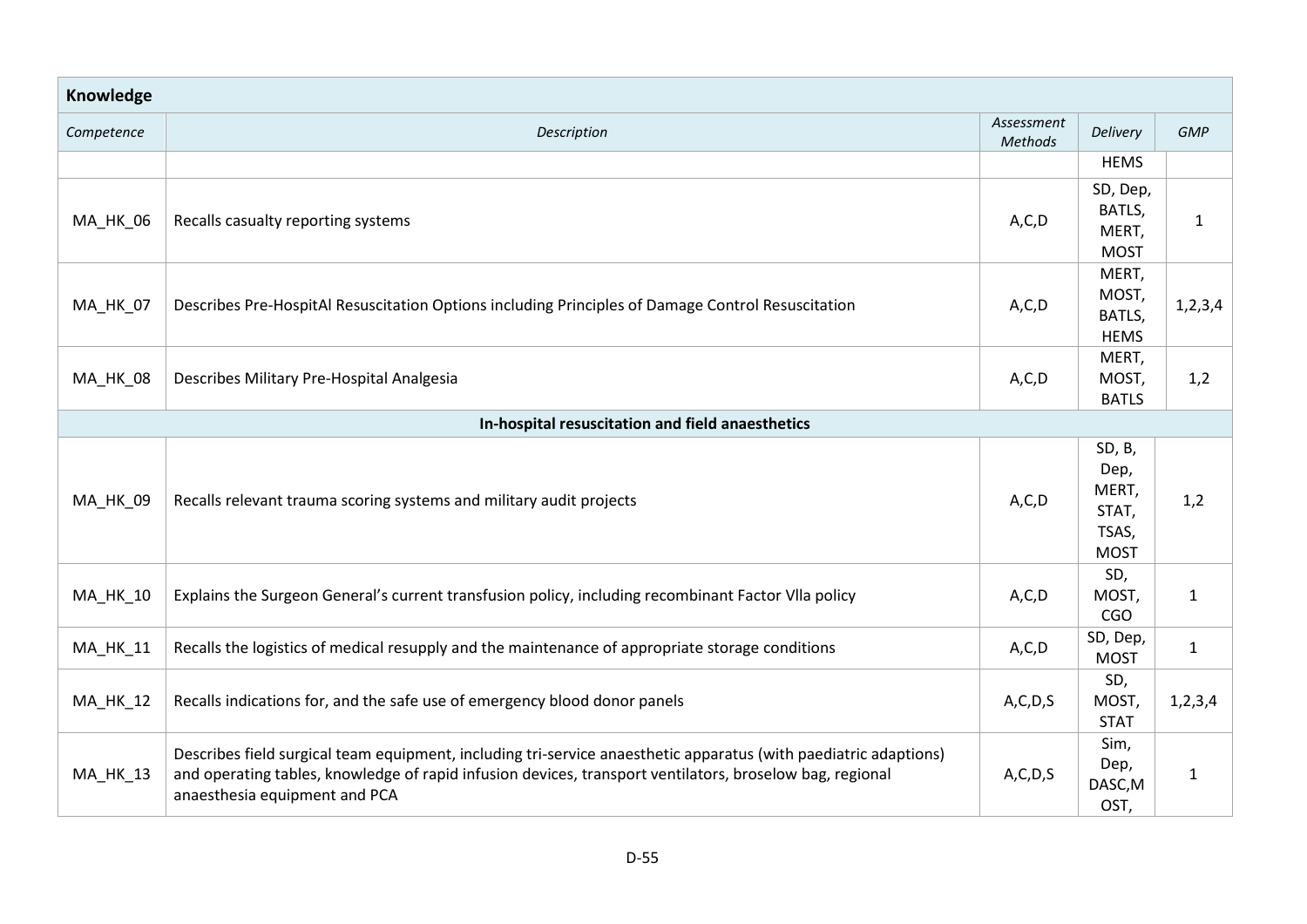| Knowledge | | | | |
|---|---|---|---|---|
| *Competence* | *Description* | *Assessment Methods* | *Delivery* | *GMP* |
| | | | HEMS | |
| MA_HK_06 | Recalls casualty reporting systems | A,C,D | SD, Dep, BATLS, MERT, MOST | 1 |
| MA_HK_07 | Describes Pre-HospitAl Resuscitation Options including Principles of Damage Control Resuscitation | A,C,D | MERT, MOST, BATLS, HEMS | 1,2,3,4 |
| MA_HK_08 | Describes Military Pre-Hospital Analgesia | A,C,D | MERT, MOST, BATLS | 1,2 |
| **In-hospital resuscitation and field anaesthetics** | | | | |
| MA_HK_09 | Recalls relevant trauma scoring systems and military audit projects | A,C,D | SD, B, Dep, MERT, STAT, TSAS, MOST | 1,2 |
| MA_HK_10 | Explains the Surgeon General's current transfusion policy, including recombinant Factor Vlla policy | A,C,D | SD, MOST, CGO | 1 |
| MA_HK_11 | Recalls the logistics of medical resupply and the maintenance of appropriate storage conditions | A,C,D | SD, Dep, MOST | 1 |
| MA_HK_12 | Recalls indications for, and the safe use of emergency blood donor panels | A,C,D,S | SD, MOST, STAT | 1,2,3,4 |
| MA_HK_13 | Describes field surgical team equipment, including tri-service anaesthetic apparatus (with paediatric adaptions) and operating tables, knowledge of rapid infusion devices, transport ventilators, broselow bag, regional anaesthesia equipment and PCA | A,C,D,S | Sim, Dep, DASC,MOST, | 1 |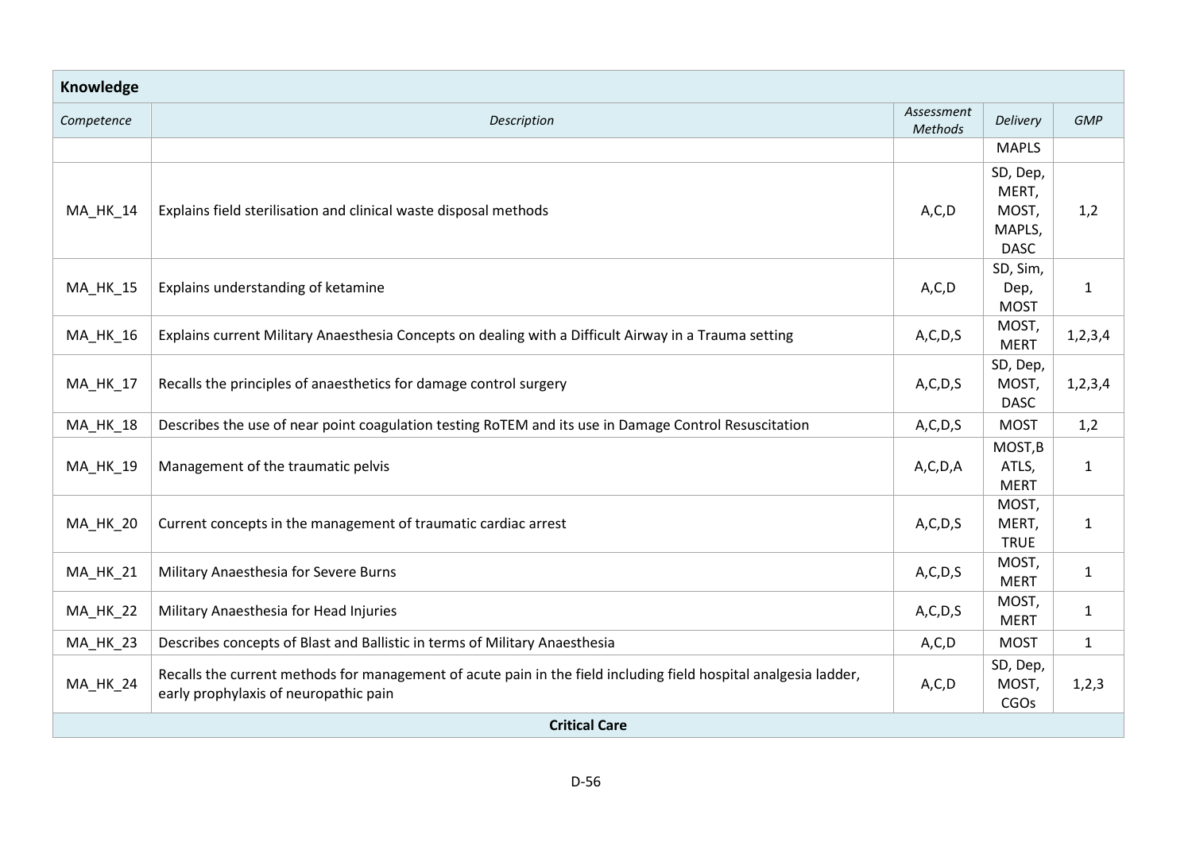| Knowledge | | | | |
|---|---|---|---|---|
| *Competence* | *Description* | *Assessment Methods* | *Delivery* | *GMP* |
| | | | MAPLS | |
| MA_HK_14 | Explains field sterilisation and clinical waste disposal methods | A,C,D | SD, Dep, MERT, MOST, MAPLS, DASC | 1,2 |
| MA_HK_15 | Explains understanding of ketamine | A,C,D | SD, Sim, Dep, MOST | 1 |
| MA_HK_16 | Explains current Military Anaesthesia Concepts on dealing with a Difficult Airway in a Trauma setting | A,C,D,S | MOST, MERT | 1,2,3,4 |
| MA_HK_17 | Recalls the principles of anaesthetics for damage control surgery | A,C,D,S | SD, Dep, MOST, DASC | 1,2,3,4 |
| MA_HK_18 | Describes the use of near point coagulation testing RoTEM and its use in Damage Control Resuscitation | A,C,D,S | MOST | 1,2 |
| MA_HK_19 | Management of the traumatic pelvis | A,C,D,A | MOST,BATLS, MERT | 1 |
| MA_HK_20 | Current concepts in the management of traumatic cardiac arrest | A,C,D,S | MOST, MERT, TRUE | 1 |
| MA_HK_21 | Military Anaesthesia for Severe Burns | A,C,D,S | MOST, MERT | 1 |
| MA_HK_22 | Military Anaesthesia for Head Injuries | A,C,D,S | MOST, MERT | 1 |
| MA_HK_23 | Describes concepts of Blast and Ballistic in terms of Military Anaesthesia | A,C,D | MOST | 1 |
| MA_HK_24 | Recalls the current methods for management of acute pain in the field including field hospital analgesia ladder, early prophylaxis of neuropathic pain | A,C,D | SD, Dep, MOST, CGOs | 1,2,3 |
| **Critical Care** | | | | |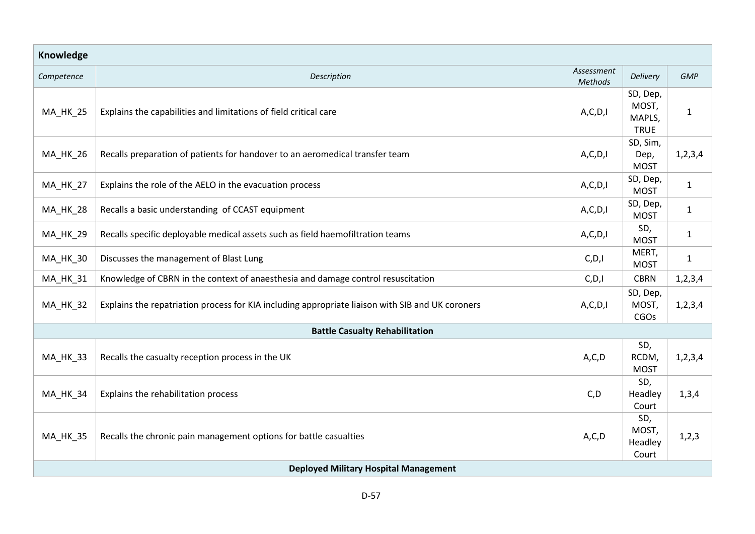| **Knowledge** | | | | |
|---|---|---|---|---|
| *Competence* | *Description* | *Assessment Methods* | *Delivery* | *GMP* |
| MA_HK_25 | Explains the capabilities and limitations of field critical care | A,C,D,I | SD, Dep, MOST, MAPLS, TRUE | 1 |
| MA_HK_26 | Recalls preparation of patients for handover to an aeromedical transfer team | A,C,D,I | SD, Sim, Dep, MOST | 1,2,3,4 |
| MA_HK_27 | Explains the role of the AELO in the evacuation process | A,C,D,I | SD, Dep, MOST | 1 |
| MA_HK_28 | Recalls a basic understanding of CCAST equipment | A,C,D,I | SD, Dep, MOST | 1 |
| MA_HK_29 | Recalls specific deployable medical assets such as field haemofiltration teams | A,C,D,I | SD, MOST | 1 |
| MA_HK_30 | Discusses the management of Blast Lung | C,D,I | MERT, MOST | 1 |
| MA_HK_31 | Knowledge of CBRN in the context of anaesthesia and damage control resuscitation | C,D,I | CBRN | 1,2,3,4 |
| MA_HK_32 | Explains the repatriation process for KIA including appropriate liaison with SIB and UK coroners | A,C,D,I | SD, Dep, MOST, CGOs | 1,2,3,4 |
| **Battle Casualty Rehabilitation** | | | | |
| MA_HK_33 | Recalls the casualty reception process in the UK | A,C,D | SD, RCDM, MOST | 1,2,3,4 |
| MA_HK_34 | Explains the rehabilitation process | C,D | SD, Headley Court | 1,3,4 |
| MA_HK_35 | Recalls the chronic pain management options for battle casualties | A,C,D | SD, MOST, Headley Court | 1,2,3 |
| **Deployed Military Hospital Management** | | | | |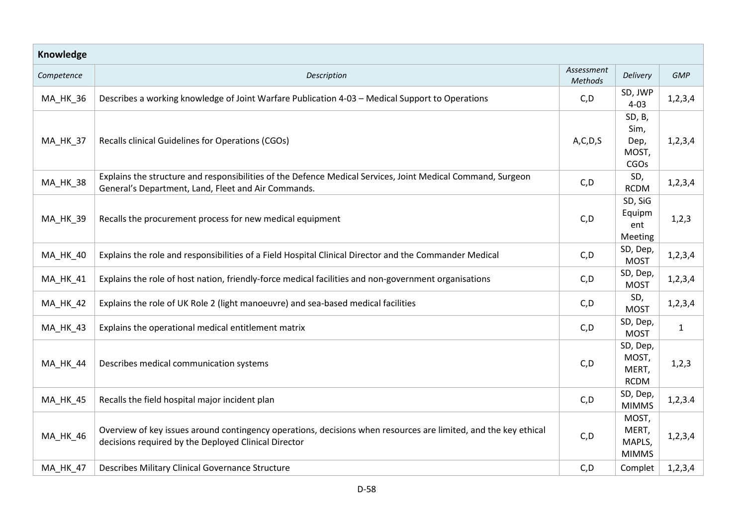| Knowledge | | | | |
|---|---|---|---|---|
| *Competence* | *Description* | *Assessment Methods* | *Delivery* | *GMP* |
| MA_HK_36 | Describes a working knowledge of Joint Warfare Publication 4-03 – Medical Support to Operations | C,D | SD, JWP 4-03 | 1,2,3,4 |
| MA_HK_37 | Recalls clinical Guidelines for Operations (CGOs) | A,C,D,S | SD, B, Sim, Dep, MOST, CGOs | 1,2,3,4 |
| MA_HK_38 | Explains the structure and responsibilities of the Defence Medical Services, Joint Medical Command, Surgeon General's Department, Land, Fleet and Air Commands. | C,D | SD, RCDM | 1,2,3,4 |
| MA_HK_39 | Recalls the procurement process for new medical equipment | C,D | SD, SiG Equipment Meeting | 1,2,3 |
| MA_HK_40 | Explains the role and responsibilities of a Field Hospital Clinical Director and the Commander Medical | C,D | SD, Dep, MOST | 1,2,3,4 |
| MA_HK_41 | Explains the role of host nation, friendly-force medical facilities and non-government organisations | C,D | SD, Dep, MOST | 1,2,3,4 |
| MA_HK_42 | Explains the role of UK Role 2 (light manoeuvre) and sea-based medical facilities | C,D | SD, MOST | 1,2,3,4 |
| MA_HK_43 | Explains the operational medical entitlement matrix | C,D | SD, Dep, MOST | 1 |
| MA_HK_44 | Describes medical communication systems | C,D | SD, Dep, MOST, MERT, RCDM | 1,2,3 |
| MA_HK_45 | Recalls the field hospital major incident plan | C,D | SD, Dep, MIMMS | 1,2,3.4 |
| MA_HK_46 | Overview of key issues around contingency operations, decisions when resources are limited, and the key ethical decisions required by the Deployed Clinical Director | C,D | MOST, MERT, MAPLS, MIMMS | 1,2,3,4 |
| MA_HK_47 | Describes Military Clinical Governance Structure | C,D | Complet | 1,2,3,4 |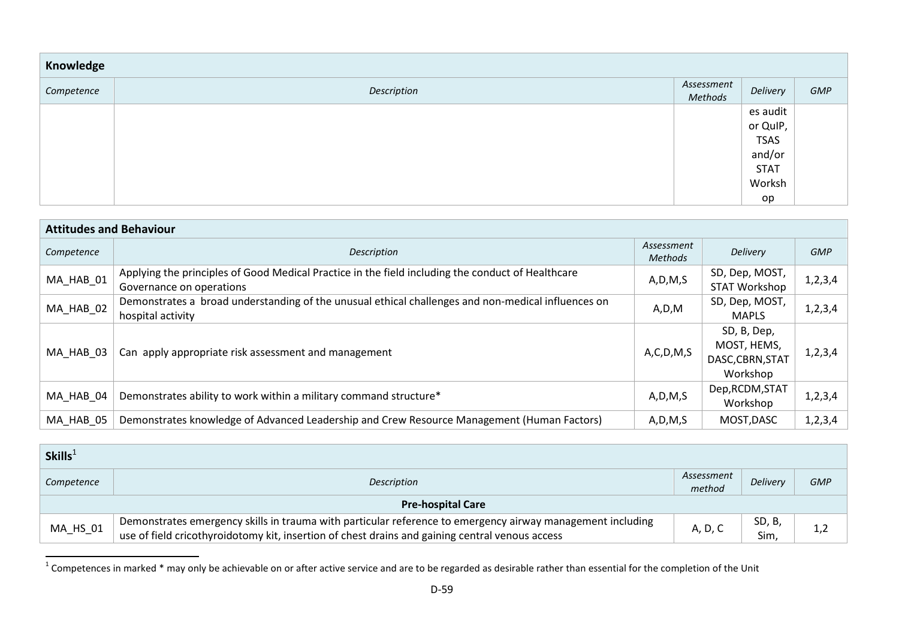| **Knowledge** | | | | |
|---|---|---|---|---|
| *Competence* | *Description* | *Assessment Methods* | *Delivery* | *GMP* |
| | | | es audit or QuIP, TSAS and/or STAT Workshop | |

| **Attitudes and Behaviour** | | | | |
|---|---|---|---|---|
| *Competence* | *Description* | *Assessment Methods* | *Delivery* | *GMP* |
| MA_HAB_01 | Applying the principles of Good Medical Practice in the field including the conduct of Healthcare Governance on operations | A,D,M,S | SD, Dep, MOST, STAT Workshop | 1,2,3,4 |
| MA_HAB_02 | Demonstrates a broad understanding of the unusual ethical challenges and non-medical influences on hospital activity | A,D,M | SD, Dep, MOST, MAPLS | 1,2,3,4 |
| MA_HAB_03 | Can apply appropriate risk assessment and management | A,C,D,M,S | SD, B, Dep, MOST, HEMS, DASC,CBRN,STAT Workshop | 1,2,3,4 |
| MA_HAB_04 | Demonstrates ability to work within a military command structure* | A,D,M,S | Dep,RCDM,STAT Workshop | 1,2,3,4 |
| MA_HAB_05 | Demonstrates knowledge of Advanced Leadership and Crew Resource Management (Human Factors) | A,D,M,S | MOST,DASC | 1,2,3,4 |

| **Skills**[1] | | | | |
|---|---|---|---|---|
| *Competence* | *Description* | *Assessment method* | *Delivery* | *GMP* |
| **Pre-hospital Care** | | | | |
| MA_HS_01 | Demonstrates emergency skills in trauma with particular reference to emergency airway management including use of field cricothyroidotomy kit, insertion of chest drains and gaining central venous access | A, D, C | SD, B, Sim, | 1,2 |

[1] Competences in marked * may only be achievable on or after active service and are to be regarded as desirable rather than essential for the completion of the Unit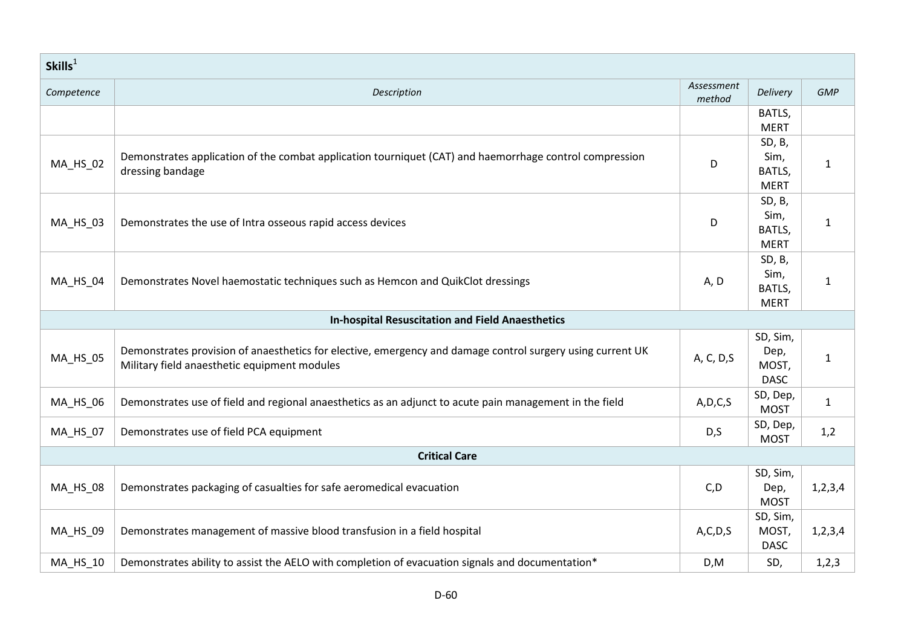| Skills[1] | | | | |
|---|---|---|---|---|
| *Competence* | *Description* | *Assessment method* | *Delivery* | *GMP* |
| | | | BATLS, MERT | |
| MA_HS_02 | Demonstrates application of the combat application tourniquet (CAT) and haemorrhage control compression dressing bandage | D | SD, B, Sim, BATLS, MERT | 1 |
| MA_HS_03 | Demonstrates the use of Intra osseous rapid access devices | D | SD, B, Sim, BATLS, MERT | 1 |
| MA_HS_04 | Demonstrates Novel haemostatic techniques such as Hemcon and QuikClot dressings | A, D | SD, B, Sim, BATLS, MERT | 1 |
| **In-hospital Resuscitation and Field Anaesthetics** | | | | |
| MA_HS_05 | Demonstrates provision of anaesthetics for elective, emergency and damage control surgery using current UK Military field anaesthetic equipment modules | A, C, D,S | SD, Sim, Dep, MOST, DASC | 1 |
| MA_HS_06 | Demonstrates use of field and regional anaesthetics as an adjunct to acute pain management in the field | A,D,C,S | SD, Dep, MOST | 1 |
| MA_HS_07 | Demonstrates use of field PCA equipment | D,S | SD, Dep, MOST | 1,2 |
| **Critical Care** | | | | |
| MA_HS_08 | Demonstrates packaging of casualties for safe aeromedical evacuation | C,D | SD, Sim, Dep, MOST | 1,2,3,4 |
| MA_HS_09 | Demonstrates management of massive blood transfusion in a field hospital | A,C,D,S | SD, Sim, MOST, DASC | 1,2,3,4 |
| MA_HS_10 | Demonstrates ability to assist the AELO with completion of evacuation signals and documentation* | D,M | SD, | 1,2,3 |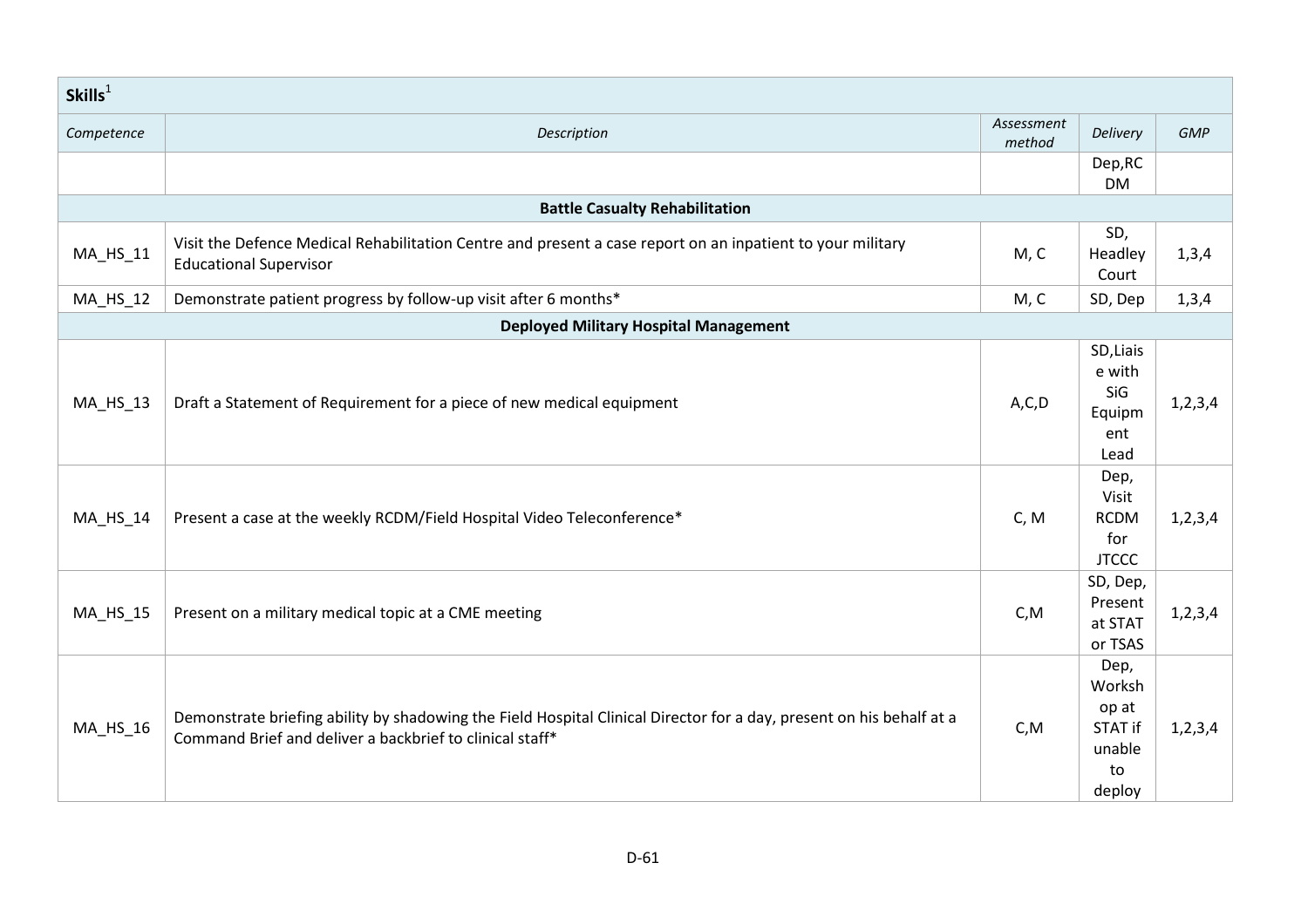| Skills[1] | | | | |
|---|---|---|---|---|
| *Competence* | *Description* | *Assessment method* | *Delivery* | *GMP* |
| | | | Dep,RCDM | |
| **Battle Casualty Rehabilitation** | | | | |
| MA_HS_11 | Visit the Defence Medical Rehabilitation Centre and present a case report on an inpatient to your military Educational Supervisor | M, C | SD, Headley Court | 1,3,4 |
| MA_HS_12 | Demonstrate patient progress by follow-up visit after 6 months* | M, C | SD, Dep | 1,3,4 |
| **Deployed Military Hospital Management** | | | | |
| MA_HS_13 | Draft a Statement of Requirement for a piece of new medical equipment | A,C,D | SD,Liaise with SiG Equipment Lead | 1,2,3,4 |
| MA_HS_14 | Present a case at the weekly RCDM/Field Hospital Video Teleconference* | C, M | Dep, Visit RCDM for JTCCC | 1,2,3,4 |
| MA_HS_15 | Present on a military medical topic at a CME meeting | C,M | SD, Dep, Present at STAT or TSAS | 1,2,3,4 |
| MA_HS_16 | Demonstrate briefing ability by shadowing the Field Hospital Clinical Director for a day, present on his behalf at a Command Brief and deliver a backbrief to clinical staff* | C,M | Dep, Workshop at STAT if unable to deploy | 1,2,3,4 |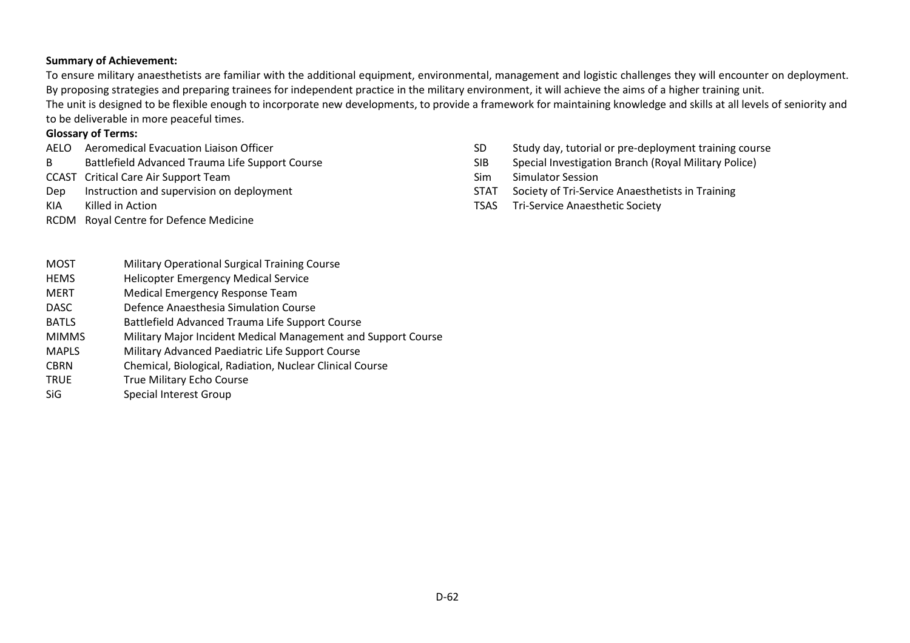**Summary of Achievement:**

To ensure military anaesthetists are familiar with the additional equipment, environmental, management and logistic challenges they will encounter on deployment. By proposing strategies and preparing trainees for independent practice in the military environment, it will achieve the aims of a higher training unit.

The unit is designed to be flexible enough to incorporate new developments, to provide a framework for maintaining knowledge and skills at all levels of seniority and to be deliverable in more peaceful times.

**Glossary of Terms:**

| | |
|---|---|
| AELO | Aeromedical Evacuation Liaison Officer |
| B | Battlefield Advanced Trauma Life Support Course |
| CCAST | Critical Care Air Support Team |
| Dep | Instruction and supervision on deployment |
| KIA | Killed in Action |
| RCDM | Royal Centre for Defence Medicine |
| SD | Study day, tutorial or pre-deployment training course |
| SIB | Special Investigation Branch (Royal Military Police) |
| Sim | Simulator Session |
| STAT | Society of Tri-Service Anaesthetists in Training |
| TSAS | Tri-Service Anaesthetic Society |

| | |
|---|---|
| MOST | Military Operational Surgical Training Course |
| HEMS | Helicopter Emergency Medical Service |
| MERT | Medical Emergency Response Team |
| DASC | Defence Anaesthesia Simulation Course |
| BATLS | Battlefield Advanced Trauma Life Support Course |
| MIMMS | Military Major Incident Medical Management and Support Course |
| MAPLS | Military Advanced Paediatric Life Support Course |
| CBRN | Chemical, Biological, Radiation, Nuclear Clinical Course |
| TRUE | True Military Echo Course |
| SiG | Special Interest Group |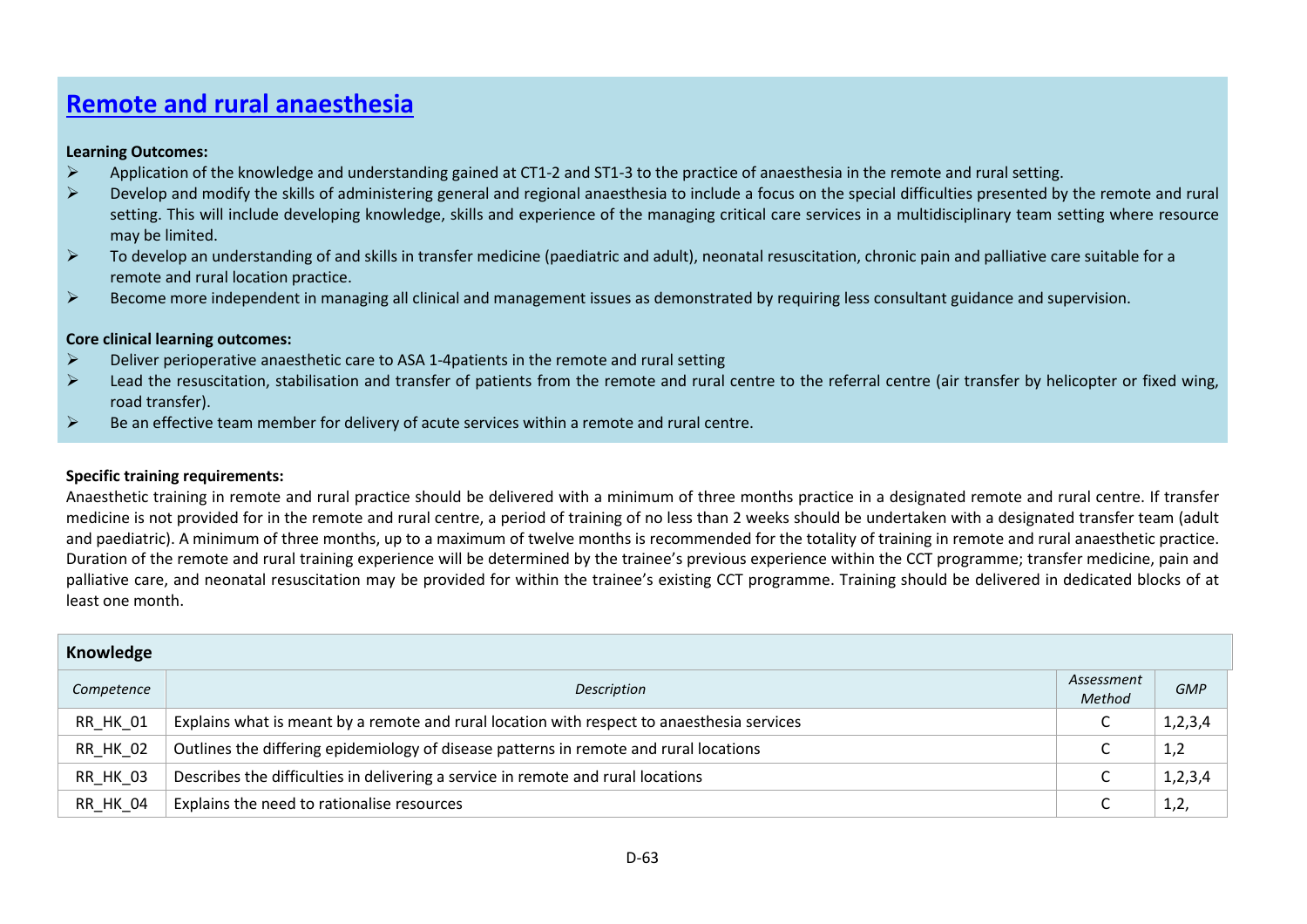# [Remote and rural anaesthesia]()

**Learning Outcomes:**

- Application of the knowledge and understanding gained at CT1-2 and ST1-3 to the practice of anaesthesia in the remote and rural setting.
- Develop and modify the skills of administering general and regional anaesthesia to include a focus on the special difficulties presented by the remote and rural setting. This will include developing knowledge, skills and experience of the managing critical care services in a multidisciplinary team setting where resource may be limited.
- To develop an understanding of and skills in transfer medicine (paediatric and adult), neonatal resuscitation, chronic pain and palliative care suitable for a remote and rural location practice.
- Become more independent in managing all clinical and management issues as demonstrated by requiring less consultant guidance and supervision.

**Core clinical learning outcomes:**

- Deliver perioperative anaesthetic care to ASA 1-4patients in the remote and rural setting
- Lead the resuscitation, stabilisation and transfer of patients from the remote and rural centre to the referral centre (air transfer by helicopter or fixed wing, road transfer).
- Be an effective team member for delivery of acute services within a remote and rural centre.

**Specific training requirements:**

Anaesthetic training in remote and rural practice should be delivered with a minimum of three months practice in a designated remote and rural centre. If transfer medicine is not provided for in the remote and rural centre, a period of training of no less than 2 weeks should be undertaken with a designated transfer team (adult and paediatric). A minimum of three months, up to a maximum of twelve months is recommended for the totality of training in remote and rural anaesthetic practice. Duration of the remote and rural training experience will be determined by the trainee's previous experience within the CCT programme; transfer medicine, pain and palliative care, and neonatal resuscitation may be provided for within the trainee's existing CCT programme. Training should be delivered in dedicated blocks of at least one month.

| **Knowledge** | | | |
|---|---|---|---|
| *Competence* | *Description* | *Assessment Method* | *GMP* |
| RR_HK_01 | Explains what is meant by a remote and rural location with respect to anaesthesia services | C | 1,2,3,4 |
| RR_HK_02 | Outlines the differing epidemiology of disease patterns in remote and rural locations | C | 1,2 |
| RR_HK_03 | Describes the difficulties in delivering a service in remote and rural locations | C | 1,2,3,4 |
| RR_HK_04 | Explains the need to rationalise resources | C | 1,2, |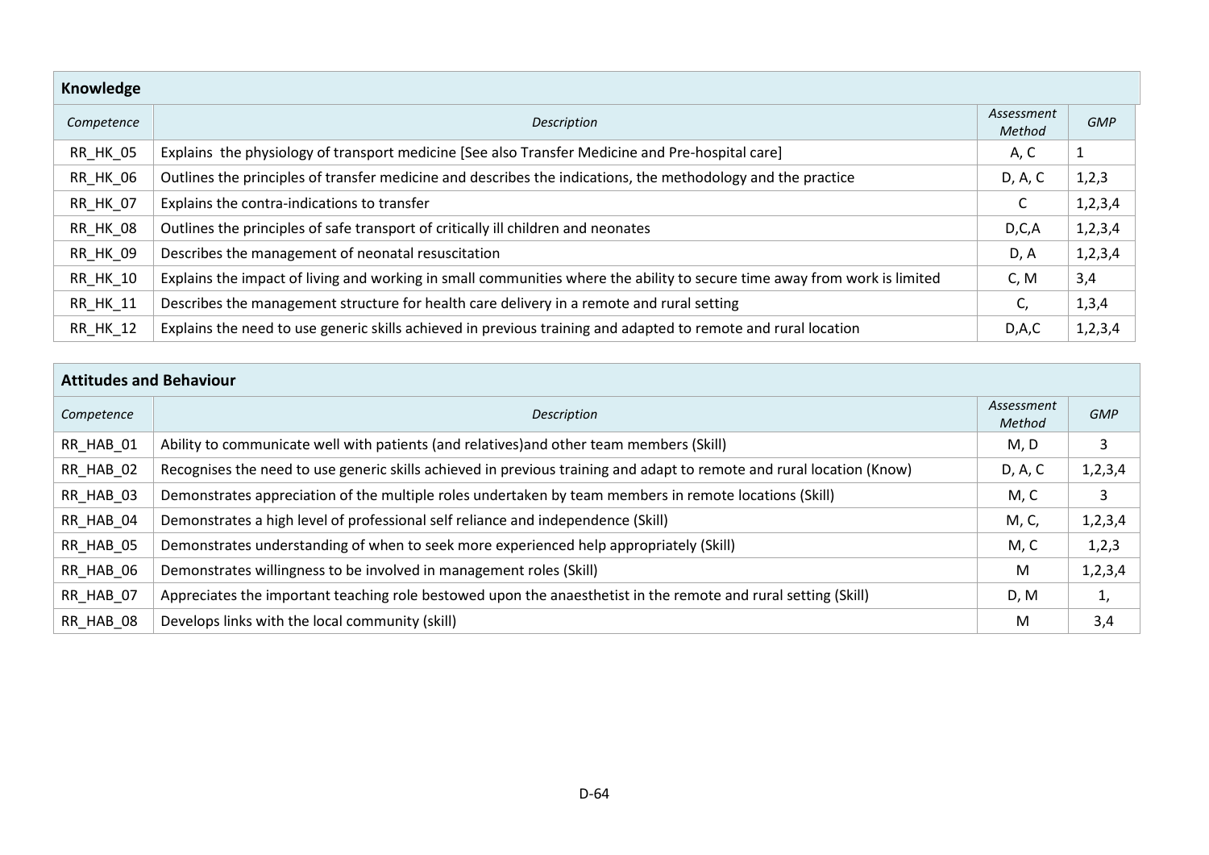| Knowledge | | | |
|---|---|---|---|
| *Competence* | *Description* | *Assessment Method* | *GMP* |
| RR_HK_05 | Explains the physiology of transport medicine [See also Transfer Medicine and Pre-hospital care] | A, C | 1 |
| RR_HK_06 | Outlines the principles of transfer medicine and describes the indications, the methodology and the practice | D, A, C | 1,2,3 |
| RR_HK_07 | Explains the contra-indications to transfer | C | 1,2,3,4 |
| RR_HK_08 | Outlines the principles of safe transport of critically ill children and neonates | D,C,A | 1,2,3,4 |
| RR_HK_09 | Describes the management of neonatal resuscitation | D, A | 1,2,3,4 |
| RR_HK_10 | Explains the impact of living and working in small communities where the ability to secure time away from work is limited | C, M | 3,4 |
| RR_HK_11 | Describes the management structure for health care delivery in a remote and rural setting | C, | 1,3,4 |
| RR_HK_12 | Explains the need to use generic skills achieved in previous training and adapted to remote and rural location | D,A,C | 1,2,3,4 |

| Attitudes and Behaviour | | | |
|---|---|---|---|
| *Competence* | *Description* | *Assessment Method* | *GMP* |
| RR_HAB_01 | Ability to communicate well with patients (and relatives)and other team members (Skill) | M, D | 3 |
| RR_HAB_02 | Recognises the need to use generic skills achieved in previous training and adapt to remote and rural location (Know) | D, A, C | 1,2,3,4 |
| RR_HAB_03 | Demonstrates appreciation of the multiple roles undertaken by team members in remote locations (Skill) | M, C | 3 |
| RR_HAB_04 | Demonstrates a high level of professional self reliance and independence (Skill) | M, C, | 1,2,3,4 |
| RR_HAB_05 | Demonstrates understanding of when to seek more experienced help appropriately (Skill) | M, C | 1,2,3 |
| RR_HAB_06 | Demonstrates willingness to be involved in management roles (Skill) | M | 1,2,3,4 |
| RR_HAB_07 | Appreciates the important teaching role bestowed upon the anaesthetist in the remote and rural setting (Skill) | D, M | 1, |
| RR_HAB_08 | Develops links with the local community (skill) | M | 3,4 |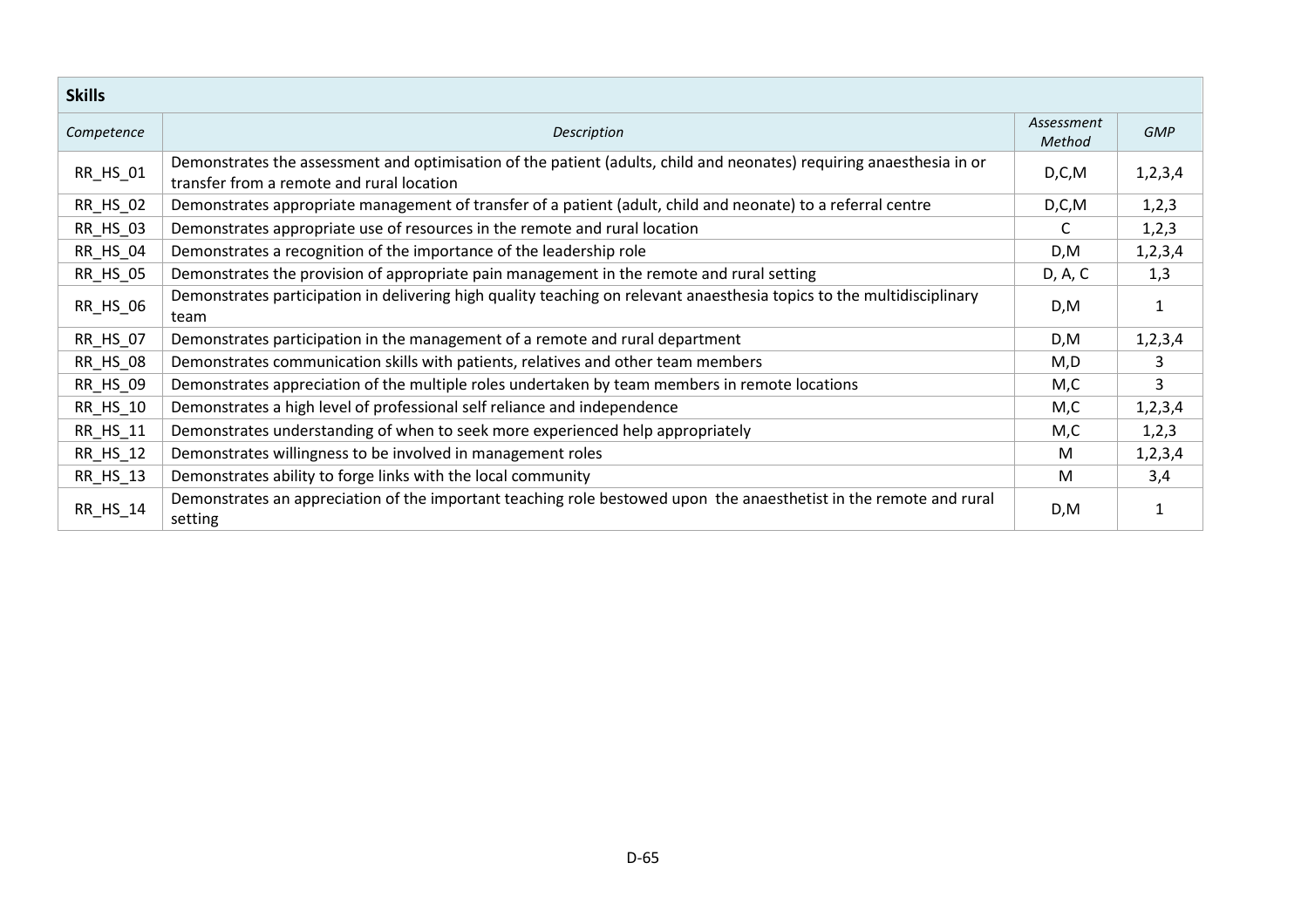| **Skills** | | | |
|---|---|---|---|
| *Competence* | *Description* | *Assessment Method* | *GMP* |
| RR_HS_01 | Demonstrates the assessment and optimisation of the patient (adults, child and neonates) requiring anaesthesia in or transfer from a remote and rural location | D,C,M | 1,2,3,4 |
| RR_HS_02 | Demonstrates appropriate management of transfer of a patient (adult, child and neonate) to a referral centre | D,C,M | 1,2,3 |
| RR_HS_03 | Demonstrates appropriate use of resources in the remote and rural location | C | 1,2,3 |
| RR_HS_04 | Demonstrates a recognition of the importance of the leadership role | D,M | 1,2,3,4 |
| RR_HS_05 | Demonstrates the provision of appropriate pain management in the remote and rural setting | D, A, C | 1,3 |
| RR_HS_06 | Demonstrates participation in delivering high quality teaching on relevant anaesthesia topics to the multidisciplinary team | D,M | 1 |
| RR_HS_07 | Demonstrates participation in the management of a remote and rural department | D,M | 1,2,3,4 |
| RR_HS_08 | Demonstrates communication skills with patients, relatives and other team members | M,D | 3 |
| RR_HS_09 | Demonstrates appreciation of the multiple roles undertaken by team members in remote locations | M,C | 3 |
| RR_HS_10 | Demonstrates a high level of professional self reliance and independence | M,C | 1,2,3,4 |
| RR_HS_11 | Demonstrates understanding of when to seek more experienced help appropriately | M,C | 1,2,3 |
| RR_HS_12 | Demonstrates willingness to be involved in management roles | M | 1,2,3,4 |
| RR_HS_13 | Demonstrates ability to forge links with the local community | M | 3,4 |
| RR_HS_14 | Demonstrates an appreciation of the important teaching role bestowed upon the anaesthetist in the remote and rural setting | D,M | 1 |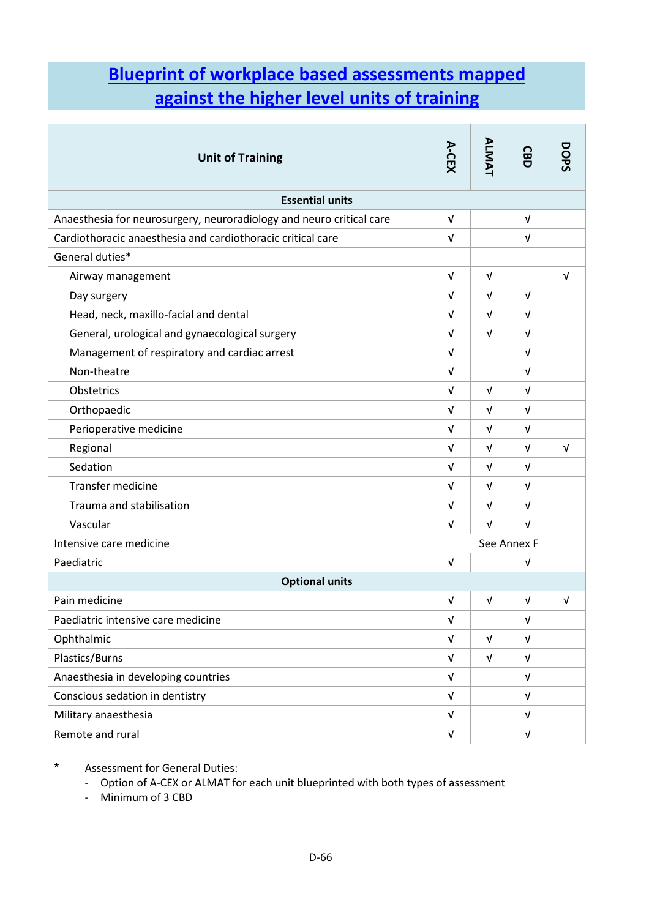# Blueprint of workplace based assessments mapped against the higher level units of training

| Unit of Training | A-CEX | ALMAT | CBD | DOPS |
|---|---|---|---|---|
| **Essential units** | | | | |
| Anaesthesia for neurosurgery, neuroradiology and neuro critical care | √ | | √ | |
| Cardiothoracic anaesthesia and cardiothoracic critical care | √ | | √ | |
| General duties* | | | | |
| Airway management | √ | √ | | √ |
| Day surgery | √ | √ | √ | |
| Head, neck, maxillo-facial and dental | √ | √ | √ | |
| General, urological and gynaecological surgery | √ | √ | √ | |
| Management of respiratory and cardiac arrest | √ | | √ | |
| Non-theatre | √ | | √ | |
| Obstetrics | √ | √ | √ | |
| Orthopaedic | √ | √ | √ | |
| Perioperative medicine | √ | √ | √ | |
| Regional | √ | √ | √ | √ |
| Sedation | √ | √ | √ | |
| Transfer medicine | √ | √ | √ | |
| Trauma and stabilisation | √ | √ | √ | |
| Vascular | √ | √ | √ | |
| Intensive care medicine | See Annex F | | | |
| Paediatric | √ | | √ | |
| **Optional units** | | | | |
| Pain medicine | √ | √ | √ | √ |
| Paediatric intensive care medicine | √ | | √ | |
| Ophthalmic | √ | √ | √ | |
| Plastics/Burns | √ | √ | √ | |
| Anaesthesia in developing countries | √ | | √ | |
| Conscious sedation in dentistry | √ | | √ | |
| Military anaesthesia | √ | | √ | |
| Remote and rural | √ | | √ | |

\* Assessment for General Duties:

- Option of A-CEX or ALMAT for each unit blueprinted with both types of assessment
- Minimum of 3 CBD